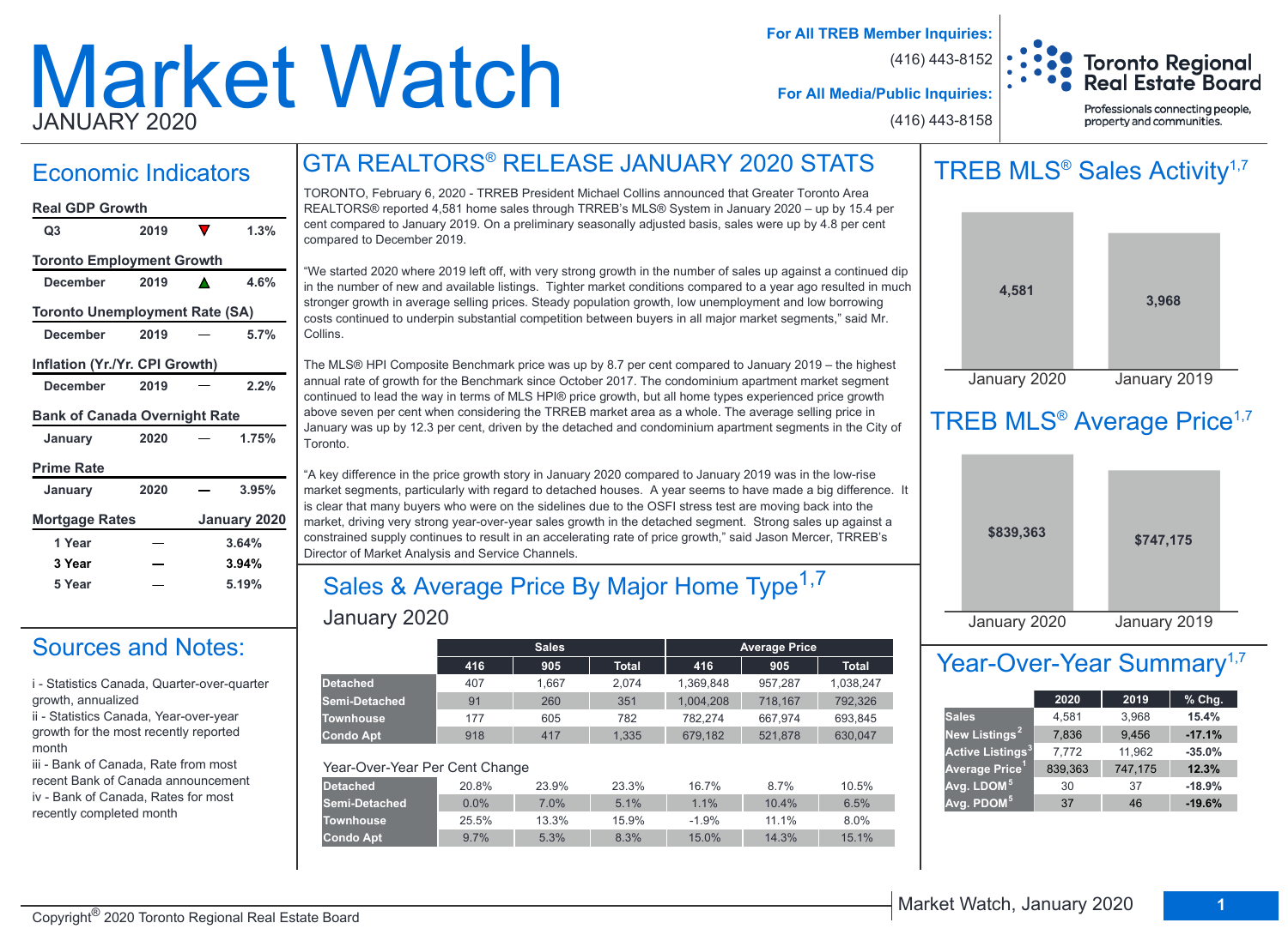# Market Watch

JANUARY 2020

**For All TREB Member Inquiries:** (416) 443-8152

**For All Media/Public Inquiries:** (416) 443-8158

Toronto Regional Real Estate Board

Professionals connecting people, property and communities.

## Economic Indicators

**Real GDP Growth**

| | | | |
|---|---|---|---|
| Q3 | 2019 | ▼ | 1.3% |

**Toronto Employment Growth**

| | | | |
|---|---|---|---|
| December | 2019 | ▲ | 4.6% |

**Toronto Unemployment Rate (SA)**

| | | | |
|---|---|---|---|
| December | 2019 | — | 5.7% |

**Inflation (Yr./Yr. CPI Growth)**

| | | | |
|---|---|---|---|
| December | 2019 | — | 2.2% |

**Bank of Canada Overnight Rate**

| | | | |
|---|---|---|---|
| January | 2020 | — | 1.75% |

**Prime Rate**

| | | | |
|---|---|---|---|
| January | 2020 | — | 3.95% |

**Mortgage Rates**

| | | January 2020 |
|---|---|---|
| 1 Year | — | 3.64% |
| 3 Year | — | 3.94% |
| 5 Year | — | 5.19% |

## Sources and Notes:

i - Statistics Canada, Quarter-over-quarter growth, annualized

ii - Statistics Canada, Year-over-year growth for the most recently reported month

iii - Bank of Canada, Rate from most recent Bank of Canada announcement

iv - Bank of Canada, Rates for most recently completed month

## GTA REALTORS® RELEASE JANUARY 2020 STATS

TORONTO, February 6, 2020 - TRREB President Michael Collins announced that Greater Toronto Area REALTORS® reported 4,581 home sales through TRREB's MLS® System in January 2020 – up by 15.4 per cent compared to January 2019. On a preliminary seasonally adjusted basis, sales were up by 4.8 per cent compared to December 2019.

"We started 2020 where 2019 left off, with very strong growth in the number of sales up against a continued dip in the number of new and available listings. Tighter market conditions compared to a year ago resulted in much stronger growth in average selling prices. Steady population growth, low unemployment and low borrowing costs continued to underpin substantial competition between buyers in all major market segments," said Mr. Collins.

The MLS® HPI Composite Benchmark price was up by 8.7 per cent compared to January 2019 – the highest annual rate of growth for the Benchmark since October 2017. The condominium apartment market segment continued to lead the way in terms of MLS HPI® price growth, but all home types experienced price growth above seven per cent when considering the TRREB market area as a whole. The average selling price in January was up by 12.3 per cent, driven by the detached and condominium apartment segments in the City of Toronto.

"A key difference in the price growth story in January 2020 compared to January 2019 was in the low-rise market segments, particularly with regard to detached houses. A year seems to have made a big difference. It is clear that many buyers who were on the sidelines due to the OSFI stress test are moving back into the market, driving very strong year-over-year sales growth in the detached segment. Strong sales up against a constrained supply continues to result in an accelerating rate of price growth," said Jason Mercer, TRREB's Director of Market Analysis and Service Channels.

## Sales & Average Price By Major Home Type[1,7]

January 2020

| | Sales | | | Average Price | | |
|---|---|---|---|---|---|---|
| | 416 | 905 | Total | 416 | 905 | Total |
| Detached | 407 | 1,667 | 2,074 | 1,369,848 | 957,287 | 1,038,247 |
| Semi-Detached | 91 | 260 | 351 | 1,004,208 | 718,167 | 792,326 |
| Townhouse | 177 | 605 | 782 | 782,274 | 667,974 | 693,845 |
| Condo Apt | 918 | 417 | 1,335 | 679,182 | 521,878 | 630,047 |

Year-Over-Year Per Cent Change

| | 416 | 905 | Total | 416 | 905 | Total |
|---|---|---|---|---|---|---|
| Detached | 20.8% | 23.9% | 23.3% | 16.7% | 8.7% | 10.5% |
| Semi-Detached | 0.0% | 7.0% | 5.1% | 1.1% | 10.4% | 6.5% |
| Townhouse | 25.5% | 13.3% | 15.9% | -1.9% | 11.1% | 8.0% |
| Condo Apt | 9.7% | 5.3% | 8.3% | 15.0% | 14.3% | 15.1% |

## TREB MLS® Sales Activity[1,7]

| January 2020 | January 2019 |
|---|---|
| 4,581 | 3,968 |

## TREB MLS® Average Price[1,7]

| January 2020 | January 2019 |
|---|---|
| $839,363 | $747,175 |

## Year-Over-Year Summary[1,7]

| | 2020 | 2019 | % Chg. |
|---|---|---|---|
| Sales | 4,581 | 3,968 | 15.4% |
| New Listings[2] | 7,836 | 9,456 | -17.1% |
| Active Listings[3] | 7,772 | 11,962 | -35.0% |
| Average Price[1] | 839,363 | 747,175 | 12.3% |
| Avg. LDOM[5] | 30 | 37 | -18.9% |
| Avg. PDOM[5] | 37 | 46 | -19.6% |

Copyright® 2020 Toronto Regional Real Estate Board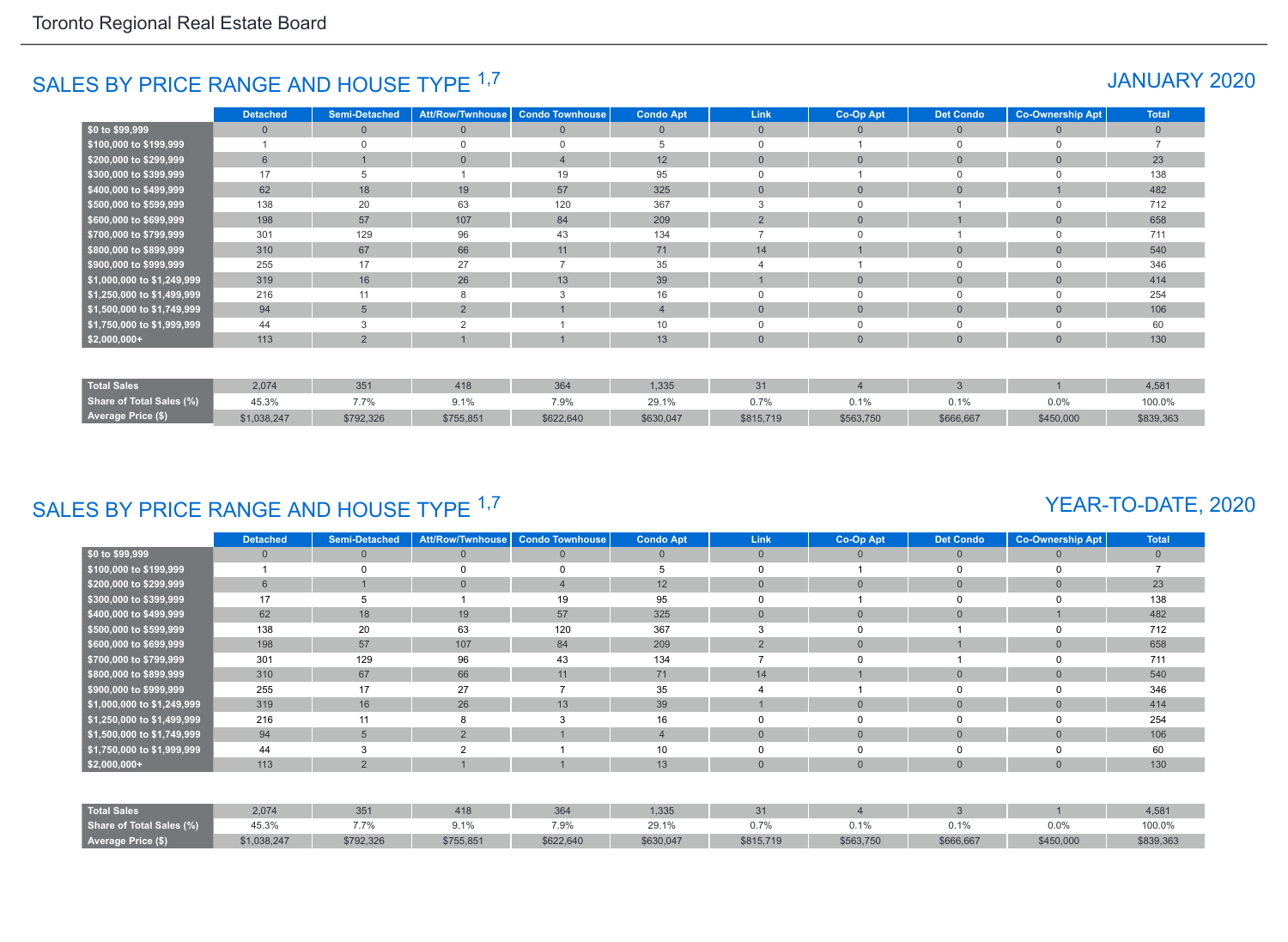## SALES BY PRICE RANGE AND HOUSE TYPE [1,7]

## JANUARY 2020

| | Detached | Semi-Detached | Att/Row/Twnhouse | Condo Townhouse | Condo Apt | Link | Co-Op Apt | Det Condo | Co-Ownership Apt | Total |
|---|---|---|---|---|---|---|---|---|---|---|
| $0 to $99,999 | 0 | 0 | 0 | 0 | 0 | 0 | 0 | 0 | 0 | 0 |
| $100,000 to $199,999 | 1 | 0 | 0 | 0 | 5 | 0 | 1 | 0 | 0 | 7 |
| $200,000 to $299,999 | 6 | 1 | 0 | 4 | 12 | 0 | 0 | 0 | 0 | 23 |
| $300,000 to $399,999 | 17 | 5 | 1 | 19 | 95 | 0 | 1 | 0 | 0 | 138 |
| $400,000 to $499,999 | 62 | 18 | 19 | 57 | 325 | 0 | 0 | 0 | 1 | 482 |
| $500,000 to $599,999 | 138 | 20 | 63 | 120 | 367 | 3 | 0 | 1 | 0 | 712 |
| $600,000 to $699,999 | 198 | 57 | 107 | 84 | 209 | 2 | 0 | 1 | 0 | 658 |
| $700,000 to $799,999 | 301 | 129 | 96 | 43 | 134 | 7 | 0 | 1 | 0 | 711 |
| $800,000 to $899,999 | 310 | 67 | 66 | 11 | 71 | 14 | 1 | 0 | 0 | 540 |
| $900,000 to $999,999 | 255 | 17 | 27 | 7 | 35 | 4 | 1 | 0 | 0 | 346 |
| $1,000,000 to $1,249,999 | 319 | 16 | 26 | 13 | 39 | 1 | 0 | 0 | 0 | 414 |
| $1,250,000 to $1,499,999 | 216 | 11 | 8 | 3 | 16 | 0 | 0 | 0 | 0 | 254 |
| $1,500,000 to $1,749,999 | 94 | 5 | 2 | 1 | 4 | 0 | 0 | 0 | 0 | 106 |
| $1,750,000 to $1,999,999 | 44 | 3 | 2 | 1 | 10 | 0 | 0 | 0 | 0 | 60 |
| $2,000,000+ | 113 | 2 | 1 | 1 | 13 | 0 | 0 | 0 | 0 | 130 |
| Total Sales | 2,074 | 351 | 418 | 364 | 1,335 | 31 | 4 | 3 | 1 | 4,581 |
| Share of Total Sales (%) | 45.3% | 7.7% | 9.1% | 7.9% | 29.1% | 0.7% | 0.1% | 0.1% | 0.0% | 100.0% |
| Average Price ($) | $1,038,247 | $792,326 | $755,851 | $622,640 | $630,047 | $815,719 | $563,750 | $666,667 | $450,000 | $839,363 |

## SALES BY PRICE RANGE AND HOUSE TYPE [1,7]

## YEAR-TO-DATE, 2020

| | Detached | Semi-Detached | Att/Row/Twnhouse | Condo Townhouse | Condo Apt | Link | Co-Op Apt | Det Condo | Co-Ownership Apt | Total |
|---|---|---|---|---|---|---|---|---|---|---|
| $0 to $99,999 | 0 | 0 | 0 | 0 | 0 | 0 | 0 | 0 | 0 | 0 |
| $100,000 to $199,999 | 1 | 0 | 0 | 0 | 5 | 0 | 1 | 0 | 0 | 7 |
| $200,000 to $299,999 | 6 | 1 | 0 | 4 | 12 | 0 | 0 | 0 | 0 | 23 |
| $300,000 to $399,999 | 17 | 5 | 1 | 19 | 95 | 0 | 1 | 0 | 0 | 138 |
| $400,000 to $499,999 | 62 | 18 | 19 | 57 | 325 | 0 | 0 | 0 | 1 | 482 |
| $500,000 to $599,999 | 138 | 20 | 63 | 120 | 367 | 3 | 0 | 1 | 0 | 712 |
| $600,000 to $699,999 | 198 | 57 | 107 | 84 | 209 | 2 | 0 | 1 | 0 | 658 |
| $700,000 to $799,999 | 301 | 129 | 96 | 43 | 134 | 7 | 0 | 1 | 0 | 711 |
| $800,000 to $899,999 | 310 | 67 | 66 | 11 | 71 | 14 | 1 | 0 | 0 | 540 |
| $900,000 to $999,999 | 255 | 17 | 27 | 7 | 35 | 4 | 1 | 0 | 0 | 346 |
| $1,000,000 to $1,249,999 | 319 | 16 | 26 | 13 | 39 | 1 | 0 | 0 | 0 | 414 |
| $1,250,000 to $1,499,999 | 216 | 11 | 8 | 3 | 16 | 0 | 0 | 0 | 0 | 254 |
| $1,500,000 to $1,749,999 | 94 | 5 | 2 | 1 | 4 | 0 | 0 | 0 | 0 | 106 |
| $1,750,000 to $1,999,999 | 44 | 3 | 2 | 1 | 10 | 0 | 0 | 0 | 0 | 60 |
| $2,000,000+ | 113 | 2 | 1 | 1 | 13 | 0 | 0 | 0 | 0 | 130 |
| Total Sales | 2,074 | 351 | 418 | 364 | 1,335 | 31 | 4 | 3 | 1 | 4,581 |
| Share of Total Sales (%) | 45.3% | 7.7% | 9.1% | 7.9% | 29.1% | 0.7% | 0.1% | 0.1% | 0.0% | 100.0% |
| Average Price ($) | $1,038,247 | $792,326 | $755,851 | $622,640 | $630,047 | $815,719 | $563,750 | $666,667 | $450,000 | $839,363 |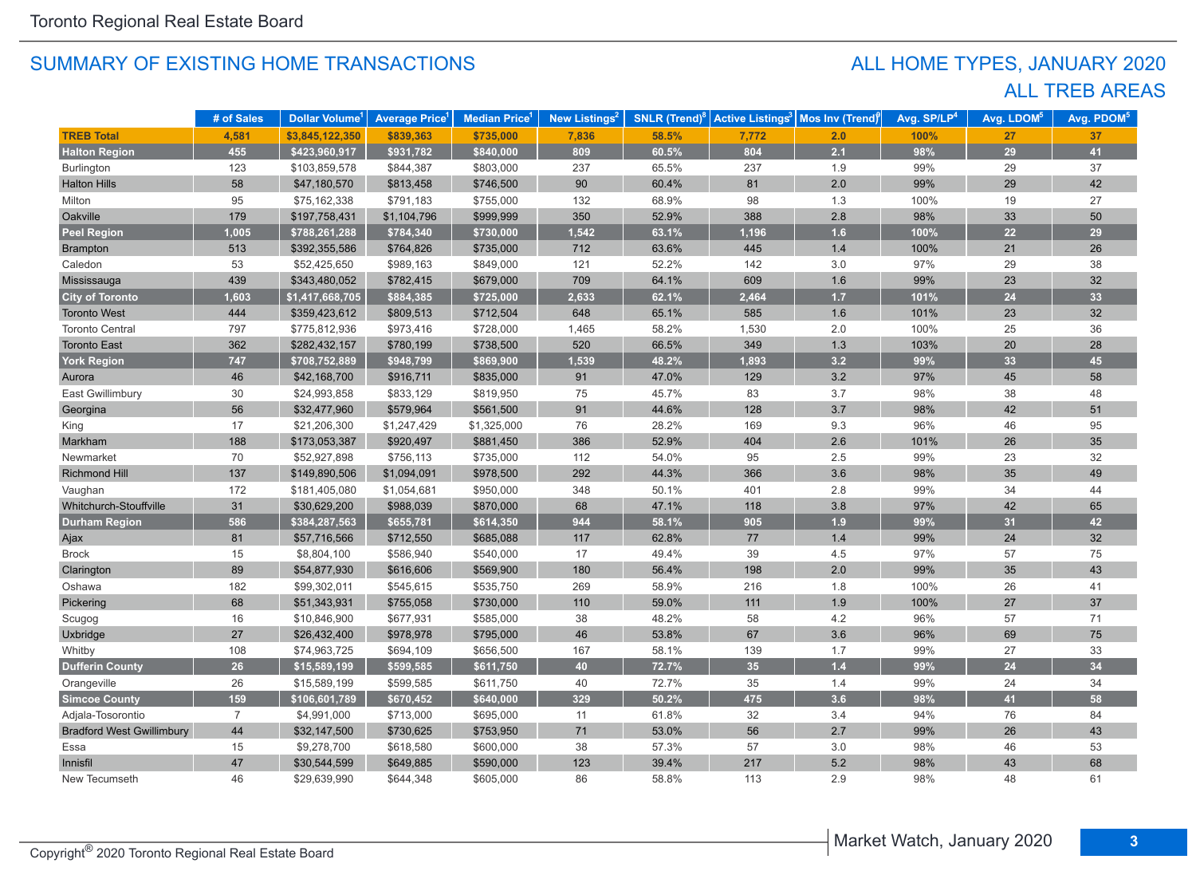## SUMMARY OF EXISTING HOME TRANSACTIONS

## ALL HOME TYPES, JANUARY 2020
## ALL TREB AREAS

| | # of Sales | Dollar Volume[1] | Average Price[1] | Median Price[1] | New Listings[2] | SNLR (Trend)[8] | Active Listings[3] | Mos Inv (Trend)[9] | Avg. SP/LP[4] | Avg. LDOM[5] | Avg. PDOM[5] |
|---|---|---|---|---|---|---|---|---|---|---|---|
| **TREB Total** | **4,581** | **$3,845,122,350** | **$839,363** | **$735,000** | **7,836** | **58.5%** | **7,772** | **2.0** | **100%** | **27** | **37** |
| **Halton Region** | **455** | **$423,960,917** | **$931,782** | **$840,000** | **809** | **60.5%** | **804** | **2.1** | **98%** | **29** | **41** |
| Burlington | 123 | $103,859,578 | $844,387 | $803,000 | 237 | 65.5% | 237 | 1.9 | 99% | 29 | 37 |
| Halton Hills | 58 | $47,180,570 | $813,458 | $746,500 | 90 | 60.4% | 81 | 2.0 | 99% | 29 | 42 |
| Milton | 95 | $75,162,338 | $791,183 | $755,000 | 132 | 68.9% | 98 | 1.3 | 100% | 19 | 27 |
| Oakville | 179 | $197,758,431 | $1,104,796 | $999,999 | 350 | 52.9% | 388 | 2.8 | 98% | 33 | 50 |
| **Peel Region** | **1,005** | **$788,261,288** | **$784,340** | **$730,000** | **1,542** | **63.1%** | **1,196** | **1.6** | **100%** | **22** | **29** |
| Brampton | 513 | $392,355,586 | $764,826 | $735,000 | 712 | 63.6% | 445 | 1.4 | 100% | 21 | 26 |
| Caledon | 53 | $52,425,650 | $989,163 | $849,000 | 121 | 52.2% | 142 | 3.0 | 97% | 29 | 38 |
| Mississauga | 439 | $343,480,052 | $782,415 | $679,000 | 709 | 64.1% | 609 | 1.6 | 99% | 23 | 32 |
| **City of Toronto** | **1,603** | **$1,417,668,705** | **$884,385** | **$725,000** | **2,633** | **62.1%** | **2,464** | **1.7** | **101%** | **24** | **33** |
| Toronto West | 444 | $359,423,612 | $809,513 | $712,504 | 648 | 65.1% | 585 | 1.6 | 101% | 23 | 32 |
| Toronto Central | 797 | $775,812,936 | $973,416 | $728,000 | 1,465 | 58.2% | 1,530 | 2.0 | 100% | 25 | 36 |
| Toronto East | 362 | $282,432,157 | $780,199 | $738,500 | 520 | 66.5% | 349 | 1.3 | 103% | 20 | 28 |
| **York Region** | **747** | **$708,752,889** | **$948,799** | **$869,900** | **1,539** | **48.2%** | **1,893** | **3.2** | **99%** | **33** | **45** |
| Aurora | 46 | $42,168,700 | $916,711 | $835,000 | 91 | 47.0% | 129 | 3.2 | 97% | 45 | 58 |
| East Gwillimbury | 30 | $24,993,858 | $833,129 | $819,950 | 75 | 45.7% | 83 | 3.7 | 98% | 38 | 48 |
| Georgina | 56 | $32,477,960 | $579,964 | $561,500 | 91 | 44.6% | 128 | 3.7 | 98% | 42 | 51 |
| King | 17 | $21,206,300 | $1,247,429 | $1,325,000 | 76 | 28.2% | 169 | 9.3 | 96% | 46 | 95 |
| Markham | 188 | $173,053,387 | $920,497 | $881,450 | 386 | 52.9% | 404 | 2.6 | 101% | 26 | 35 |
| Newmarket | 70 | $52,927,898 | $756,113 | $735,000 | 112 | 54.0% | 95 | 2.5 | 99% | 23 | 32 |
| Richmond Hill | 137 | $149,890,506 | $1,094,091 | $978,500 | 292 | 44.3% | 366 | 3.6 | 98% | 35 | 49 |
| Vaughan | 172 | $181,405,080 | $1,054,681 | $950,000 | 348 | 50.1% | 401 | 2.8 | 99% | 34 | 44 |
| Whitchurch-Stouffville | 31 | $30,629,200 | $988,039 | $870,000 | 68 | 47.1% | 118 | 3.8 | 97% | 42 | 65 |
| **Durham Region** | **586** | **$384,287,563** | **$655,781** | **$614,350** | **944** | **58.1%** | **905** | **1.9** | **99%** | **31** | **42** |
| Ajax | 81 | $57,716,566 | $712,550 | $685,088 | 117 | 62.8% | 77 | 1.4 | 99% | 24 | 32 |
| Brock | 15 | $8,804,100 | $586,940 | $540,000 | 17 | 49.4% | 39 | 4.5 | 97% | 57 | 75 |
| Clarington | 89 | $54,877,930 | $616,606 | $569,900 | 180 | 56.4% | 198 | 2.0 | 99% | 35 | 43 |
| Oshawa | 182 | $99,302,011 | $545,615 | $535,750 | 269 | 58.9% | 216 | 1.8 | 100% | 26 | 41 |
| Pickering | 68 | $51,343,931 | $755,058 | $730,000 | 110 | 59.0% | 111 | 1.9 | 100% | 27 | 37 |
| Scugog | 16 | $10,846,900 | $677,931 | $585,000 | 38 | 48.2% | 58 | 4.2 | 96% | 57 | 71 |
| Uxbridge | 27 | $26,432,400 | $978,978 | $795,000 | 46 | 53.8% | 67 | 3.6 | 96% | 69 | 75 |
| Whitby | 108 | $74,963,725 | $694,109 | $656,500 | 167 | 58.1% | 139 | 1.7 | 99% | 27 | 33 |
| **Dufferin County** | **26** | **$15,589,199** | **$599,585** | **$611,750** | **40** | **72.7%** | **35** | **1.4** | **99%** | **24** | **34** |
| Orangeville | 26 | $15,589,199 | $599,585 | $611,750 | 40 | 72.7% | 35 | 1.4 | 99% | 24 | 34 |
| **Simcoe County** | **159** | **$106,601,789** | **$670,452** | **$640,000** | **329** | **50.2%** | **475** | **3.6** | **98%** | **41** | **58** |
| Adjala-Tosorontio | 7 | $4,991,000 | $713,000 | $695,000 | 11 | 61.8% | 32 | 3.4 | 94% | 76 | 84 |
| Bradford West Gwillimbury | 44 | $32,147,500 | $730,625 | $753,950 | 71 | 53.0% | 56 | 2.7 | 99% | 26 | 43 |
| Essa | 15 | $9,278,700 | $618,580 | $600,000 | 38 | 57.3% | 57 | 3.0 | 98% | 46 | 53 |
| Innisfil | 47 | $30,544,599 | $649,885 | $590,000 | 123 | 39.4% | 217 | 5.2 | 98% | 43 | 68 |
| New Tecumseth | 46 | $29,639,990 | $644,348 | $605,000 | 86 | 58.8% | 113 | 2.9 | 98% | 48 | 61 |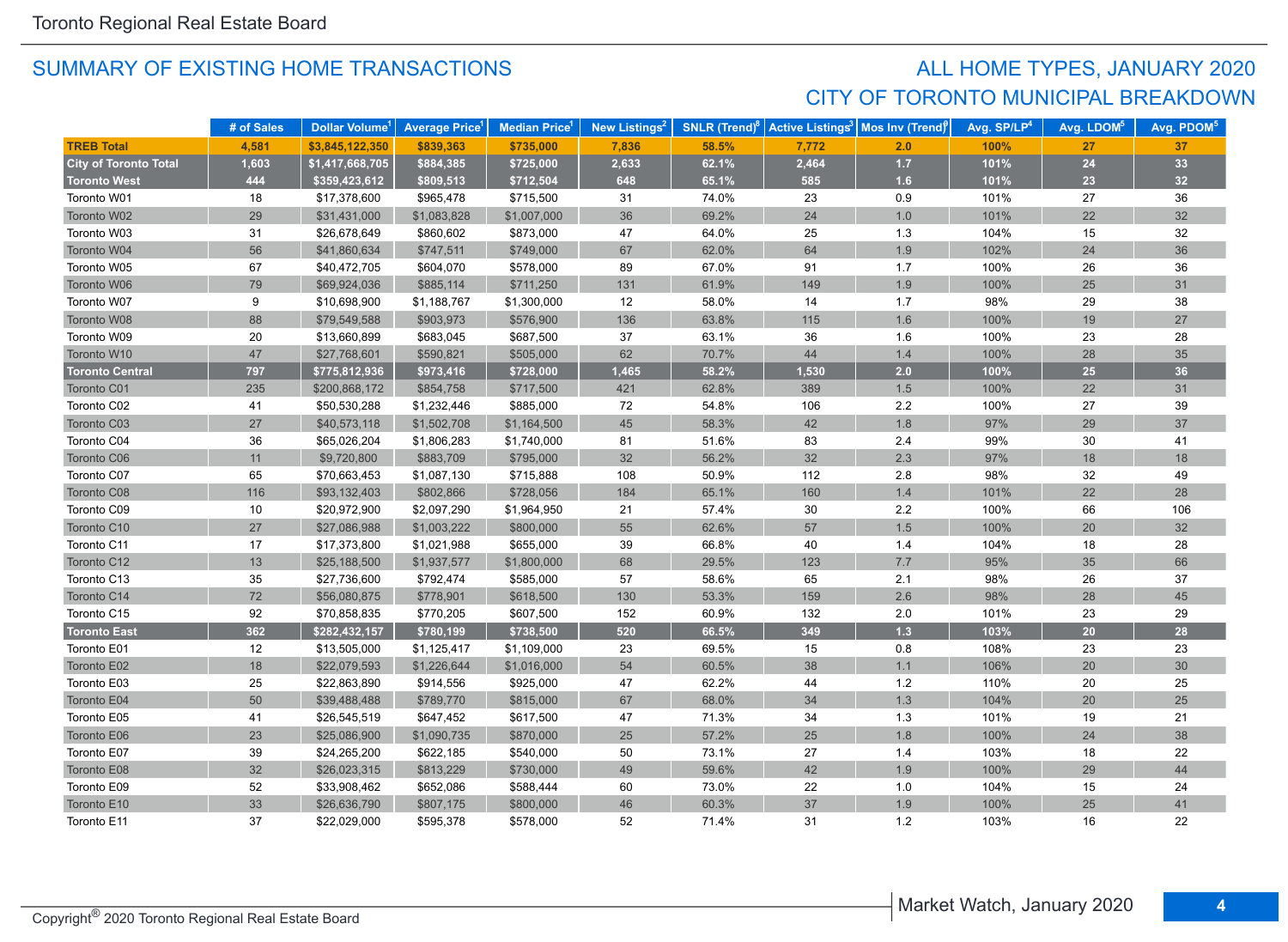## SUMMARY OF EXISTING HOME TRANSACTIONS

## ALL HOME TYPES, JANUARY 2020
## CITY OF TORONTO MUNICIPAL BREAKDOWN

| | # of Sales | Dollar Volume[1] | Average Price[1] | Median Price[1] | New Listings[2] | SNLR (Trend)[8] | Active Listings[3] | Mos Inv (Trend)[9] | Avg. SP/LP[4] | Avg. LDOM[5] | Avg. PDOM[5] |
|---|---|---|---|---|---|---|---|---|---|---|---|
| **TREB Total** | **4,581** | **$3,845,122,350** | **$839,363** | **$735,000** | **7,836** | **58.5%** | **7,772** | **2.0** | **100%** | **27** | **37** |
| **City of Toronto Total** | **1,603** | **$1,417,668,705** | **$884,385** | **$725,000** | **2,633** | **62.1%** | **2,464** | **1.7** | **101%** | **24** | **33** |
| **Toronto West** | **444** | **$359,423,612** | **$809,513** | **$712,504** | **648** | **65.1%** | **585** | **1.6** | **101%** | **23** | **32** |
| Toronto W01 | 18 | $17,378,600 | $965,478 | $715,500 | 31 | 74.0% | 23 | 0.9 | 101% | 27 | 36 |
| Toronto W02 | 29 | $31,431,000 | $1,083,828 | $1,007,000 | 36 | 69.2% | 24 | 1.0 | 101% | 22 | 32 |
| Toronto W03 | 31 | $26,678,649 | $860,602 | $873,000 | 47 | 64.0% | 25 | 1.3 | 104% | 15 | 32 |
| Toronto W04 | 56 | $41,860,634 | $747,511 | $749,000 | 67 | 62.0% | 64 | 1.9 | 102% | 24 | 36 |
| Toronto W05 | 67 | $40,472,705 | $604,070 | $578,000 | 89 | 67.0% | 91 | 1.7 | 100% | 26 | 36 |
| Toronto W06 | 79 | $69,924,036 | $885,114 | $711,250 | 131 | 61.9% | 149 | 1.9 | 100% | 25 | 31 |
| Toronto W07 | 9 | $10,698,900 | $1,188,767 | $1,300,000 | 12 | 58.0% | 14 | 1.7 | 98% | 29 | 38 |
| Toronto W08 | 88 | $79,549,588 | $903,973 | $576,900 | 136 | 63.8% | 115 | 1.6 | 100% | 19 | 27 |
| Toronto W09 | 20 | $13,660,899 | $683,045 | $687,500 | 37 | 63.1% | 36 | 1.6 | 100% | 23 | 28 |
| Toronto W10 | 47 | $27,768,601 | $590,821 | $505,000 | 62 | 70.7% | 44 | 1.4 | 100% | 28 | 35 |
| **Toronto Central** | **797** | **$775,812,936** | **$973,416** | **$728,000** | **1,465** | **58.2%** | **1,530** | **2.0** | **100%** | **25** | **36** |
| Toronto C01 | 235 | $200,868,172 | $854,758 | $717,500 | 421 | 62.8% | 389 | 1.5 | 100% | 22 | 31 |
| Toronto C02 | 41 | $50,530,288 | $1,232,446 | $885,000 | 72 | 54.8% | 106 | 2.2 | 100% | 27 | 39 |
| Toronto C03 | 27 | $40,573,118 | $1,502,708 | $1,164,500 | 45 | 58.3% | 42 | 1.8 | 97% | 29 | 37 |
| Toronto C04 | 36 | $65,026,204 | $1,806,283 | $1,740,000 | 81 | 51.6% | 83 | 2.4 | 99% | 30 | 41 |
| Toronto C06 | 11 | $9,720,800 | $883,709 | $795,000 | 32 | 56.2% | 32 | 2.3 | 97% | 18 | 18 |
| Toronto C07 | 65 | $70,663,453 | $1,087,130 | $715,888 | 108 | 50.9% | 112 | 2.8 | 98% | 32 | 49 |
| Toronto C08 | 116 | $93,132,403 | $802,866 | $728,056 | 184 | 65.1% | 160 | 1.4 | 101% | 22 | 28 |
| Toronto C09 | 10 | $20,972,900 | $2,097,290 | $1,964,950 | 21 | 57.4% | 30 | 2.2 | 100% | 66 | 106 |
| Toronto C10 | 27 | $27,086,988 | $1,003,222 | $800,000 | 55 | 62.6% | 57 | 1.5 | 100% | 20 | 32 |
| Toronto C11 | 17 | $17,373,800 | $1,021,988 | $655,000 | 39 | 66.8% | 40 | 1.4 | 104% | 18 | 28 |
| Toronto C12 | 13 | $25,188,500 | $1,937,577 | $1,800,000 | 68 | 29.5% | 123 | 7.7 | 95% | 35 | 66 |
| Toronto C13 | 35 | $27,736,600 | $792,474 | $585,000 | 57 | 58.6% | 65 | 2.1 | 98% | 26 | 37 |
| Toronto C14 | 72 | $56,080,875 | $778,901 | $618,500 | 130 | 53.3% | 159 | 2.6 | 98% | 28 | 45 |
| Toronto C15 | 92 | $70,858,835 | $770,205 | $607,500 | 152 | 60.9% | 132 | 2.0 | 101% | 23 | 29 |
| **Toronto East** | **362** | **$282,432,157** | **$780,199** | **$738,500** | **520** | **66.5%** | **349** | **1.3** | **103%** | **20** | **28** |
| Toronto E01 | 12 | $13,505,000 | $1,125,417 | $1,109,000 | 23 | 69.5% | 15 | 0.8 | 108% | 23 | 23 |
| Toronto E02 | 18 | $22,079,593 | $1,226,644 | $1,016,000 | 54 | 60.5% | 38 | 1.1 | 106% | 20 | 30 |
| Toronto E03 | 25 | $22,863,890 | $914,556 | $925,000 | 47 | 62.2% | 44 | 1.2 | 110% | 20 | 25 |
| Toronto E04 | 50 | $39,488,488 | $789,770 | $815,000 | 67 | 68.0% | 34 | 1.3 | 104% | 20 | 25 |
| Toronto E05 | 41 | $26,545,519 | $647,452 | $617,500 | 47 | 71.3% | 34 | 1.3 | 101% | 19 | 21 |
| Toronto E06 | 23 | $25,086,900 | $1,090,735 | $870,000 | 25 | 57.2% | 25 | 1.8 | 100% | 24 | 38 |
| Toronto E07 | 39 | $24,265,200 | $622,185 | $540,000 | 50 | 73.1% | 27 | 1.4 | 103% | 18 | 22 |
| Toronto E08 | 32 | $26,023,315 | $813,229 | $730,000 | 49 | 59.6% | 42 | 1.9 | 100% | 29 | 44 |
| Toronto E09 | 52 | $33,908,462 | $652,086 | $588,444 | 60 | 73.0% | 22 | 1.0 | 104% | 15 | 24 |
| Toronto E10 | 33 | $26,636,790 | $807,175 | $800,000 | 46 | 60.3% | 37 | 1.9 | 100% | 25 | 41 |
| Toronto E11 | 37 | $22,029,000 | $595,378 | $578,000 | 52 | 71.4% | 31 | 1.2 | 103% | 16 | 22 |

Copyright® 2020 Toronto Regional Real Estate Board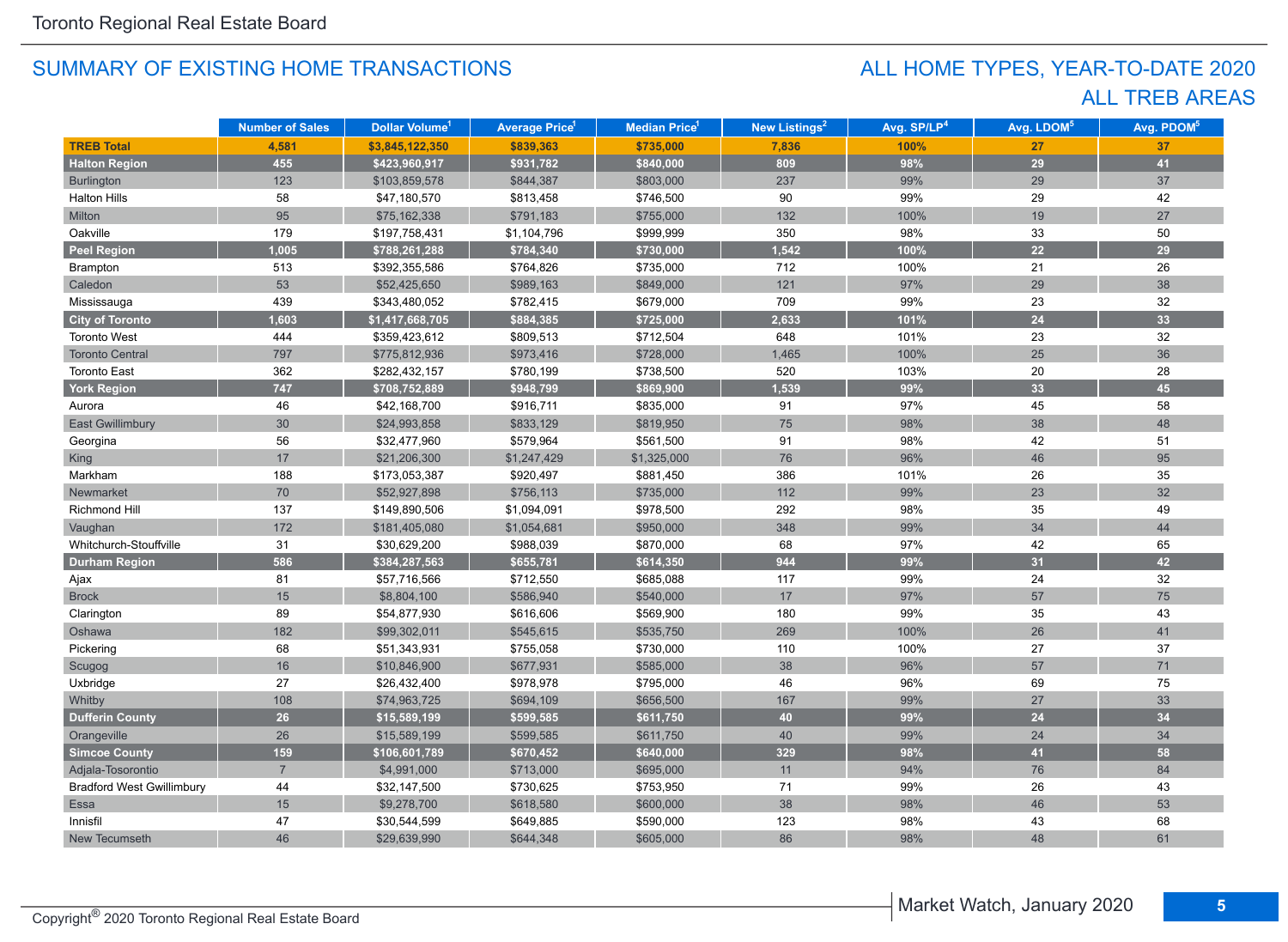## SUMMARY OF EXISTING HOME TRANSACTIONS

## ALL HOME TYPES, YEAR-TO-DATE 2020
## ALL TREB AREAS

| | Number of Sales | Dollar Volume[1] | Average Price[1] | Median Price[1] | New Listings[2] | Avg. SP/LP[4] | Avg. LDOM[5] | Avg. PDOM[5] |
|---|---|---|---|---|---|---|---|---|
| **TREB Total** | **4,581** | **$3,845,122,350** | **$839,363** | **$735,000** | **7,836** | **100%** | **27** | **37** |
| **Halton Region** | **455** | **$423,960,917** | **$931,782** | **$840,000** | **809** | **98%** | **29** | **41** |
| Burlington | 123 | $103,859,578 | $844,387 | $803,000 | 237 | 99% | 29 | 37 |
| Halton Hills | 58 | $47,180,570 | $813,458 | $746,500 | 90 | 99% | 29 | 42 |
| Milton | 95 | $75,162,338 | $791,183 | $755,000 | 132 | 100% | 19 | 27 |
| Oakville | 179 | $197,758,431 | $1,104,796 | $999,999 | 350 | 98% | 33 | 50 |
| **Peel Region** | **1,005** | **$788,261,288** | **$784,340** | **$730,000** | **1,542** | **100%** | **22** | **29** |
| Brampton | 513 | $392,355,586 | $764,826 | $735,000 | 712 | 100% | 21 | 26 |
| Caledon | 53 | $52,425,650 | $989,163 | $849,000 | 121 | 97% | 29 | 38 |
| Mississauga | 439 | $343,480,052 | $782,415 | $679,000 | 709 | 99% | 23 | 32 |
| **City of Toronto** | **1,603** | **$1,417,668,705** | **$884,385** | **$725,000** | **2,633** | **101%** | **24** | **33** |
| Toronto West | 444 | $359,423,612 | $809,513 | $712,504 | 648 | 101% | 23 | 32 |
| Toronto Central | 797 | $775,812,936 | $973,416 | $728,000 | 1,465 | 100% | 25 | 36 |
| Toronto East | 362 | $282,432,157 | $780,199 | $738,500 | 520 | 103% | 20 | 28 |
| **York Region** | **747** | **$708,752,889** | **$948,799** | **$869,900** | **1,539** | **99%** | **33** | **45** |
| Aurora | 46 | $42,168,700 | $916,711 | $835,000 | 91 | 97% | 45 | 58 |
| East Gwillimbury | 30 | $24,993,858 | $833,129 | $819,950 | 75 | 98% | 38 | 48 |
| Georgina | 56 | $32,477,960 | $579,964 | $561,500 | 91 | 98% | 42 | 51 |
| King | 17 | $21,206,300 | $1,247,429 | $1,325,000 | 76 | 96% | 46 | 95 |
| Markham | 188 | $173,053,387 | $920,497 | $881,450 | 386 | 101% | 26 | 35 |
| Newmarket | 70 | $52,927,898 | $756,113 | $735,000 | 112 | 99% | 23 | 32 |
| Richmond Hill | 137 | $149,890,506 | $1,094,091 | $978,500 | 292 | 98% | 35 | 49 |
| Vaughan | 172 | $181,405,080 | $1,054,681 | $950,000 | 348 | 99% | 34 | 44 |
| Whitchurch-Stouffville | 31 | $30,629,200 | $988,039 | $870,000 | 68 | 97% | 42 | 65 |
| **Durham Region** | **586** | **$384,287,563** | **$655,781** | **$614,350** | **944** | **99%** | **31** | **42** |
| Ajax | 81 | $57,716,566 | $712,550 | $685,088 | 117 | 99% | 24 | 32 |
| Brock | 15 | $8,804,100 | $586,940 | $540,000 | 17 | 97% | 57 | 75 |
| Clarington | 89 | $54,877,930 | $616,606 | $569,900 | 180 | 99% | 35 | 43 |
| Oshawa | 182 | $99,302,011 | $545,615 | $535,750 | 269 | 100% | 26 | 41 |
| Pickering | 68 | $51,343,931 | $755,058 | $730,000 | 110 | 100% | 27 | 37 |
| Scugog | 16 | $10,846,900 | $677,931 | $585,000 | 38 | 96% | 57 | 71 |
| Uxbridge | 27 | $26,432,400 | $978,978 | $795,000 | 46 | 96% | 69 | 75 |
| Whitby | 108 | $74,963,725 | $694,109 | $656,500 | 167 | 99% | 27 | 33 |
| **Dufferin County** | **26** | **$15,589,199** | **$599,585** | **$611,750** | **40** | **99%** | **24** | **34** |
| Orangeville | 26 | $15,589,199 | $599,585 | $611,750 | 40 | 99% | 24 | 34 |
| **Simcoe County** | **159** | **$106,601,789** | **$670,452** | **$640,000** | **329** | **98%** | **41** | **58** |
| Adjala-Tosorontio | 7 | $4,991,000 | $713,000 | $695,000 | 11 | 94% | 76 | 84 |
| Bradford West Gwillimbury | 44 | $32,147,500 | $730,625 | $753,950 | 71 | 99% | 26 | 43 |
| Essa | 15 | $9,278,700 | $618,580 | $600,000 | 38 | 98% | 46 | 53 |
| Innisfil | 47 | $30,544,599 | $649,885 | $590,000 | 123 | 98% | 43 | 68 |
| New Tecumseth | 46 | $29,639,990 | $644,348 | $605,000 | 86 | 98% | 48 | 61 |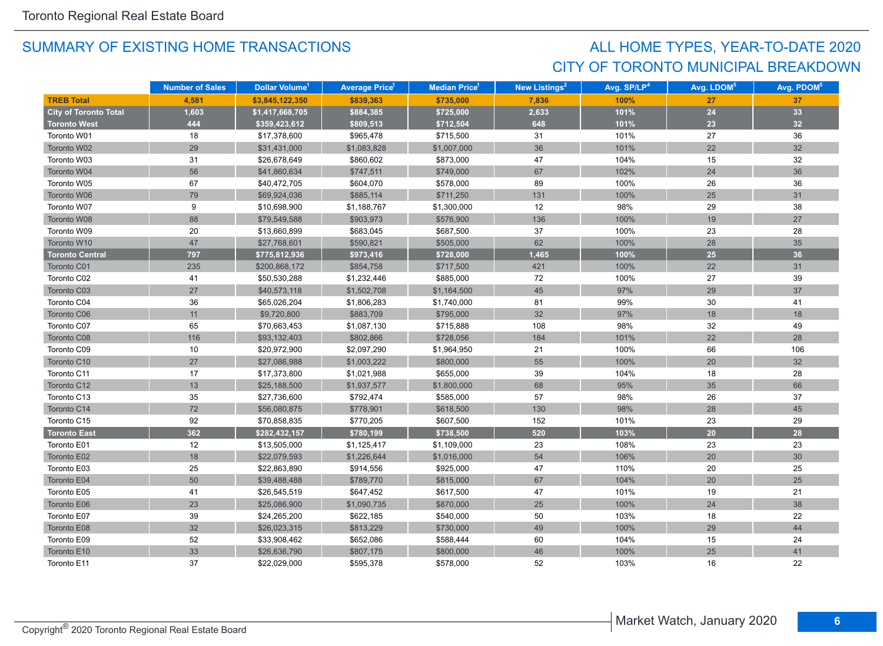## SUMMARY OF EXISTING HOME TRANSACTIONS

## ALL HOME TYPES, YEAR-TO-DATE 2020
## CITY OF TORONTO MUNICIPAL BREAKDOWN

| | Number of Sales | Dollar Volume[1] | Average Price[1] | Median Price[1] | New Listings[2] | Avg. SP/LP[4] | Avg. LDOM[5] | Avg. PDOM[5] |
|---|---|---|---|---|---|---|---|---|
| **TREB Total** | **4,581** | **$3,845,122,350** | **$839,363** | **$735,000** | **7,836** | **100%** | **27** | **37** |
| **City of Toronto Total** | **1,603** | **$1,417,668,705** | **$884,385** | **$725,000** | **2,633** | **101%** | **24** | **33** |
| **Toronto West** | **444** | **$359,423,612** | **$809,513** | **$712,504** | **648** | **101%** | **23** | **32** |
| Toronto W01 | 18 | $17,378,600 | $965,478 | $715,500 | 31 | 101% | 27 | 36 |
| Toronto W02 | 29 | $31,431,000 | $1,083,828 | $1,007,000 | 36 | 101% | 22 | 32 |
| Toronto W03 | 31 | $26,678,649 | $860,602 | $873,000 | 47 | 104% | 15 | 32 |
| Toronto W04 | 56 | $41,860,634 | $747,511 | $749,000 | 67 | 102% | 24 | 36 |
| Toronto W05 | 67 | $40,472,705 | $604,070 | $578,000 | 89 | 100% | 26 | 36 |
| Toronto W06 | 79 | $69,924,036 | $885,114 | $711,250 | 131 | 100% | 25 | 31 |
| Toronto W07 | 9 | $10,698,900 | $1,188,767 | $1,300,000 | 12 | 98% | 29 | 38 |
| Toronto W08 | 88 | $79,549,588 | $903,973 | $576,900 | 136 | 100% | 19 | 27 |
| Toronto W09 | 20 | $13,660,899 | $683,045 | $687,500 | 37 | 100% | 23 | 28 |
| Toronto W10 | 47 | $27,768,601 | $590,821 | $505,000 | 62 | 100% | 28 | 35 |
| **Toronto Central** | **797** | **$775,812,936** | **$973,416** | **$728,000** | **1,465** | **100%** | **25** | **36** |
| Toronto C01 | 235 | $200,868,172 | $854,758 | $717,500 | 421 | 100% | 22 | 31 |
| Toronto C02 | 41 | $50,530,288 | $1,232,446 | $885,000 | 72 | 100% | 27 | 39 |
| Toronto C03 | 27 | $40,573,118 | $1,502,708 | $1,164,500 | 45 | 97% | 29 | 37 |
| Toronto C04 | 36 | $65,026,204 | $1,806,283 | $1,740,000 | 81 | 99% | 30 | 41 |
| Toronto C06 | 11 | $9,720,800 | $883,709 | $795,000 | 32 | 97% | 18 | 18 |
| Toronto C07 | 65 | $70,663,453 | $1,087,130 | $715,888 | 108 | 98% | 32 | 49 |
| Toronto C08 | 116 | $93,132,403 | $802,866 | $728,056 | 184 | 101% | 22 | 28 |
| Toronto C09 | 10 | $20,972,900 | $2,097,290 | $1,964,950 | 21 | 100% | 66 | 106 |
| Toronto C10 | 27 | $27,086,988 | $1,003,222 | $800,000 | 55 | 100% | 20 | 32 |
| Toronto C11 | 17 | $17,373,800 | $1,021,988 | $655,000 | 39 | 104% | 18 | 28 |
| Toronto C12 | 13 | $25,188,500 | $1,937,577 | $1,800,000 | 68 | 95% | 35 | 66 |
| Toronto C13 | 35 | $27,736,600 | $792,474 | $585,000 | 57 | 98% | 26 | 37 |
| Toronto C14 | 72 | $56,080,875 | $778,901 | $618,500 | 130 | 98% | 28 | 45 |
| Toronto C15 | 92 | $70,858,835 | $770,205 | $607,500 | 152 | 101% | 23 | 29 |
| **Toronto East** | **362** | **$282,432,157** | **$780,199** | **$738,500** | **520** | **103%** | **20** | **28** |
| Toronto E01 | 12 | $13,505,000 | $1,125,417 | $1,109,000 | 23 | 108% | 23 | 23 |
| Toronto E02 | 18 | $22,079,593 | $1,226,644 | $1,016,000 | 54 | 106% | 20 | 30 |
| Toronto E03 | 25 | $22,863,890 | $914,556 | $925,000 | 47 | 110% | 20 | 25 |
| Toronto E04 | 50 | $39,488,488 | $789,770 | $815,000 | 67 | 104% | 20 | 25 |
| Toronto E05 | 41 | $26,545,519 | $647,452 | $617,500 | 47 | 101% | 19 | 21 |
| Toronto E06 | 23 | $25,086,900 | $1,090,735 | $870,000 | 25 | 100% | 24 | 38 |
| Toronto E07 | 39 | $24,265,200 | $622,185 | $540,000 | 50 | 103% | 18 | 22 |
| Toronto E08 | 32 | $26,023,315 | $813,229 | $730,000 | 49 | 100% | 29 | 44 |
| Toronto E09 | 52 | $33,908,462 | $652,086 | $588,444 | 60 | 104% | 15 | 24 |
| Toronto E10 | 33 | $26,636,790 | $807,175 | $800,000 | 46 | 100% | 25 | 41 |
| Toronto E11 | 37 | $22,029,000 | $595,378 | $578,000 | 52 | 103% | 16 | 22 |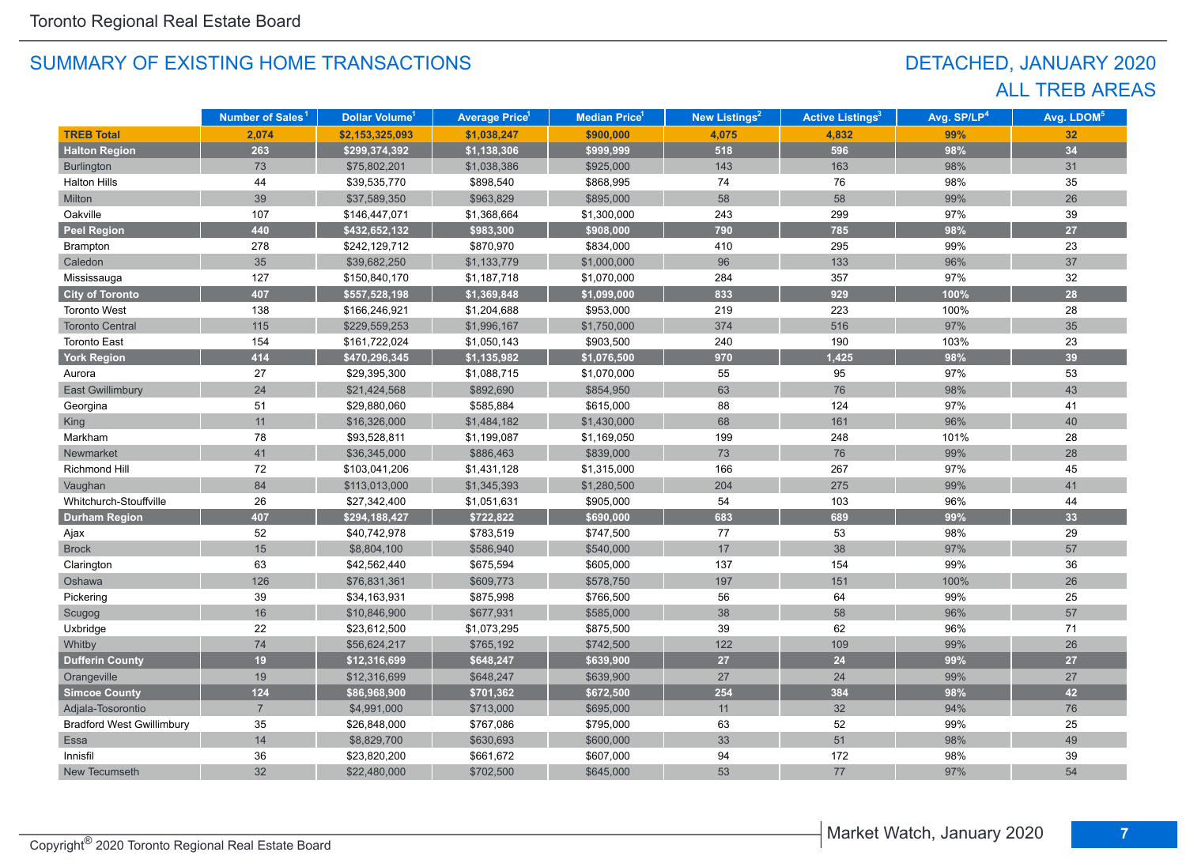## SUMMARY OF EXISTING HOME TRANSACTIONS

## DETACHED, JANUARY 2020
## ALL TREB AREAS

| | Number of Sales[1] | Dollar Volume[1] | Average Price[1] | Median Price[1] | New Listings[2] | Active Listings[3] | Avg. SP/LP[4] | Avg. LDOM[5] |
|---|---|---|---|---|---|---|---|---|
| **TREB Total** | **2,074** | **$2,153,325,093** | **$1,038,247** | **$900,000** | **4,075** | **4,832** | **99%** | **32** |
| **Halton Region** | **263** | **$299,374,392** | **$1,138,306** | **$999,999** | **518** | **596** | **98%** | **34** |
| Burlington | 73 | $75,802,201 | $1,038,386 | $925,000 | 143 | 163 | 98% | 31 |
| Halton Hills | 44 | $39,535,770 | $898,540 | $868,995 | 74 | 76 | 98% | 35 |
| Milton | 39 | $37,589,350 | $963,829 | $895,000 | 58 | 58 | 99% | 26 |
| Oakville | 107 | $146,447,071 | $1,368,664 | $1,300,000 | 243 | 299 | 97% | 39 |
| **Peel Region** | **440** | **$432,652,132** | **$983,300** | **$908,000** | **790** | **785** | **98%** | **27** |
| Brampton | 278 | $242,129,712 | $870,970 | $834,000 | 410 | 295 | 99% | 23 |
| Caledon | 35 | $39,682,250 | $1,133,779 | $1,000,000 | 96 | 133 | 96% | 37 |
| Mississauga | 127 | $150,840,170 | $1,187,718 | $1,070,000 | 284 | 357 | 97% | 32 |
| **City of Toronto** | **407** | **$557,528,198** | **$1,369,848** | **$1,099,000** | **833** | **929** | **100%** | **28** |
| Toronto West | 138 | $166,246,921 | $1,204,688 | $953,000 | 219 | 223 | 100% | 28 |
| Toronto Central | 115 | $229,559,253 | $1,996,167 | $1,750,000 | 374 | 516 | 97% | 35 |
| Toronto East | 154 | $161,722,024 | $1,050,143 | $903,500 | 240 | 190 | 103% | 23 |
| **York Region** | **414** | **$470,296,345** | **$1,135,982** | **$1,076,500** | **970** | **1,425** | **98%** | **39** |
| Aurora | 27 | $29,395,300 | $1,088,715 | $1,070,000 | 55 | 95 | 97% | 53 |
| East Gwillimbury | 24 | $21,424,568 | $892,690 | $854,950 | 63 | 76 | 98% | 43 |
| Georgina | 51 | $29,880,060 | $585,884 | $615,000 | 88 | 124 | 97% | 41 |
| King | 11 | $16,326,000 | $1,484,182 | $1,430,000 | 68 | 161 | 96% | 40 |
| Markham | 78 | $93,528,811 | $1,199,087 | $1,169,050 | 199 | 248 | 101% | 28 |
| Newmarket | 41 | $36,345,000 | $886,463 | $839,000 | 73 | 76 | 99% | 28 |
| Richmond Hill | 72 | $103,041,206 | $1,431,128 | $1,315,000 | 166 | 267 | 97% | 45 |
| Vaughan | 84 | $113,013,000 | $1,345,393 | $1,280,500 | 204 | 275 | 99% | 41 |
| Whitchurch-Stouffville | 26 | $27,342,400 | $1,051,631 | $905,000 | 54 | 103 | 96% | 44 |
| **Durham Region** | **407** | **$294,188,427** | **$722,822** | **$690,000** | **683** | **689** | **99%** | **33** |
| Ajax | 52 | $40,742,978 | $783,519 | $747,500 | 77 | 53 | 98% | 29 |
| Brock | 15 | $8,804,100 | $586,940 | $540,000 | 17 | 38 | 97% | 57 |
| Clarington | 63 | $42,562,440 | $675,594 | $605,000 | 137 | 154 | 99% | 36 |
| Oshawa | 126 | $76,831,361 | $609,773 | $578,750 | 197 | 151 | 100% | 26 |
| Pickering | 39 | $34,163,931 | $875,998 | $766,500 | 56 | 64 | 99% | 25 |
| Scugog | 16 | $10,846,900 | $677,931 | $585,000 | 38 | 58 | 96% | 57 |
| Uxbridge | 22 | $23,612,500 | $1,073,295 | $875,500 | 39 | 62 | 96% | 71 |
| Whitby | 74 | $56,624,217 | $765,192 | $742,500 | 122 | 109 | 99% | 26 |
| **Dufferin County** | **19** | **$12,316,699** | **$648,247** | **$639,900** | **27** | **24** | **99%** | **27** |
| Orangeville | 19 | $12,316,699 | $648,247 | $639,900 | 27 | 24 | 99% | 27 |
| **Simcoe County** | **124** | **$86,968,900** | **$701,362** | **$672,500** | **254** | **384** | **98%** | **42** |
| Adjala-Tosorontio | 7 | $4,991,000 | $713,000 | $695,000 | 11 | 32 | 94% | 76 |
| Bradford West Gwillimbury | 35 | $26,848,000 | $767,086 | $795,000 | 63 | 52 | 99% | 25 |
| Essa | 14 | $8,829,700 | $630,693 | $600,000 | 33 | 51 | 98% | 49 |
| Innisfil | 36 | $23,820,200 | $661,672 | $607,000 | 94 | 172 | 98% | 39 |
| New Tecumseth | 32 | $22,480,000 | $702,500 | $645,000 | 53 | 77 | 97% | 54 |

Copyright® 2020 Toronto Regional Real Estate Board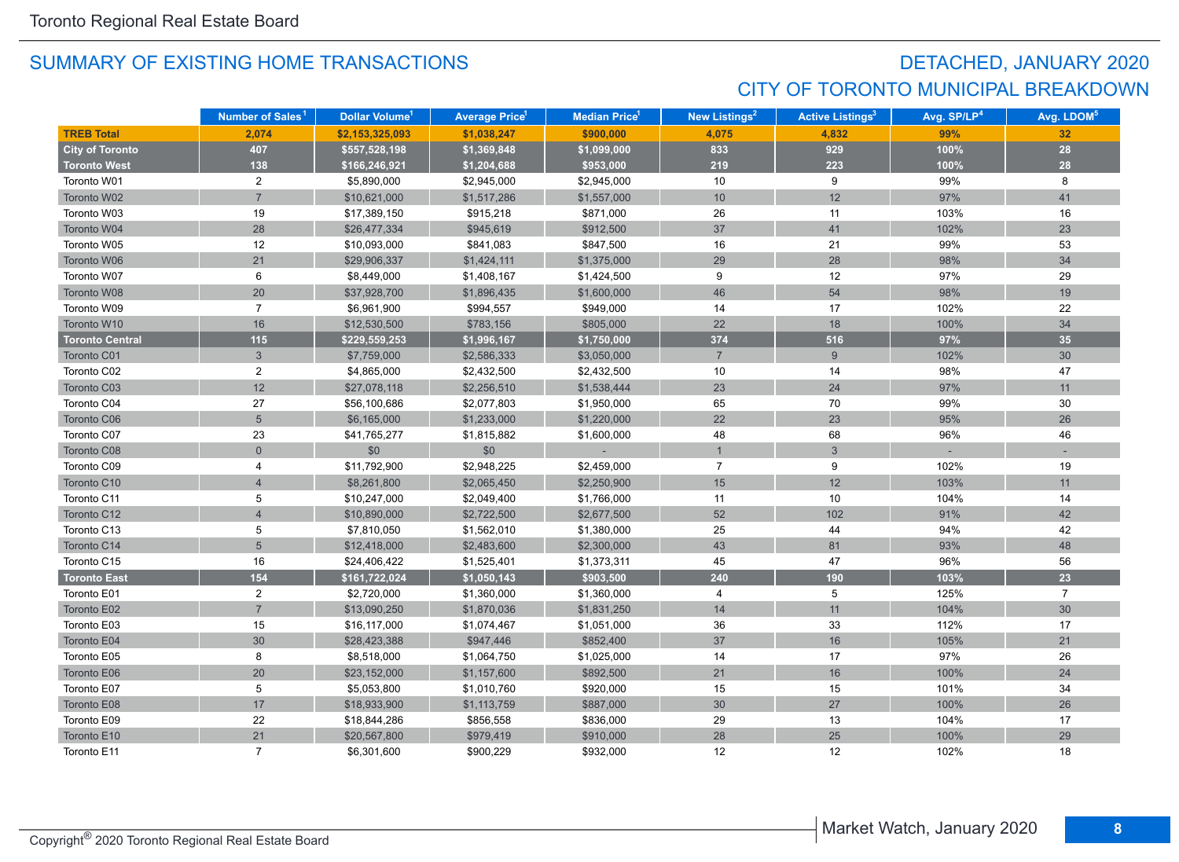## SUMMARY OF EXISTING HOME TRANSACTIONS

## DETACHED, JANUARY 2020
## CITY OF TORONTO MUNICIPAL BREAKDOWN

| | Number of Sales[1] | Dollar Volume[1] | Average Price[1] | Median Price[1] | New Listings[2] | Active Listings[3] | Avg. SP/LP[4] | Avg. LDOM[5] |
|---|---|---|---|---|---|---|---|---|
| **TREB Total** | **2,074** | **$2,153,325,093** | **$1,038,247** | **$900,000** | **4,075** | **4,832** | **99%** | **32** |
| **City of Toronto** | **407** | **$557,528,198** | **$1,369,848** | **$1,099,000** | **833** | **929** | **100%** | **28** |
| **Toronto West** | **138** | **$166,246,921** | **$1,204,688** | **$953,000** | **219** | **223** | **100%** | **28** |
| Toronto W01 | 2 | $5,890,000 | $2,945,000 | $2,945,000 | 10 | 9 | 99% | 8 |
| Toronto W02 | 7 | $10,621,000 | $1,517,286 | $1,557,000 | 10 | 12 | 97% | 41 |
| Toronto W03 | 19 | $17,389,150 | $915,218 | $871,000 | 26 | 11 | 103% | 16 |
| Toronto W04 | 28 | $26,477,334 | $945,619 | $912,500 | 37 | 41 | 102% | 23 |
| Toronto W05 | 12 | $10,093,000 | $841,083 | $847,500 | 16 | 21 | 99% | 53 |
| Toronto W06 | 21 | $29,906,337 | $1,424,111 | $1,375,000 | 29 | 28 | 98% | 34 |
| Toronto W07 | 6 | $8,449,000 | $1,408,167 | $1,424,500 | 9 | 12 | 97% | 29 |
| Toronto W08 | 20 | $37,928,700 | $1,896,435 | $1,600,000 | 46 | 54 | 98% | 19 |
| Toronto W09 | 7 | $6,961,900 | $994,557 | $949,000 | 14 | 17 | 102% | 22 |
| Toronto W10 | 16 | $12,530,500 | $783,156 | $805,000 | 22 | 18 | 100% | 34 |
| **Toronto Central** | **115** | **$229,559,253** | **$1,996,167** | **$1,750,000** | **374** | **516** | **97%** | **35** |
| Toronto C01 | 3 | $7,759,000 | $2,586,333 | $3,050,000 | 7 | 9 | 102% | 30 |
| Toronto C02 | 2 | $4,865,000 | $2,432,500 | $2,432,500 | 10 | 14 | 98% | 47 |
| Toronto C03 | 12 | $27,078,118 | $2,256,510 | $1,538,444 | 23 | 24 | 97% | 11 |
| Toronto C04 | 27 | $56,100,686 | $2,077,803 | $1,950,000 | 65 | 70 | 99% | 30 |
| Toronto C06 | 5 | $6,165,000 | $1,233,000 | $1,220,000 | 22 | 23 | 95% | 26 |
| Toronto C07 | 23 | $41,765,277 | $1,815,882 | $1,600,000 | 48 | 68 | 96% | 46 |
| Toronto C08 | 0 | $0 | $0 | - | 1 | 3 | - | - |
| Toronto C09 | 4 | $11,792,900 | $2,948,225 | $2,459,000 | 7 | 9 | 102% | 19 |
| Toronto C10 | 4 | $8,261,800 | $2,065,450 | $2,250,900 | 15 | 12 | 103% | 11 |
| Toronto C11 | 5 | $10,247,000 | $2,049,400 | $1,766,000 | 11 | 10 | 104% | 14 |
| Toronto C12 | 4 | $10,890,000 | $2,722,500 | $2,677,500 | 52 | 102 | 91% | 42 |
| Toronto C13 | 5 | $7,810,050 | $1,562,010 | $1,380,000 | 25 | 44 | 94% | 42 |
| Toronto C14 | 5 | $12,418,000 | $2,483,600 | $2,300,000 | 43 | 81 | 93% | 48 |
| Toronto C15 | 16 | $24,406,422 | $1,525,401 | $1,373,311 | 45 | 47 | 96% | 56 |
| **Toronto East** | **154** | **$161,722,024** | **$1,050,143** | **$903,500** | **240** | **190** | **103%** | **23** |
| Toronto E01 | 2 | $2,720,000 | $1,360,000 | $1,360,000 | 4 | 5 | 125% | 7 |
| Toronto E02 | 7 | $13,090,250 | $1,870,036 | $1,831,250 | 14 | 11 | 104% | 30 |
| Toronto E03 | 15 | $16,117,000 | $1,074,467 | $1,051,000 | 36 | 33 | 112% | 17 |
| Toronto E04 | 30 | $28,423,388 | $947,446 | $852,400 | 37 | 16 | 105% | 21 |
| Toronto E05 | 8 | $8,518,000 | $1,064,750 | $1,025,000 | 14 | 17 | 97% | 26 |
| Toronto E06 | 20 | $23,152,000 | $1,157,600 | $892,500 | 21 | 16 | 100% | 24 |
| Toronto E07 | 5 | $5,053,800 | $1,010,760 | $920,000 | 15 | 15 | 101% | 34 |
| Toronto E08 | 17 | $18,933,900 | $1,113,759 | $887,000 | 30 | 27 | 100% | 26 |
| Toronto E09 | 22 | $18,844,286 | $856,558 | $836,000 | 29 | 13 | 104% | 17 |
| Toronto E10 | 21 | $20,567,800 | $979,419 | $910,000 | 28 | 25 | 100% | 29 |
| Toronto E11 | 7 | $6,301,600 | $900,229 | $932,000 | 12 | 12 | 102% | 18 |

Copyright® 2020 Toronto Regional Real Estate Board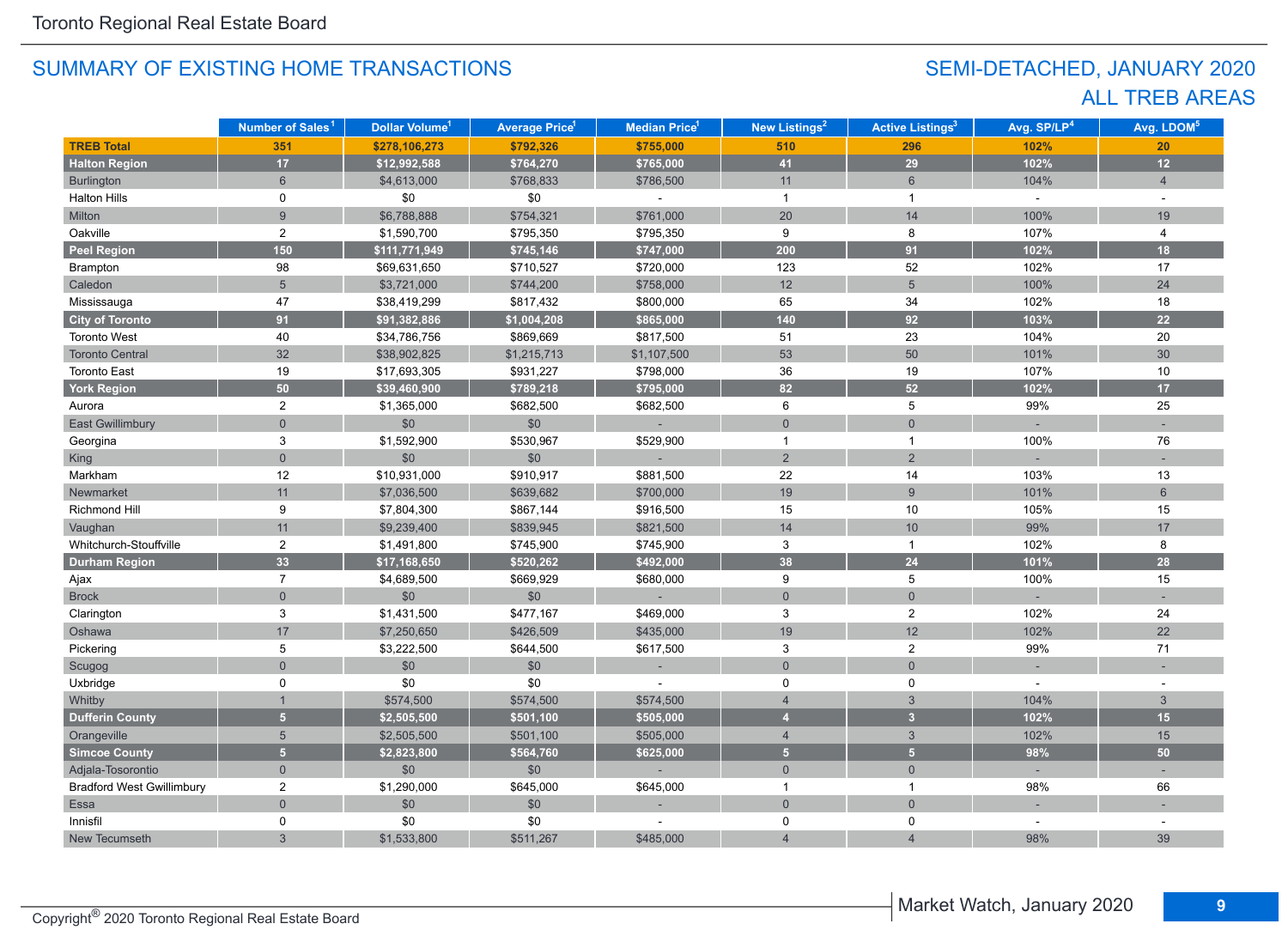## SUMMARY OF EXISTING HOME TRANSACTIONS

## SEMI-DETACHED, JANUARY 2020
## ALL TREB AREAS

| | Number of Sales[1] | Dollar Volume[1] | Average Price[1] | Median Price[1] | New Listings[2] | Active Listings[3] | Avg. SP/LP[4] | Avg. LDOM[5] |
|---|---|---|---|---|---|---|---|---|
| **TREB Total** | **351** | **$278,106,273** | **$792,326** | **$755,000** | **510** | **296** | **102%** | **20** |
| **Halton Region** | **17** | **$12,992,588** | **$764,270** | **$765,000** | **41** | **29** | **102%** | **12** |
| Burlington | 6 | $4,613,000 | $768,833 | $786,500 | 11 | 6 | 104% | 4 |
| Halton Hills | 0 | $0 | $0 | - | 1 | 1 | - | - |
| Milton | 9 | $6,788,888 | $754,321 | $761,000 | 20 | 14 | 100% | 19 |
| Oakville | 2 | $1,590,700 | $795,350 | $795,350 | 9 | 8 | 107% | 4 |
| **Peel Region** | **150** | **$111,771,949** | **$745,146** | **$747,000** | **200** | **91** | **102%** | **18** |
| Brampton | 98 | $69,631,650 | $710,527 | $720,000 | 123 | 52 | 102% | 17 |
| Caledon | 5 | $3,721,000 | $744,200 | $758,000 | 12 | 5 | 100% | 24 |
| Mississauga | 47 | $38,419,299 | $817,432 | $800,000 | 65 | 34 | 102% | 18 |
| **City of Toronto** | **91** | **$91,382,886** | **$1,004,208** | **$865,000** | **140** | **92** | **103%** | **22** |
| Toronto West | 40 | $34,786,756 | $869,669 | $817,500 | 51 | 23 | 104% | 20 |
| Toronto Central | 32 | $38,902,825 | $1,215,713 | $1,107,500 | 53 | 50 | 101% | 30 |
| Toronto East | 19 | $17,693,305 | $931,227 | $798,000 | 36 | 19 | 107% | 10 |
| **York Region** | **50** | **$39,460,900** | **$789,218** | **$795,000** | **82** | **52** | **102%** | **17** |
| Aurora | 2 | $1,365,000 | $682,500 | $682,500 | 6 | 5 | 99% | 25 |
| East Gwillimbury | 0 | $0 | $0 | - | 0 | 0 | - | - |
| Georgina | 3 | $1,592,900 | $530,967 | $529,900 | 1 | 1 | 100% | 76 |
| King | 0 | $0 | $0 | - | 2 | 2 | - | - |
| Markham | 12 | $10,931,000 | $910,917 | $881,500 | 22 | 14 | 103% | 13 |
| Newmarket | 11 | $7,036,500 | $639,682 | $700,000 | 19 | 9 | 101% | 6 |
| Richmond Hill | 9 | $7,804,300 | $867,144 | $916,500 | 15 | 10 | 105% | 15 |
| Vaughan | 11 | $9,239,400 | $839,945 | $821,500 | 14 | 10 | 99% | 17 |
| Whitchurch-Stouffville | 2 | $1,491,800 | $745,900 | $745,900 | 3 | 1 | 102% | 8 |
| **Durham Region** | **33** | **$17,168,650** | **$520,262** | **$492,000** | **38** | **24** | **101%** | **28** |
| Ajax | 7 | $4,689,500 | $669,929 | $680,000 | 9 | 5 | 100% | 15 |
| Brock | 0 | $0 | $0 | - | 0 | 0 | - | - |
| Clarington | 3 | $1,431,500 | $477,167 | $469,000 | 3 | 2 | 102% | 24 |
| Oshawa | 17 | $7,250,650 | $426,509 | $435,000 | 19 | 12 | 102% | 22 |
| Pickering | 5 | $3,222,500 | $644,500 | $617,500 | 3 | 2 | 99% | 71 |
| Scugog | 0 | $0 | $0 | - | 0 | 0 | - | - |
| Uxbridge | 0 | $0 | $0 | - | 0 | 0 | - | - |
| Whitby | 1 | $574,500 | $574,500 | $574,500 | 4 | 3 | 104% | 3 |
| **Dufferin County** | **5** | **$2,505,500** | **$501,100** | **$505,000** | **4** | **3** | **102%** | **15** |
| Orangeville | 5 | $2,505,500 | $501,100 | $505,000 | 4 | 3 | 102% | 15 |
| **Simcoe County** | **5** | **$2,823,800** | **$564,760** | **$625,000** | **5** | **5** | **98%** | **50** |
| Adjala-Tosorontio | 0 | $0 | $0 | - | 0 | 0 | - | - |
| Bradford West Gwillimbury | 2 | $1,290,000 | $645,000 | $645,000 | 1 | 1 | 98% | 66 |
| Essa | 0 | $0 | $0 | - | 0 | 0 | - | - |
| Innisfil | 0 | $0 | $0 | - | 0 | 0 | - | - |
| New Tecumseth | 3 | $1,533,800 | $511,267 | $485,000 | 4 | 4 | 98% | 39 |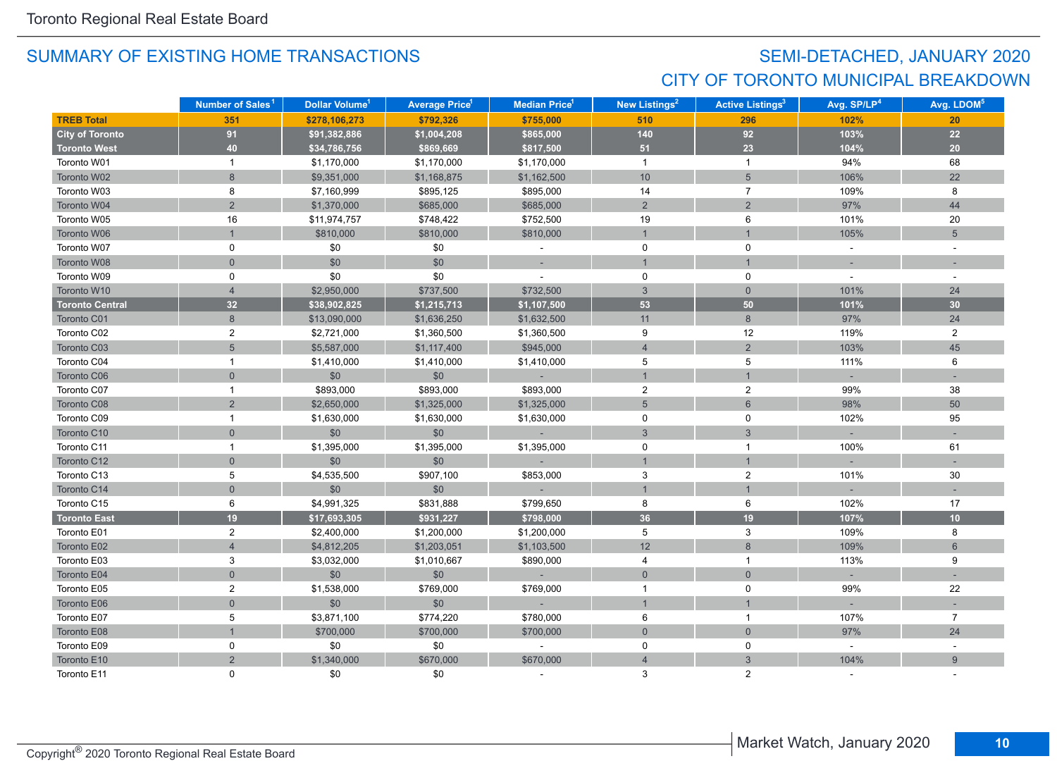## SUMMARY OF EXISTING HOME TRANSACTIONS

## SEMI-DETACHED, JANUARY 2020
## CITY OF TORONTO MUNICIPAL BREAKDOWN

| | Number of Sales[1] | Dollar Volume[1] | Average Price[1] | Median Price[1] | New Listings[2] | Active Listings[3] | Avg. SP/LP[4] | Avg. LDOM[5] |
|---|---|---|---|---|---|---|---|---|
| **TREB Total** | **351** | **$278,106,273** | **$792,326** | **$755,000** | **510** | **296** | **102%** | **20** |
| **City of Toronto** | **91** | **$91,382,886** | **$1,004,208** | **$865,000** | **140** | **92** | **103%** | **22** |
| **Toronto West** | **40** | **$34,786,756** | **$869,669** | **$817,500** | **51** | **23** | **104%** | **20** |
| Toronto W01 | 1 | $1,170,000 | $1,170,000 | $1,170,000 | 1 | 1 | 94% | 68 |
| Toronto W02 | 8 | $9,351,000 | $1,168,875 | $1,162,500 | 10 | 5 | 106% | 22 |
| Toronto W03 | 8 | $7,160,999 | $895,125 | $895,000 | 14 | 7 | 109% | 8 |
| Toronto W04 | 2 | $1,370,000 | $685,000 | $685,000 | 2 | 2 | 97% | 44 |
| Toronto W05 | 16 | $11,974,757 | $748,422 | $752,500 | 19 | 6 | 101% | 20 |
| Toronto W06 | 1 | $810,000 | $810,000 | $810,000 | 1 | 1 | 105% | 5 |
| Toronto W07 | 0 | $0 | $0 | - | 0 | 0 | - | - |
| Toronto W08 | 0 | $0 | $0 | - | 1 | 1 | - | - |
| Toronto W09 | 0 | $0 | $0 | - | 0 | 0 | - | - |
| Toronto W10 | 4 | $2,950,000 | $737,500 | $732,500 | 3 | 0 | 101% | 24 |
| **Toronto Central** | **32** | **$38,902,825** | **$1,215,713** | **$1,107,500** | **53** | **50** | **101%** | **30** |
| Toronto C01 | 8 | $13,090,000 | $1,636,250 | $1,632,500 | 11 | 8 | 97% | 24 |
| Toronto C02 | 2 | $2,721,000 | $1,360,500 | $1,360,500 | 9 | 12 | 119% | 2 |
| Toronto C03 | 5 | $5,587,000 | $1,117,400 | $945,000 | 4 | 2 | 103% | 45 |
| Toronto C04 | 1 | $1,410,000 | $1,410,000 | $1,410,000 | 5 | 5 | 111% | 6 |
| Toronto C06 | 0 | $0 | $0 | - | 1 | 1 | - | - |
| Toronto C07 | 1 | $893,000 | $893,000 | $893,000 | 2 | 2 | 99% | 38 |
| Toronto C08 | 2 | $2,650,000 | $1,325,000 | $1,325,000 | 5 | 6 | 98% | 50 |
| Toronto C09 | 1 | $1,630,000 | $1,630,000 | $1,630,000 | 0 | 0 | 102% | 95 |
| Toronto C10 | 0 | $0 | $0 | - | 3 | 3 | - | - |
| Toronto C11 | 1 | $1,395,000 | $1,395,000 | $1,395,000 | 0 | 1 | 100% | 61 |
| Toronto C12 | 0 | $0 | $0 | - | 1 | 1 | - | - |
| Toronto C13 | 5 | $4,535,500 | $907,100 | $853,000 | 3 | 2 | 101% | 30 |
| Toronto C14 | 0 | $0 | $0 | - | 1 | 1 | - | - |
| Toronto C15 | 6 | $4,991,325 | $831,888 | $799,650 | 8 | 6 | 102% | 17 |
| **Toronto East** | **19** | **$17,693,305** | **$931,227** | **$798,000** | **36** | **19** | **107%** | **10** |
| Toronto E01 | 2 | $2,400,000 | $1,200,000 | $1,200,000 | 5 | 3 | 109% | 8 |
| Toronto E02 | 4 | $4,812,205 | $1,203,051 | $1,103,500 | 12 | 8 | 109% | 6 |
| Toronto E03 | 3 | $3,032,000 | $1,010,667 | $890,000 | 4 | 1 | 113% | 9 |
| Toronto E04 | 0 | $0 | $0 | - | 0 | 0 | - | - |
| Toronto E05 | 2 | $1,538,000 | $769,000 | $769,000 | 1 | 0 | 99% | 22 |
| Toronto E06 | 0 | $0 | $0 | - | 1 | 1 | - | - |
| Toronto E07 | 5 | $3,871,100 | $774,220 | $780,000 | 6 | 1 | 107% | 7 |
| Toronto E08 | 1 | $700,000 | $700,000 | $700,000 | 0 | 0 | 97% | 24 |
| Toronto E09 | 0 | $0 | $0 | - | 0 | 0 | - | - |
| Toronto E10 | 2 | $1,340,000 | $670,000 | $670,000 | 4 | 3 | 104% | 9 |
| Toronto E11 | 0 | $0 | $0 | - | 3 | 2 | - | - |

Copyright® 2020 Toronto Regional Real Estate Board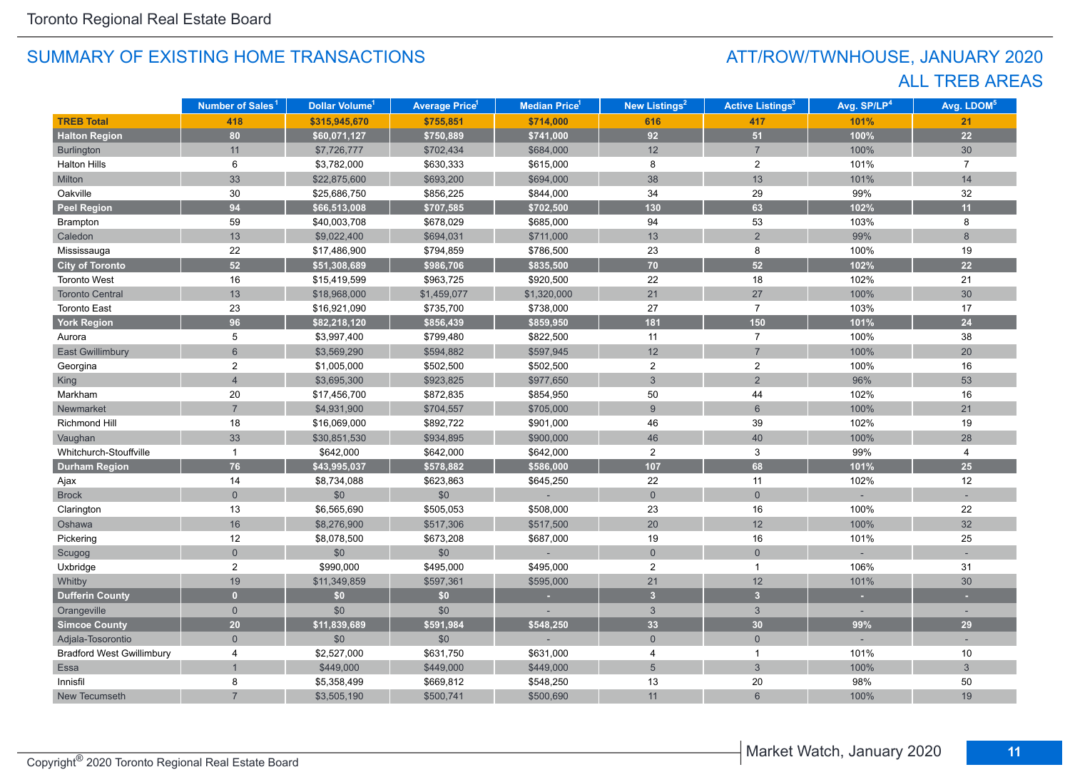## SUMMARY OF EXISTING HOME TRANSACTIONS

## ATT/ROW/TWNHOUSE, JANUARY 2020
## ALL TREB AREAS

| | Number of Sales[1] | Dollar Volume[1] | Average Price[1] | Median Price[1] | New Listings[2] | Active Listings[3] | Avg. SP/LP[4] | Avg. LDOM[5] |
|---|---|---|---|---|---|---|---|---|
| **TREB Total** | **418** | **$315,945,670** | **$755,851** | **$714,000** | **616** | **417** | **101%** | **21** |
| **Halton Region** | **80** | **$60,071,127** | **$750,889** | **$741,000** | **92** | **51** | **100%** | **22** |
| Burlington | 11 | $7,726,777 | $702,434 | $684,000 | 12 | 7 | 100% | 30 |
| Halton Hills | 6 | $3,782,000 | $630,333 | $615,000 | 8 | 2 | 101% | 7 |
| Milton | 33 | $22,875,600 | $693,200 | $694,000 | 38 | 13 | 101% | 14 |
| Oakville | 30 | $25,686,750 | $856,225 | $844,000 | 34 | 29 | 99% | 32 |
| **Peel Region** | **94** | **$66,513,008** | **$707,585** | **$702,500** | **130** | **63** | **102%** | **11** |
| Brampton | 59 | $40,003,708 | $678,029 | $685,000 | 94 | 53 | 103% | 8 |
| Caledon | 13 | $9,022,400 | $694,031 | $711,000 | 13 | 2 | 99% | 8 |
| Mississauga | 22 | $17,486,900 | $794,859 | $786,500 | 23 | 8 | 100% | 19 |
| **City of Toronto** | **52** | **$51,308,689** | **$986,706** | **$835,500** | **70** | **52** | **102%** | **22** |
| Toronto West | 16 | $15,419,599 | $963,725 | $920,500 | 22 | 18 | 102% | 21 |
| Toronto Central | 13 | $18,968,000 | $1,459,077 | $1,320,000 | 21 | 27 | 100% | 30 |
| Toronto East | 23 | $16,921,090 | $735,700 | $738,000 | 27 | 7 | 103% | 17 |
| **York Region** | **96** | **$82,218,120** | **$856,439** | **$859,950** | **181** | **150** | **101%** | **24** |
| Aurora | 5 | $3,997,400 | $799,480 | $822,500 | 11 | 7 | 100% | 38 |
| East Gwillimbury | 6 | $3,569,290 | $594,882 | $597,945 | 12 | 7 | 100% | 20 |
| Georgina | 2 | $1,005,000 | $502,500 | $502,500 | 2 | 2 | 100% | 16 |
| King | 4 | $3,695,300 | $923,825 | $977,650 | 3 | 2 | 96% | 53 |
| Markham | 20 | $17,456,700 | $872,835 | $854,950 | 50 | 44 | 102% | 16 |
| Newmarket | 7 | $4,931,900 | $704,557 | $705,000 | 9 | 6 | 100% | 21 |
| Richmond Hill | 18 | $16,069,000 | $892,722 | $901,000 | 46 | 39 | 102% | 19 |
| Vaughan | 33 | $30,851,530 | $934,895 | $900,000 | 46 | 40 | 100% | 28 |
| Whitchurch-Stouffville | 1 | $642,000 | $642,000 | $642,000 | 2 | 3 | 99% | 4 |
| **Durham Region** | **76** | **$43,995,037** | **$578,882** | **$586,000** | **107** | **68** | **101%** | **25** |
| Ajax | 14 | $8,734,088 | $623,863 | $645,250 | 22 | 11 | 102% | 12 |
| Brock | 0 | $0 | $0 | - | 0 | 0 | - | - |
| Clarington | 13 | $6,565,690 | $505,053 | $508,000 | 23 | 16 | 100% | 22 |
| Oshawa | 16 | $8,276,900 | $517,306 | $517,500 | 20 | 12 | 100% | 32 |
| Pickering | 12 | $8,078,500 | $673,208 | $687,000 | 19 | 16 | 101% | 25 |
| Scugog | 0 | $0 | $0 | - | 0 | 0 | - | - |
| Uxbridge | 2 | $990,000 | $495,000 | $495,000 | 2 | 1 | 106% | 31 |
| Whitby | 19 | $11,349,859 | $597,361 | $595,000 | 21 | 12 | 101% | 30 |
| **Dufferin County** | **0** | **$0** | **$0** | **-** | **3** | **3** | **-** | **-** |
| Orangeville | 0 | $0 | $0 | - | 3 | 3 | - | - |
| **Simcoe County** | **20** | **$11,839,689** | **$591,984** | **$548,250** | **33** | **30** | **99%** | **29** |
| Adjala-Tosorontio | 0 | $0 | $0 | - | 0 | 0 | - | - |
| Bradford West Gwillimbury | 4 | $2,527,000 | $631,750 | $631,000 | 4 | 1 | 101% | 10 |
| Essa | 1 | $449,000 | $449,000 | $449,000 | 5 | 3 | 100% | 3 |
| Innisfil | 8 | $5,358,499 | $669,812 | $548,250 | 13 | 20 | 98% | 50 |
| New Tecumseth | 7 | $3,505,190 | $500,741 | $500,690 | 11 | 6 | 100% | 19 |

Copyright® 2020 Toronto Regional Real Estate Board

Market Watch, January 2020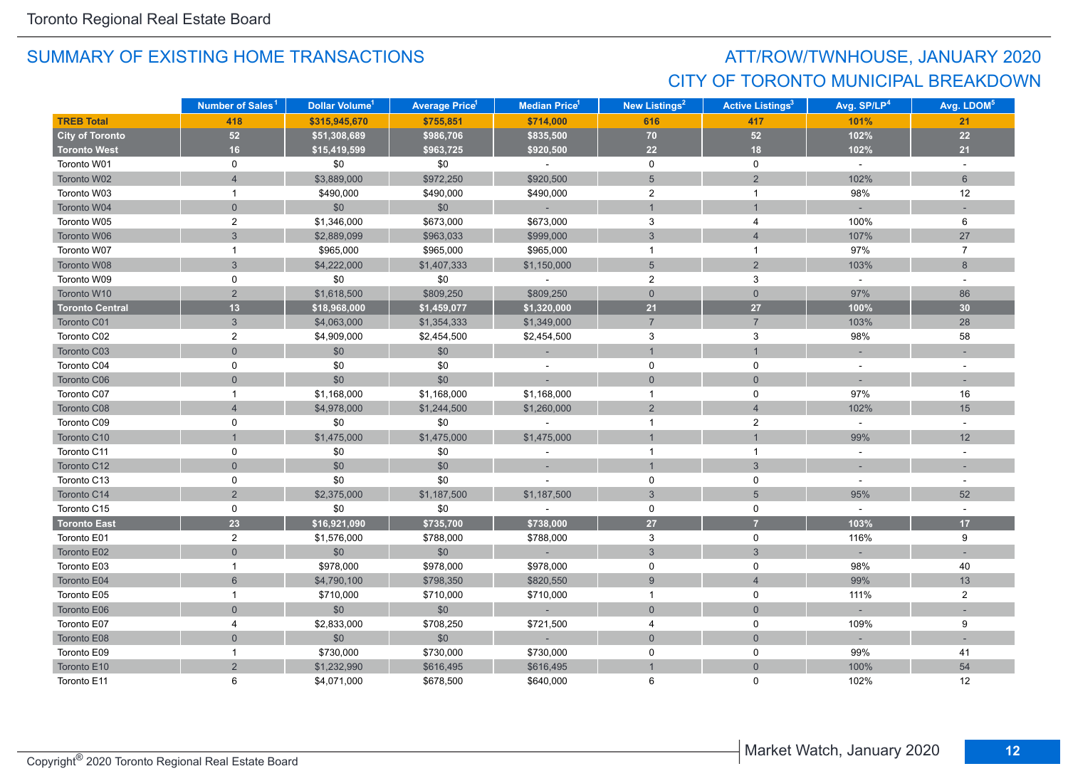## SUMMARY OF EXISTING HOME TRANSACTIONS

## ATT/ROW/TWNHOUSE, JANUARY 2020
## CITY OF TORONTO MUNICIPAL BREAKDOWN

| | Number of Sales[1] | Dollar Volume[1] | Average Price[1] | Median Price[1] | New Listings[2] | Active Listings[3] | Avg. SP/LP[4] | Avg. LDOM[5] |
|---|---|---|---|---|---|---|---|---|
| **TREB Total** | **418** | **$315,945,670** | **$755,851** | **$714,000** | **616** | **417** | **101%** | **21** |
| **City of Toronto** | **52** | **$51,308,689** | **$986,706** | **$835,500** | **70** | **52** | **102%** | **22** |
| **Toronto West** | **16** | **$15,419,599** | **$963,725** | **$920,500** | **22** | **18** | **102%** | **21** |
| Toronto W01 | 0 | $0 | $0 | - | 0 | 0 | - | - |
| Toronto W02 | 4 | $3,889,000 | $972,250 | $920,500 | 5 | 2 | 102% | 6 |
| Toronto W03 | 1 | $490,000 | $490,000 | $490,000 | 2 | 1 | 98% | 12 |
| Toronto W04 | 0 | $0 | $0 | - | 1 | 1 | - | - |
| Toronto W05 | 2 | $1,346,000 | $673,000 | $673,000 | 3 | 4 | 100% | 6 |
| Toronto W06 | 3 | $2,889,099 | $963,033 | $999,000 | 3 | 4 | 107% | 27 |
| Toronto W07 | 1 | $965,000 | $965,000 | $965,000 | 1 | 1 | 97% | 7 |
| Toronto W08 | 3 | $4,222,000 | $1,407,333 | $1,150,000 | 5 | 2 | 103% | 8 |
| Toronto W09 | 0 | $0 | $0 | - | 2 | 3 | - | - |
| Toronto W10 | 2 | $1,618,500 | $809,250 | $809,250 | 0 | 0 | 97% | 86 |
| **Toronto Central** | **13** | **$18,968,000** | **$1,459,077** | **$1,320,000** | **21** | **27** | **100%** | **30** |
| Toronto C01 | 3 | $4,063,000 | $1,354,333 | $1,349,000 | 7 | 7 | 103% | 28 |
| Toronto C02 | 2 | $4,909,000 | $2,454,500 | $2,454,500 | 3 | 3 | 98% | 58 |
| Toronto C03 | 0 | $0 | $0 | - | 1 | 1 | - | - |
| Toronto C04 | 0 | $0 | $0 | - | 0 | 0 | - | - |
| Toronto C06 | 0 | $0 | $0 | - | 0 | 0 | - | - |
| Toronto C07 | 1 | $1,168,000 | $1,168,000 | $1,168,000 | 1 | 0 | 97% | 16 |
| Toronto C08 | 4 | $4,978,000 | $1,244,500 | $1,260,000 | 2 | 4 | 102% | 15 |
| Toronto C09 | 0 | $0 | $0 | - | 1 | 2 | - | - |
| Toronto C10 | 1 | $1,475,000 | $1,475,000 | $1,475,000 | 1 | 1 | 99% | 12 |
| Toronto C11 | 0 | $0 | $0 | - | 1 | 1 | - | - |
| Toronto C12 | 0 | $0 | $0 | - | 1 | 3 | - | - |
| Toronto C13 | 0 | $0 | $0 | - | 0 | 0 | - | - |
| Toronto C14 | 2 | $2,375,000 | $1,187,500 | $1,187,500 | 3 | 5 | 95% | 52 |
| Toronto C15 | 0 | $0 | $0 | - | 0 | 0 | - | - |
| **Toronto East** | **23** | **$16,921,090** | **$735,700** | **$738,000** | **27** | **7** | **103%** | **17** |
| Toronto E01 | 2 | $1,576,000 | $788,000 | $788,000 | 3 | 0 | 116% | 9 |
| Toronto E02 | 0 | $0 | $0 | - | 3 | 3 | - | - |
| Toronto E03 | 1 | $978,000 | $978,000 | $978,000 | 0 | 0 | 98% | 40 |
| Toronto E04 | 6 | $4,790,100 | $798,350 | $820,550 | 9 | 4 | 99% | 13 |
| Toronto E05 | 1 | $710,000 | $710,000 | $710,000 | 1 | 0 | 111% | 2 |
| Toronto E06 | 0 | $0 | $0 | - | 0 | 0 | - | - |
| Toronto E07 | 4 | $2,833,000 | $708,250 | $721,500 | 4 | 0 | 109% | 9 |
| Toronto E08 | 0 | $0 | $0 | - | 0 | 0 | - | - |
| Toronto E09 | 1 | $730,000 | $730,000 | $730,000 | 0 | 0 | 99% | 41 |
| Toronto E10 | 2 | $1,232,990 | $616,495 | $616,495 | 1 | 0 | 100% | 54 |
| Toronto E11 | 6 | $4,071,000 | $678,500 | $640,000 | 6 | 0 | 102% | 12 |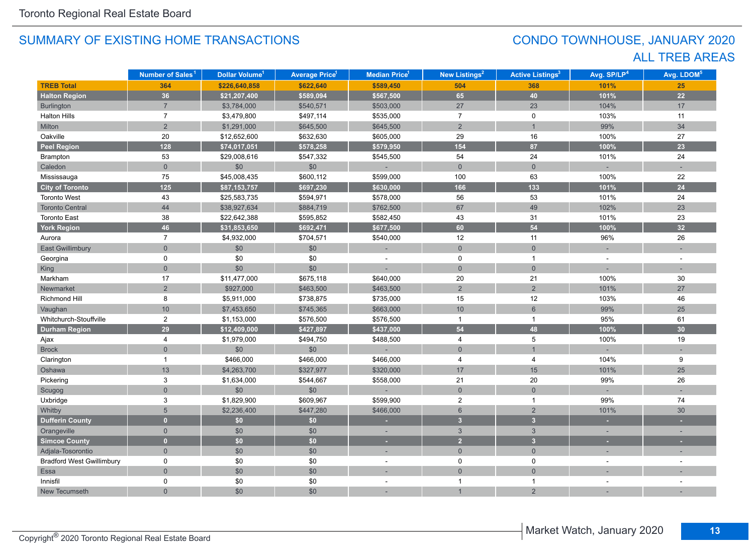## SUMMARY OF EXISTING HOME TRANSACTIONS

## CONDO TOWNHOUSE, JANUARY 2020
## ALL TREB AREAS

| | Number of Sales[1] | Dollar Volume[1] | Average Price[1] | Median Price[1] | New Listings[2] | Active Listings[3] | Avg. SP/LP[4] | Avg. LDOM[5] |
|---|---|---|---|---|---|---|---|---|
| **TREB Total** | **364** | **$226,640,858** | **$622,640** | **$589,450** | **504** | **368** | **101%** | **25** |
| **Halton Region** | **36** | **$21,207,400** | **$589,094** | **$567,500** | **65** | **40** | **101%** | **22** |
| Burlington | 7 | $3,784,000 | $540,571 | $503,000 | 27 | 23 | 104% | 17 |
| Halton Hills | 7 | $3,479,800 | $497,114 | $535,000 | 7 | 0 | 103% | 11 |
| Milton | 2 | $1,291,000 | $645,500 | $645,500 | 2 | 1 | 99% | 34 |
| Oakville | 20 | $12,652,600 | $632,630 | $605,000 | 29 | 16 | 100% | 27 |
| **Peel Region** | **128** | **$74,017,051** | **$578,258** | **$579,950** | **154** | **87** | **100%** | **23** |
| Brampton | 53 | $29,008,616 | $547,332 | $545,500 | 54 | 24 | 101% | 24 |
| Caledon | 0 | $0 | $0 | - | 0 | 0 | - | - |
| Mississauga | 75 | $45,008,435 | $600,112 | $599,000 | 100 | 63 | 100% | 22 |
| **City of Toronto** | **125** | **$87,153,757** | **$697,230** | **$630,000** | **166** | **133** | **101%** | **24** |
| Toronto West | 43 | $25,583,735 | $594,971 | $578,000 | 56 | 53 | 101% | 24 |
| Toronto Central | 44 | $38,927,634 | $884,719 | $762,500 | 67 | 49 | 102% | 23 |
| Toronto East | 38 | $22,642,388 | $595,852 | $582,450 | 43 | 31 | 101% | 23 |
| **York Region** | **46** | **$31,853,650** | **$692,471** | **$677,500** | **60** | **54** | **100%** | **32** |
| Aurora | 7 | $4,932,000 | $704,571 | $540,000 | 12 | 11 | 96% | 26 |
| East Gwillimbury | 0 | $0 | $0 | - | 0 | 0 | - | - |
| Georgina | 0 | $0 | $0 | - | 0 | 1 | - | - |
| King | 0 | $0 | $0 | - | 0 | 0 | - | - |
| Markham | 17 | $11,477,000 | $675,118 | $640,000 | 20 | 21 | 100% | 30 |
| Newmarket | 2 | $927,000 | $463,500 | $463,500 | 2 | 2 | 101% | 27 |
| Richmond Hill | 8 | $5,911,000 | $738,875 | $735,000 | 15 | 12 | 103% | 46 |
| Vaughan | 10 | $7,453,650 | $745,365 | $663,000 | 10 | 6 | 99% | 25 |
| Whitchurch-Stouffville | 2 | $1,153,000 | $576,500 | $576,500 | 1 | 1 | 95% | 61 |
| **Durham Region** | **29** | **$12,409,000** | **$427,897** | **$437,000** | **54** | **48** | **100%** | **30** |
| Ajax | 4 | $1,979,000 | $494,750 | $488,500 | 4 | 5 | 100% | 19 |
| Brock | 0 | $0 | $0 | - | 0 | 1 | - | - |
| Clarington | 1 | $466,000 | $466,000 | $466,000 | 4 | 4 | 104% | 9 |
| Oshawa | 13 | $4,263,700 | $327,977 | $320,000 | 17 | 15 | 101% | 25 |
| Pickering | 3 | $1,634,000 | $544,667 | $558,000 | 21 | 20 | 99% | 26 |
| Scugog | 0 | $0 | $0 | - | 0 | 0 | - | - |
| Uxbridge | 3 | $1,829,900 | $609,967 | $599,900 | 2 | 1 | 99% | 74 |
| Whitby | 5 | $2,236,400 | $447,280 | $466,000 | 6 | 2 | 101% | 30 |
| **Dufferin County** | **0** | **$0** | **$0** | **-** | **3** | **3** | **-** | **-** |
| Orangeville | 0 | $0 | $0 | - | 3 | 3 | - | - |
| **Simcoe County** | **0** | **$0** | **$0** | **-** | **2** | **3** | **-** | **-** |
| Adjala-Tosorontio | 0 | $0 | $0 | - | 0 | 0 | - | - |
| Bradford West Gwillimbury | 0 | $0 | $0 | - | 0 | 0 | - | - |
| Essa | 0 | $0 | $0 | - | 0 | 0 | - | - |
| Innisfil | 0 | $0 | $0 | - | 1 | 1 | - | - |
| New Tecumseth | 0 | $0 | $0 | - | 1 | 2 | - | - |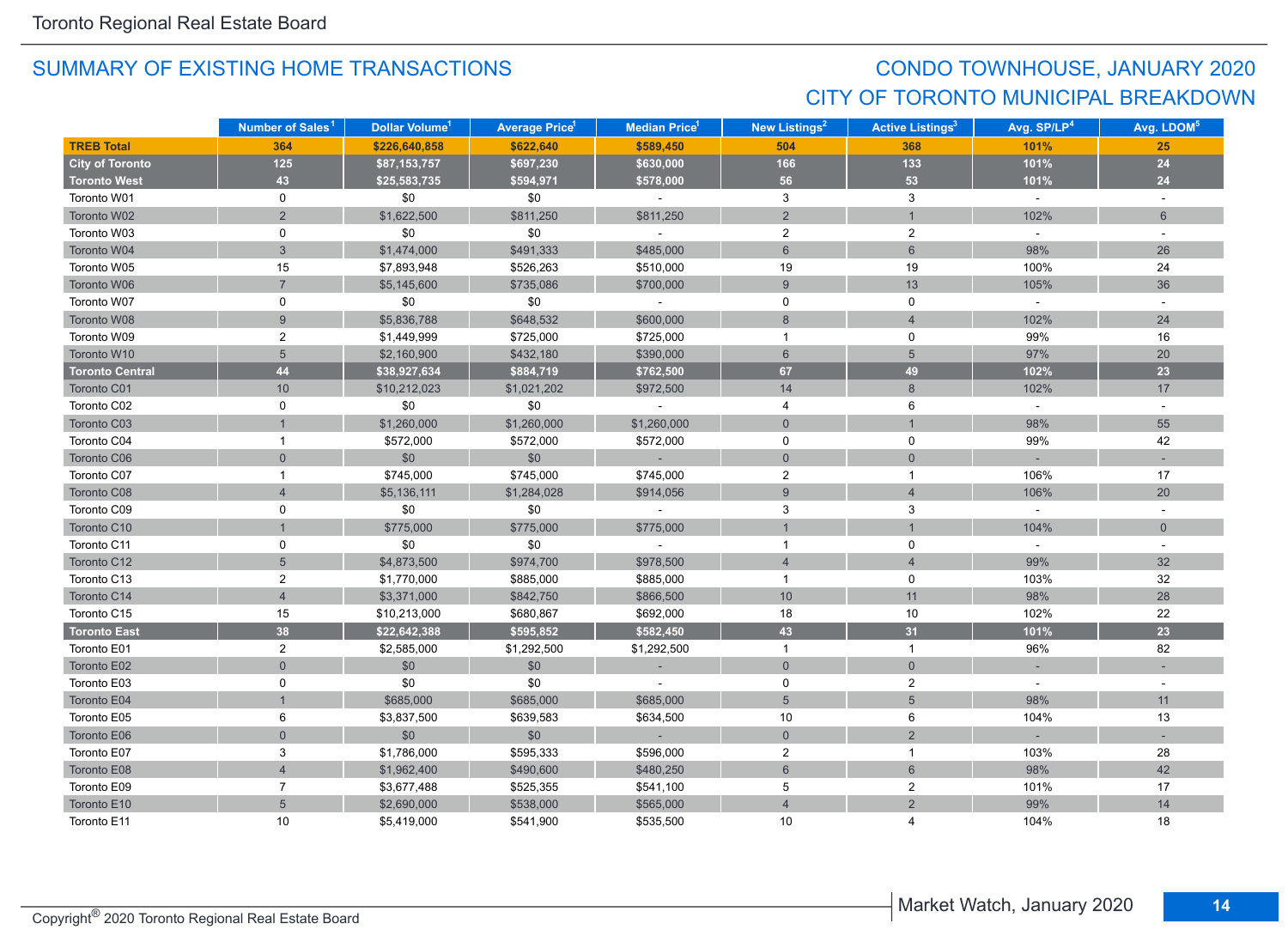## SUMMARY OF EXISTING HOME TRANSACTIONS

## CONDO TOWNHOUSE, JANUARY 2020
## CITY OF TORONTO MUNICIPAL BREAKDOWN

| | Number of Sales[1] | Dollar Volume[1] | Average Price[1] | Median Price[1] | New Listings[2] | Active Listings[3] | Avg. SP/LP[4] | Avg. LDOM[5] |
|---|---|---|---|---|---|---|---|---|
| **TREB Total** | **364** | **$226,640,858** | **$622,640** | **$589,450** | **504** | **368** | **101%** | **25** |
| **City of Toronto** | **125** | **$87,153,757** | **$697,230** | **$630,000** | **166** | **133** | **101%** | **24** |
| **Toronto West** | **43** | **$25,583,735** | **$594,971** | **$578,000** | **56** | **53** | **101%** | **24** |
| Toronto W01 | 0 | $0 | $0 | - | 3 | 3 | - | - |
| Toronto W02 | 2 | $1,622,500 | $811,250 | $811,250 | 2 | 1 | 102% | 6 |
| Toronto W03 | 0 | $0 | $0 | - | 2 | 2 | - | - |
| Toronto W04 | 3 | $1,474,000 | $491,333 | $485,000 | 6 | 6 | 98% | 26 |
| Toronto W05 | 15 | $7,893,948 | $526,263 | $510,000 | 19 | 19 | 100% | 24 |
| Toronto W06 | 7 | $5,145,600 | $735,086 | $700,000 | 9 | 13 | 105% | 36 |
| Toronto W07 | 0 | $0 | $0 | - | 0 | 0 | - | - |
| Toronto W08 | 9 | $5,836,788 | $648,532 | $600,000 | 8 | 4 | 102% | 24 |
| Toronto W09 | 2 | $1,449,999 | $725,000 | $725,000 | 1 | 0 | 99% | 16 |
| Toronto W10 | 5 | $2,160,900 | $432,180 | $390,000 | 6 | 5 | 97% | 20 |
| **Toronto Central** | **44** | **$38,927,634** | **$884,719** | **$762,500** | **67** | **49** | **102%** | **23** |
| Toronto C01 | 10 | $10,212,023 | $1,021,202 | $972,500 | 14 | 8 | 102% | 17 |
| Toronto C02 | 0 | $0 | $0 | - | 4 | 6 | - | - |
| Toronto C03 | 1 | $1,260,000 | $1,260,000 | $1,260,000 | 0 | 1 | 98% | 55 |
| Toronto C04 | 1 | $572,000 | $572,000 | $572,000 | 0 | 0 | 99% | 42 |
| Toronto C06 | 0 | $0 | $0 | - | 0 | 0 | - | - |
| Toronto C07 | 1 | $745,000 | $745,000 | $745,000 | 2 | 1 | 106% | 17 |
| Toronto C08 | 4 | $5,136,111 | $1,284,028 | $914,056 | 9 | 4 | 106% | 20 |
| Toronto C09 | 0 | $0 | $0 | - | 3 | 3 | - | - |
| Toronto C10 | 1 | $775,000 | $775,000 | $775,000 | 1 | 1 | 104% | 0 |
| Toronto C11 | 0 | $0 | $0 | - | 1 | 0 | - | - |
| Toronto C12 | 5 | $4,873,500 | $974,700 | $978,500 | 4 | 4 | 99% | 32 |
| Toronto C13 | 2 | $1,770,000 | $885,000 | $885,000 | 1 | 0 | 103% | 32 |
| Toronto C14 | 4 | $3,371,000 | $842,750 | $866,500 | 10 | 11 | 98% | 28 |
| Toronto C15 | 15 | $10,213,000 | $680,867 | $692,000 | 18 | 10 | 102% | 22 |
| **Toronto East** | **38** | **$22,642,388** | **$595,852** | **$582,450** | **43** | **31** | **101%** | **23** |
| Toronto E01 | 2 | $2,585,000 | $1,292,500 | $1,292,500 | 1 | 1 | 96% | 82 |
| Toronto E02 | 0 | $0 | $0 | - | 0 | 0 | - | - |
| Toronto E03 | 0 | $0 | $0 | - | 0 | 2 | - | - |
| Toronto E04 | 1 | $685,000 | $685,000 | $685,000 | 5 | 5 | 98% | 11 |
| Toronto E05 | 6 | $3,837,500 | $639,583 | $634,500 | 10 | 6 | 104% | 13 |
| Toronto E06 | 0 | $0 | $0 | - | 0 | 2 | - | - |
| Toronto E07 | 3 | $1,786,000 | $595,333 | $596,000 | 2 | 1 | 103% | 28 |
| Toronto E08 | 4 | $1,962,400 | $490,600 | $480,250 | 6 | 6 | 98% | 42 |
| Toronto E09 | 7 | $3,677,488 | $525,355 | $541,100 | 5 | 2 | 101% | 17 |
| Toronto E10 | 5 | $2,690,000 | $538,000 | $565,000 | 4 | 2 | 99% | 14 |
| Toronto E11 | 10 | $5,419,000 | $541,900 | $535,500 | 10 | 4 | 104% | 18 |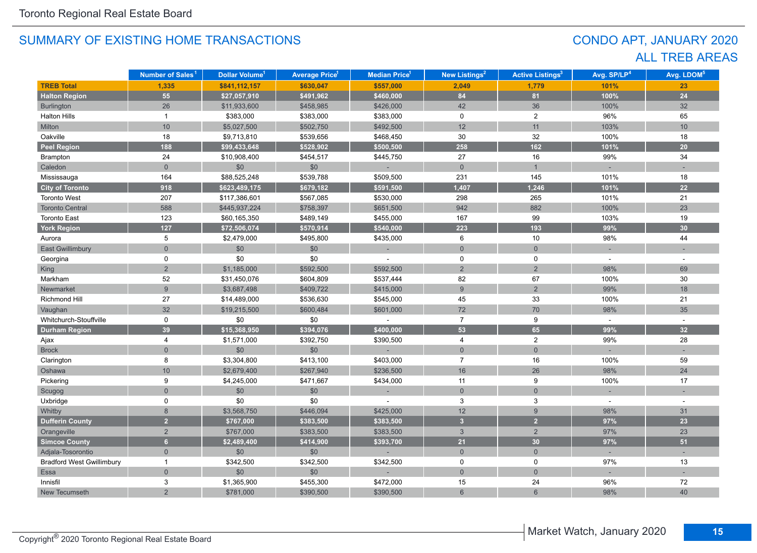# SUMMARY OF EXISTING HOME TRANSACTIONS

## CONDO APT, JANUARY 2020
## ALL TREB AREAS

| | Number of Sales[1] | Dollar Volume[1] | Average Price[1] | Median Price[1] | New Listings[2] | Active Listings[3] | Avg. SP/LP[4] | Avg. LDOM[5] |
|---|---|---|---|---|---|---|---|---|
| **TREB Total** | **1,335** | **$841,112,157** | **$630,047** | **$557,000** | **2,049** | **1,779** | **101%** | **23** |
| **Halton Region** | **55** | **$27,057,910** | **$491,962** | **$460,000** | **84** | **81** | **100%** | **24** |
| Burlington | 26 | $11,933,600 | $458,985 | $426,000 | 42 | 36 | 100% | 32 |
| Halton Hills | 1 | $383,000 | $383,000 | $383,000 | 0 | 2 | 96% | 65 |
| Milton | 10 | $5,027,500 | $502,750 | $492,500 | 12 | 11 | 103% | 10 |
| Oakville | 18 | $9,713,810 | $539,656 | $468,450 | 30 | 32 | 100% | 18 |
| **Peel Region** | **188** | **$99,433,648** | **$528,902** | **$500,500** | **258** | **162** | **101%** | **20** |
| Brampton | 24 | $10,908,400 | $454,517 | $445,750 | 27 | 16 | 99% | 34 |
| Caledon | 0 | $0 | $0 | - | 0 | 1 | - | - |
| Mississauga | 164 | $88,525,248 | $539,788 | $509,500 | 231 | 145 | 101% | 18 |
| **City of Toronto** | **918** | **$623,489,175** | **$679,182** | **$591,500** | **1,407** | **1,246** | **101%** | **22** |
| Toronto West | 207 | $117,386,601 | $567,085 | $530,000 | 298 | 265 | 101% | 21 |
| Toronto Central | 588 | $445,937,224 | $758,397 | $651,500 | 942 | 882 | 100% | 23 |
| Toronto East | 123 | $60,165,350 | $489,149 | $455,000 | 167 | 99 | 103% | 19 |
| **York Region** | **127** | **$72,506,074** | **$570,914** | **$540,000** | **223** | **193** | **99%** | **30** |
| Aurora | 5 | $2,479,000 | $495,800 | $435,000 | 6 | 10 | 98% | 44 |
| East Gwillimbury | 0 | $0 | $0 | - | 0 | 0 | - | - |
| Georgina | 0 | $0 | $0 | - | 0 | 0 | - | - |
| King | 2 | $1,185,000 | $592,500 | $592,500 | 2 | 2 | 98% | 69 |
| Markham | 52 | $31,450,076 | $604,809 | $537,444 | 82 | 67 | 100% | 30 |
| Newmarket | 9 | $3,687,498 | $409,722 | $415,000 | 9 | 2 | 99% | 18 |
| Richmond Hill | 27 | $14,489,000 | $536,630 | $545,000 | 45 | 33 | 100% | 21 |
| Vaughan | 32 | $19,215,500 | $600,484 | $601,000 | 72 | 70 | 98% | 35 |
| Whitchurch-Stouffville | 0 | $0 | $0 | - | 7 | 9 | - | - |
| **Durham Region** | **39** | **$15,368,950** | **$394,076** | **$400,000** | **53** | **65** | **99%** | **32** |
| Ajax | 4 | $1,571,000 | $392,750 | $390,500 | 4 | 2 | 99% | 28 |
| Brock | 0 | $0 | $0 | - | 0 | 0 | - | - |
| Clarington | 8 | $3,304,800 | $413,100 | $403,000 | 7 | 16 | 100% | 59 |
| Oshawa | 10 | $2,679,400 | $267,940 | $236,500 | 16 | 26 | 98% | 24 |
| Pickering | 9 | $4,245,000 | $471,667 | $434,000 | 11 | 9 | 100% | 17 |
| Scugog | 0 | $0 | $0 | - | 0 | 0 | - | - |
| Uxbridge | 0 | $0 | $0 | - | 3 | 3 | - | - |
| Whitby | 8 | $3,568,750 | $446,094 | $425,000 | 12 | 9 | 98% | 31 |
| **Dufferin County** | **2** | **$767,000** | **$383,500** | **$383,500** | **3** | **2** | **97%** | **23** |
| Orangeville | 2 | $767,000 | $383,500 | $383,500 | 3 | 2 | 97% | 23 |
| **Simcoe County** | **6** | **$2,489,400** | **$414,900** | **$393,700** | **21** | **30** | **97%** | **51** |
| Adjala-Tosorontio | 0 | $0 | $0 | - | 0 | 0 | - | - |
| Bradford West Gwillimbury | 1 | $342,500 | $342,500 | $342,500 | 0 | 0 | 97% | 13 |
| Essa | 0 | $0 | $0 | - | 0 | 0 | - | - |
| Innisfil | 3 | $1,365,900 | $455,300 | $472,000 | 15 | 24 | 96% | 72 |
| New Tecumseth | 2 | $781,000 | $390,500 | $390,500 | 6 | 6 | 98% | 40 |

Copyright® 2020 Toronto Regional Real Estate Board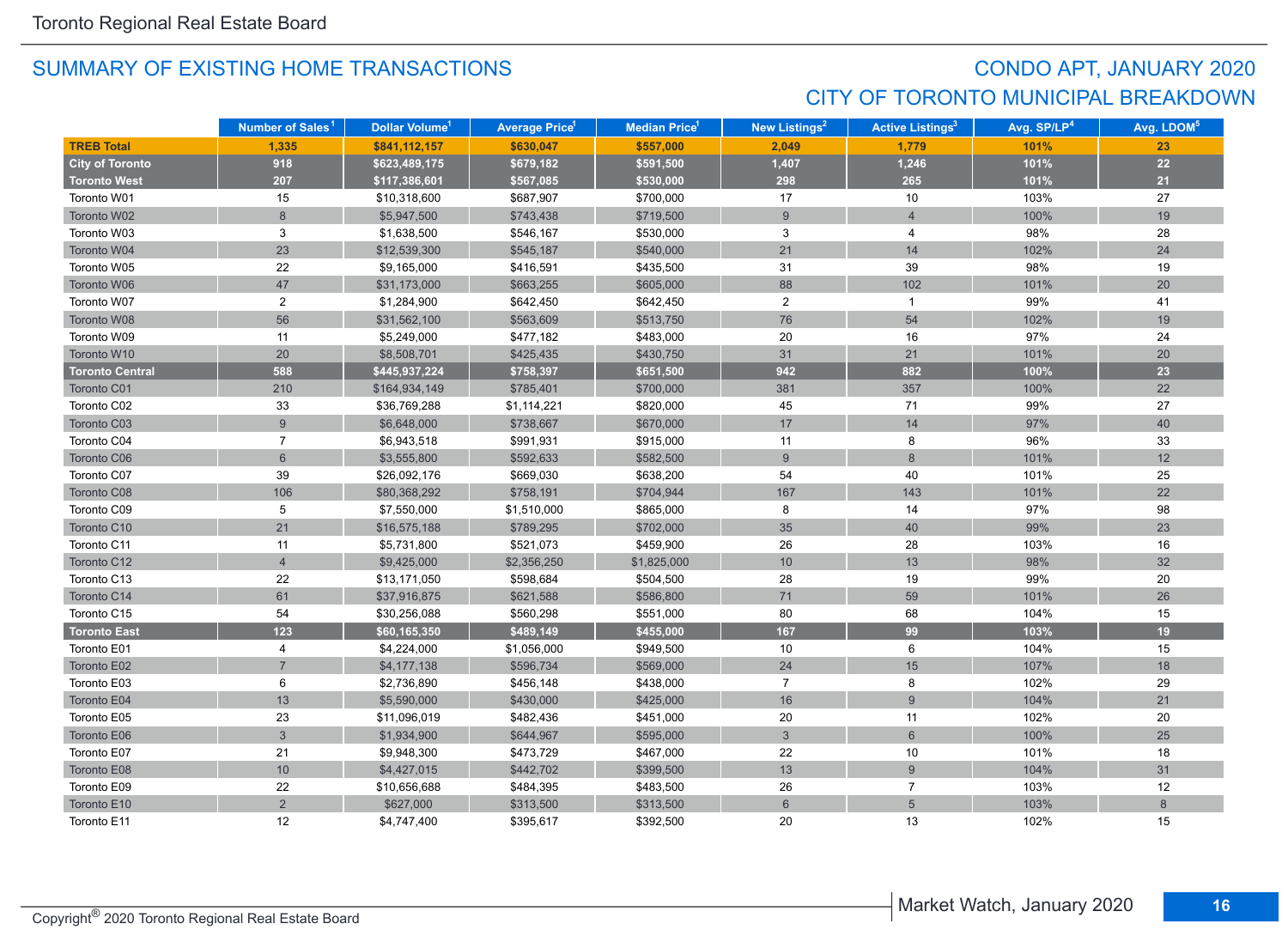## SUMMARY OF EXISTING HOME TRANSACTIONS

## CONDO APT, JANUARY 2020
## CITY OF TORONTO MUNICIPAL BREAKDOWN

| | Number of Sales[1] | Dollar Volume[1] | Average Price[1] | Median Price[1] | New Listings[2] | Active Listings[3] | Avg. SP/LP[4] | Avg. LDOM[5] |
|---|---|---|---|---|---|---|---|---|
| **TREB Total** | **1,335** | **$841,112,157** | **$630,047** | **$557,000** | **2,049** | **1,779** | **101%** | **23** |
| **City of Toronto** | **918** | **$623,489,175** | **$679,182** | **$591,500** | **1,407** | **1,246** | **101%** | **22** |
| **Toronto West** | **207** | **$117,386,601** | **$567,085** | **$530,000** | **298** | **265** | **101%** | **21** |
| Toronto W01 | 15 | $10,318,600 | $687,907 | $700,000 | 17 | 10 | 103% | 27 |
| Toronto W02 | 8 | $5,947,500 | $743,438 | $719,500 | 9 | 4 | 100% | 19 |
| Toronto W03 | 3 | $1,638,500 | $546,167 | $530,000 | 3 | 4 | 98% | 28 |
| Toronto W04 | 23 | $12,539,300 | $545,187 | $540,000 | 21 | 14 | 102% | 24 |
| Toronto W05 | 22 | $9,165,000 | $416,591 | $435,500 | 31 | 39 | 98% | 19 |
| Toronto W06 | 47 | $31,173,000 | $663,255 | $605,000 | 88 | 102 | 101% | 20 |
| Toronto W07 | 2 | $1,284,900 | $642,450 | $642,450 | 2 | 1 | 99% | 41 |
| Toronto W08 | 56 | $31,562,100 | $563,609 | $513,750 | 76 | 54 | 102% | 19 |
| Toronto W09 | 11 | $5,249,000 | $477,182 | $483,000 | 20 | 16 | 97% | 24 |
| Toronto W10 | 20 | $8,508,701 | $425,435 | $430,750 | 31 | 21 | 101% | 20 |
| **Toronto Central** | **588** | **$445,937,224** | **$758,397** | **$651,500** | **942** | **882** | **100%** | **23** |
| Toronto C01 | 210 | $164,934,149 | $785,401 | $700,000 | 381 | 357 | 100% | 22 |
| Toronto C02 | 33 | $36,769,288 | $1,114,221 | $820,000 | 45 | 71 | 99% | 27 |
| Toronto C03 | 9 | $6,648,000 | $738,667 | $670,000 | 17 | 14 | 97% | 40 |
| Toronto C04 | 7 | $6,943,518 | $991,931 | $915,000 | 11 | 8 | 96% | 33 |
| Toronto C06 | 6 | $3,555,800 | $592,633 | $582,500 | 9 | 8 | 101% | 12 |
| Toronto C07 | 39 | $26,092,176 | $669,030 | $638,200 | 54 | 40 | 101% | 25 |
| Toronto C08 | 106 | $80,368,292 | $758,191 | $704,944 | 167 | 143 | 101% | 22 |
| Toronto C09 | 5 | $7,550,000 | $1,510,000 | $865,000 | 8 | 14 | 97% | 98 |
| Toronto C10 | 21 | $16,575,188 | $789,295 | $702,000 | 35 | 40 | 99% | 23 |
| Toronto C11 | 11 | $5,731,800 | $521,073 | $459,900 | 26 | 28 | 103% | 16 |
| Toronto C12 | 4 | $9,425,000 | $2,356,250 | $1,825,000 | 10 | 13 | 98% | 32 |
| Toronto C13 | 22 | $13,171,050 | $598,684 | $504,500 | 28 | 19 | 99% | 20 |
| Toronto C14 | 61 | $37,916,875 | $621,588 | $586,800 | 71 | 59 | 101% | 26 |
| Toronto C15 | 54 | $30,256,088 | $560,298 | $551,000 | 80 | 68 | 104% | 15 |
| **Toronto East** | **123** | **$60,165,350** | **$489,149** | **$455,000** | **167** | **99** | **103%** | **19** |
| Toronto E01 | 4 | $4,224,000 | $1,056,000 | $949,500 | 10 | 6 | 104% | 15 |
| Toronto E02 | 7 | $4,177,138 | $596,734 | $569,000 | 24 | 15 | 107% | 18 |
| Toronto E03 | 6 | $2,736,890 | $456,148 | $438,000 | 7 | 8 | 102% | 29 |
| Toronto E04 | 13 | $5,590,000 | $430,000 | $425,000 | 16 | 9 | 104% | 21 |
| Toronto E05 | 23 | $11,096,019 | $482,436 | $451,000 | 20 | 11 | 102% | 20 |
| Toronto E06 | 3 | $1,934,900 | $644,967 | $595,000 | 3 | 6 | 100% | 25 |
| Toronto E07 | 21 | $9,948,300 | $473,729 | $467,000 | 22 | 10 | 101% | 18 |
| Toronto E08 | 10 | $4,427,015 | $442,702 | $399,500 | 13 | 9 | 104% | 31 |
| Toronto E09 | 22 | $10,656,688 | $484,395 | $483,500 | 26 | 7 | 103% | 12 |
| Toronto E10 | 2 | $627,000 | $313,500 | $313,500 | 6 | 5 | 103% | 8 |
| Toronto E11 | 12 | $4,747,400 | $395,617 | $392,500 | 20 | 13 | 102% | 15 |

Copyright® 2020 Toronto Regional Real Estate Board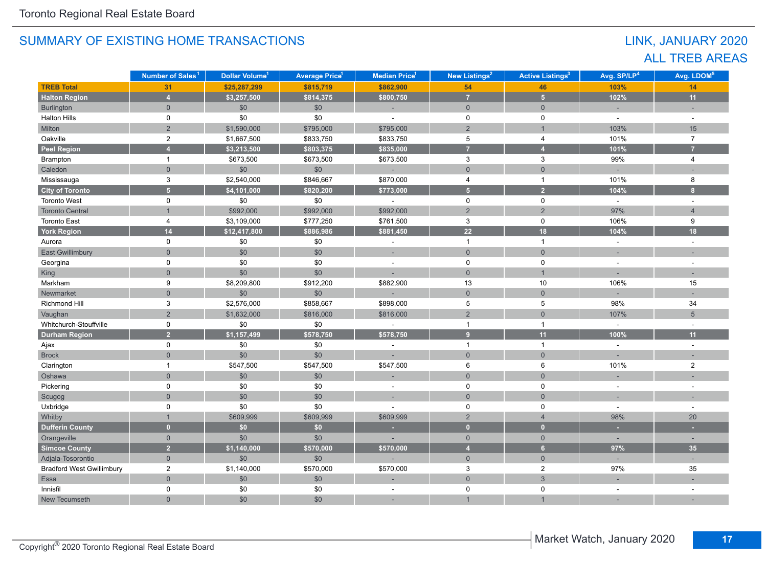Toronto Regional Real Estate Board

## SUMMARY OF EXISTING HOME TRANSACTIONS

## LINK, JANUARY 2020
## ALL TREB AREAS

| | Number of Sales[1] | Dollar Volume[1] | Average Price[1] | Median Price[1] | New Listings[2] | Active Listings[3] | Avg. SP/LP[4] | Avg. LDOM[5] |
|---|---|---|---|---|---|---|---|---|
| **TREB Total** | **31** | **$25,287,299** | **$815,719** | **$862,900** | **54** | **46** | **103%** | **14** |
| **Halton Region** | **4** | **$3,257,500** | **$814,375** | **$800,750** | **7** | **5** | **102%** | **11** |
| Burlington | 0 | $0 | $0 | - | 0 | 0 | - | - |
| Halton Hills | 0 | $0 | $0 | - | 0 | 0 | - | - |
| Milton | 2 | $1,590,000 | $795,000 | $795,000 | 2 | 1 | 103% | 15 |
| Oakville | 2 | $1,667,500 | $833,750 | $833,750 | 5 | 4 | 101% | 7 |
| **Peel Region** | **4** | **$3,213,500** | **$803,375** | **$835,000** | **7** | **4** | **101%** | **7** |
| Brampton | 1 | $673,500 | $673,500 | $673,500 | 3 | 3 | 99% | 4 |
| Caledon | 0 | $0 | $0 | - | 0 | 0 | - | - |
| Mississauga | 3 | $2,540,000 | $846,667 | $870,000 | 4 | 1 | 101% | 8 |
| **City of Toronto** | **5** | **$4,101,000** | **$820,200** | **$773,000** | **5** | **2** | **104%** | **8** |
| Toronto West | 0 | $0 | $0 | - | 0 | 0 | - | - |
| Toronto Central | 1 | $992,000 | $992,000 | $992,000 | 2 | 2 | 97% | 4 |
| Toronto East | 4 | $3,109,000 | $777,250 | $761,500 | 3 | 0 | 106% | 9 |
| **York Region** | **14** | **$12,417,800** | **$886,986** | **$881,450** | **22** | **18** | **104%** | **18** |
| Aurora | 0 | $0 | $0 | - | 1 | 1 | - | - |
| East Gwillimbury | 0 | $0 | $0 | - | 0 | 0 | - | - |
| Georgina | 0 | $0 | $0 | - | 0 | 0 | - | - |
| King | 0 | $0 | $0 | - | 0 | 1 | - | - |
| Markham | 9 | $8,209,800 | $912,200 | $882,900 | 13 | 10 | 106% | 15 |
| Newmarket | 0 | $0 | $0 | - | 0 | 0 | - | - |
| Richmond Hill | 3 | $2,576,000 | $858,667 | $898,000 | 5 | 5 | 98% | 34 |
| Vaughan | 2 | $1,632,000 | $816,000 | $816,000 | 2 | 0 | 107% | 5 |
| Whitchurch-Stouffville | 0 | $0 | $0 | - | 1 | 1 | - | - |
| **Durham Region** | **2** | **$1,157,499** | **$578,750** | **$578,750** | **9** | **11** | **100%** | **11** |
| Ajax | 0 | $0 | $0 | - | 1 | 1 | - | - |
| Brock | 0 | $0 | $0 | - | 0 | 0 | - | - |
| Clarington | 1 | $547,500 | $547,500 | $547,500 | 6 | 6 | 101% | 2 |
| Oshawa | 0 | $0 | $0 | - | 0 | 0 | - | - |
| Pickering | 0 | $0 | $0 | - | 0 | 0 | - | - |
| Scugog | 0 | $0 | $0 | - | 0 | 0 | - | - |
| Uxbridge | 0 | $0 | $0 | - | 0 | 0 | - | - |
| Whitby | 1 | $609,999 | $609,999 | $609,999 | 2 | 4 | 98% | 20 |
| **Dufferin County** | **0** | **$0** | **$0** | **-** | **0** | **0** | **-** | **-** |
| Orangeville | 0 | $0 | $0 | - | 0 | 0 | - | - |
| **Simcoe County** | **2** | **$1,140,000** | **$570,000** | **$570,000** | **4** | **6** | **97%** | **35** |
| Adjala-Tosorontio | 0 | $0 | $0 | - | 0 | 0 | - | - |
| Bradford West Gwillimbury | 2 | $1,140,000 | $570,000 | $570,000 | 3 | 2 | 97% | 35 |
| Essa | 0 | $0 | $0 | - | 0 | 3 | - | - |
| Innisfil | 0 | $0 | $0 | - | 0 | 0 | - | - |
| New Tecumseth | 0 | $0 | $0 | - | 1 | 1 | - | - |

Copyright® 2020 Toronto Regional Real Estate Board

Market Watch, January 2020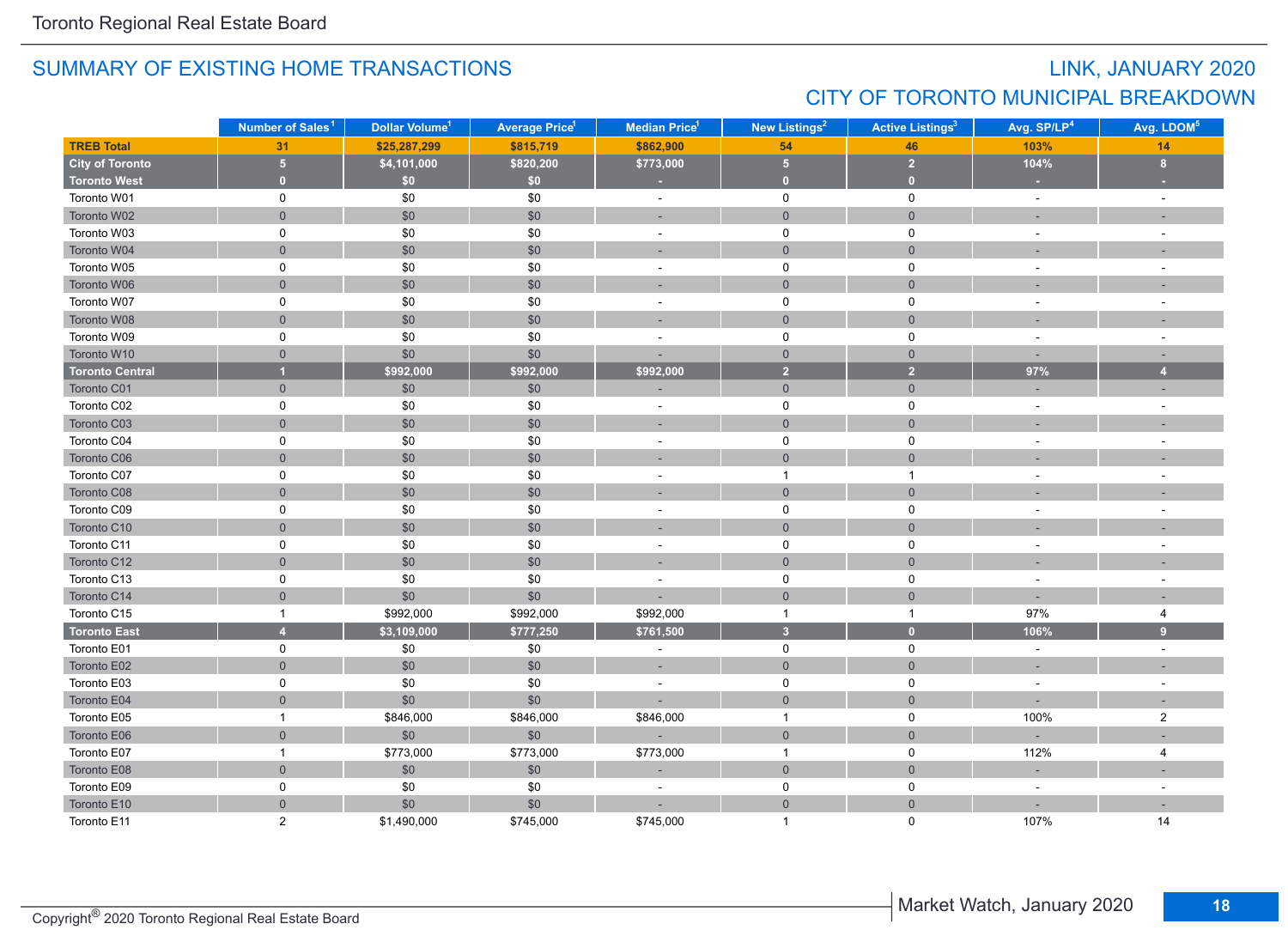## SUMMARY OF EXISTING HOME TRANSACTIONS

## LINK, JANUARY 2020
## CITY OF TORONTO MUNICIPAL BREAKDOWN

| | Number of Sales[1] | Dollar Volume[1] | Average Price[1] | Median Price[1] | New Listings[2] | Active Listings[3] | Avg. SP/LP[4] | Avg. LDOM[5] |
|---|---|---|---|---|---|---|---|---|
| **TREB Total** | **31** | **$25,287,299** | **$815,719** | **$862,900** | **54** | **46** | **103%** | **14** |
| **City of Toronto** | **5** | **$4,101,000** | **$820,200** | **$773,000** | **5** | **2** | **104%** | **8** |
| **Toronto West** | **0** | **$0** | **$0** | **-** | **0** | **0** | **-** | **-** |
| Toronto W01 | 0 | $0 | $0 | - | 0 | 0 | - | - |
| Toronto W02 | 0 | $0 | $0 | - | 0 | 0 | - | - |
| Toronto W03 | 0 | $0 | $0 | - | 0 | 0 | - | - |
| Toronto W04 | 0 | $0 | $0 | - | 0 | 0 | - | - |
| Toronto W05 | 0 | $0 | $0 | - | 0 | 0 | - | - |
| Toronto W06 | 0 | $0 | $0 | - | 0 | 0 | - | - |
| Toronto W07 | 0 | $0 | $0 | - | 0 | 0 | - | - |
| Toronto W08 | 0 | $0 | $0 | - | 0 | 0 | - | - |
| Toronto W09 | 0 | $0 | $0 | - | 0 | 0 | - | - |
| Toronto W10 | 0 | $0 | $0 | - | 0 | 0 | - | - |
| **Toronto Central** | **1** | **$992,000** | **$992,000** | **$992,000** | **2** | **2** | **97%** | **4** |
| Toronto C01 | 0 | $0 | $0 | - | 0 | 0 | - | - |
| Toronto C02 | 0 | $0 | $0 | - | 0 | 0 | - | - |
| Toronto C03 | 0 | $0 | $0 | - | 0 | 0 | - | - |
| Toronto C04 | 0 | $0 | $0 | - | 0 | 0 | - | - |
| Toronto C06 | 0 | $0 | $0 | - | 0 | 0 | - | - |
| Toronto C07 | 0 | $0 | $0 | - | 1 | 1 | - | - |
| Toronto C08 | 0 | $0 | $0 | - | 0 | 0 | - | - |
| Toronto C09 | 0 | $0 | $0 | - | 0 | 0 | - | - |
| Toronto C10 | 0 | $0 | $0 | - | 0 | 0 | - | - |
| Toronto C11 | 0 | $0 | $0 | - | 0 | 0 | - | - |
| Toronto C12 | 0 | $0 | $0 | - | 0 | 0 | - | - |
| Toronto C13 | 0 | $0 | $0 | - | 0 | 0 | - | - |
| Toronto C14 | 0 | $0 | $0 | - | 0 | 0 | - | - |
| Toronto C15 | 1 | $992,000 | $992,000 | $992,000 | 1 | 1 | 97% | 4 |
| **Toronto East** | **4** | **$3,109,000** | **$777,250** | **$761,500** | **3** | **0** | **106%** | **9** |
| Toronto E01 | 0 | $0 | $0 | - | 0 | 0 | - | - |
| Toronto E02 | 0 | $0 | $0 | - | 0 | 0 | - | - |
| Toronto E03 | 0 | $0 | $0 | - | 0 | 0 | - | - |
| Toronto E04 | 0 | $0 | $0 | - | 0 | 0 | - | - |
| Toronto E05 | 1 | $846,000 | $846,000 | $846,000 | 1 | 0 | 100% | 2 |
| Toronto E06 | 0 | $0 | $0 | - | 0 | 0 | - | - |
| Toronto E07 | 1 | $773,000 | $773,000 | $773,000 | 1 | 0 | 112% | 4 |
| Toronto E08 | 0 | $0 | $0 | - | 0 | 0 | - | - |
| Toronto E09 | 0 | $0 | $0 | - | 0 | 0 | - | - |
| Toronto E10 | 0 | $0 | $0 | - | 0 | 0 | - | - |
| Toronto E11 | 2 | $1,490,000 | $745,000 | $745,000 | 1 | 0 | 107% | 14 |

Copyright® 2020 Toronto Regional Real Estate Board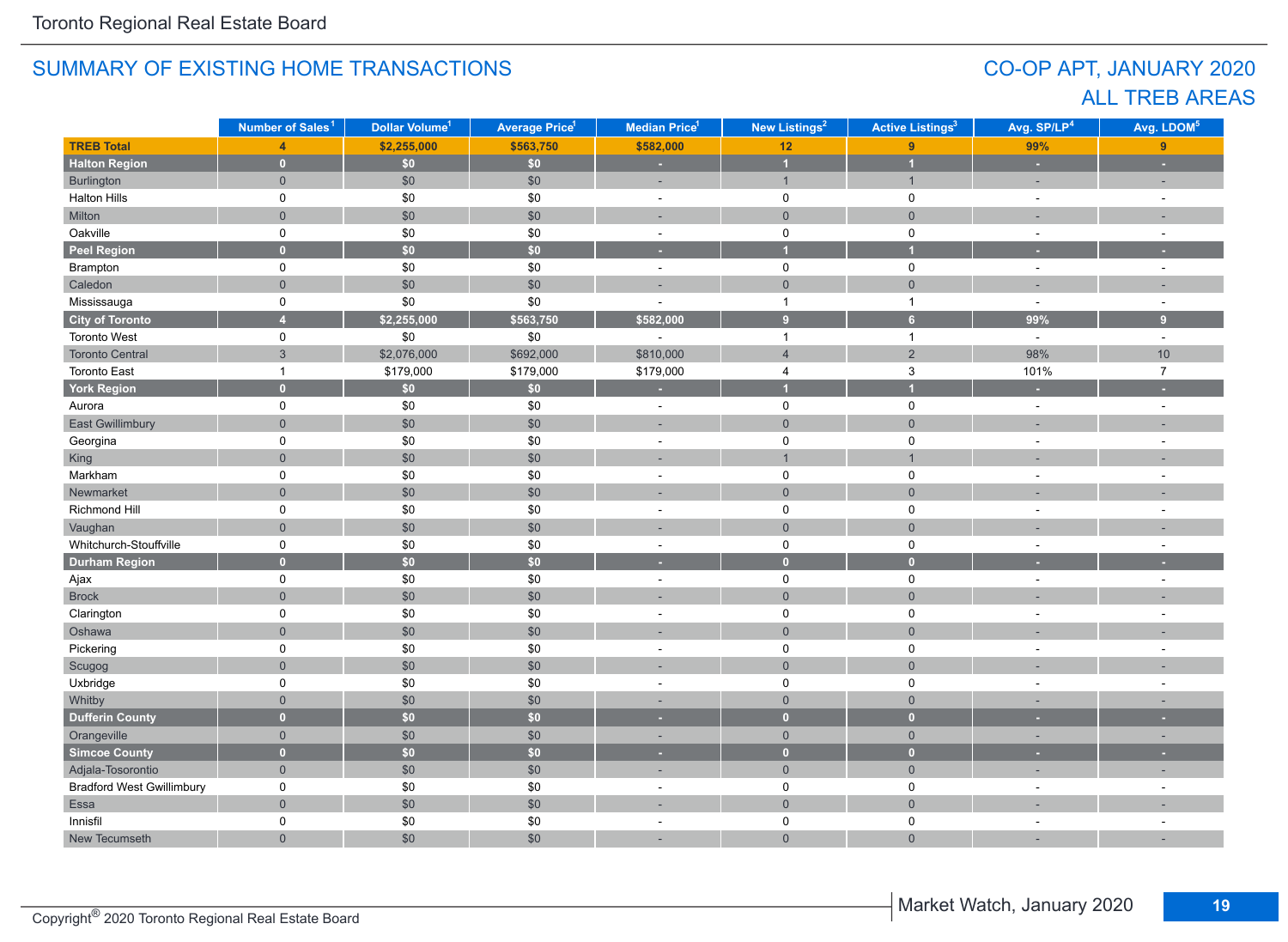Toronto Regional Real Estate Board

## SUMMARY OF EXISTING HOME TRANSACTIONS

## CO-OP APT, JANUARY 2020
## ALL TREB AREAS

| | Number of Sales[1] | Dollar Volume[1] | Average Price[1] | Median Price[1] | New Listings[2] | Active Listings[3] | Avg. SP/LP[4] | Avg. LDOM[5] |
|---|---|---|---|---|---|---|---|---|
| **TREB Total** | **4** | **$2,255,000** | **$563,750** | **$582,000** | **12** | **9** | **99%** | **9** |
| **Halton Region** | **0** | **$0** | **$0** | **-** | **1** | **1** | **-** | **-** |
| Burlington | 0 | $0 | $0 | - | 1 | 1 | - | - |
| Halton Hills | 0 | $0 | $0 | - | 0 | 0 | - | - |
| Milton | 0 | $0 | $0 | - | 0 | 0 | - | - |
| Oakville | 0 | $0 | $0 | - | 0 | 0 | - | - |
| **Peel Region** | **0** | **$0** | **$0** | **-** | **1** | **1** | **-** | **-** |
| Brampton | 0 | $0 | $0 | - | 0 | 0 | - | - |
| Caledon | 0 | $0 | $0 | - | 0 | 0 | - | - |
| Mississauga | 0 | $0 | $0 | - | 1 | 1 | - | - |
| **City of Toronto** | **4** | **$2,255,000** | **$563,750** | **$582,000** | **9** | **6** | **99%** | **9** |
| Toronto West | 0 | $0 | $0 | - | 1 | 1 | - | - |
| Toronto Central | 3 | $2,076,000 | $692,000 | $810,000 | 4 | 2 | 98% | 10 |
| Toronto East | 1 | $179,000 | $179,000 | $179,000 | 4 | 3 | 101% | 7 |
| **York Region** | **0** | **$0** | **$0** | **-** | **1** | **1** | **-** | **-** |
| Aurora | 0 | $0 | $0 | - | 0 | 0 | - | - |
| East Gwillimbury | 0 | $0 | $0 | - | 0 | 0 | - | - |
| Georgina | 0 | $0 | $0 | - | 0 | 0 | - | - |
| King | 0 | $0 | $0 | - | 1 | 1 | - | - |
| Markham | 0 | $0 | $0 | - | 0 | 0 | - | - |
| Newmarket | 0 | $0 | $0 | - | 0 | 0 | - | - |
| Richmond Hill | 0 | $0 | $0 | - | 0 | 0 | - | - |
| Vaughan | 0 | $0 | $0 | - | 0 | 0 | - | - |
| Whitchurch-Stouffville | 0 | $0 | $0 | - | 0 | 0 | - | - |
| **Durham Region** | **0** | **$0** | **$0** | **-** | **0** | **0** | **-** | **-** |
| Ajax | 0 | $0 | $0 | - | 0 | 0 | - | - |
| Brock | 0 | $0 | $0 | - | 0 | 0 | - | - |
| Clarington | 0 | $0 | $0 | - | 0 | 0 | - | - |
| Oshawa | 0 | $0 | $0 | - | 0 | 0 | - | - |
| Pickering | 0 | $0 | $0 | - | 0 | 0 | - | - |
| Scugog | 0 | $0 | $0 | - | 0 | 0 | - | - |
| Uxbridge | 0 | $0 | $0 | - | 0 | 0 | - | - |
| Whitby | 0 | $0 | $0 | - | 0 | 0 | - | - |
| **Dufferin County** | **0** | **$0** | **$0** | **-** | **0** | **0** | **-** | **-** |
| Orangeville | 0 | $0 | $0 | - | 0 | 0 | - | - |
| **Simcoe County** | **0** | **$0** | **$0** | **-** | **0** | **0** | **-** | **-** |
| Adjala-Tosorontio | 0 | $0 | $0 | - | 0 | 0 | - | - |
| Bradford West Gwillimbury | 0 | $0 | $0 | - | 0 | 0 | - | - |
| Essa | 0 | $0 | $0 | - | 0 | 0 | - | - |
| Innisfil | 0 | $0 | $0 | - | 0 | 0 | - | - |
| New Tecumseth | 0 | $0 | $0 | - | 0 | 0 | - | - |

Copyright® 2020 Toronto Regional Real Estate Board

Market Watch, January 2020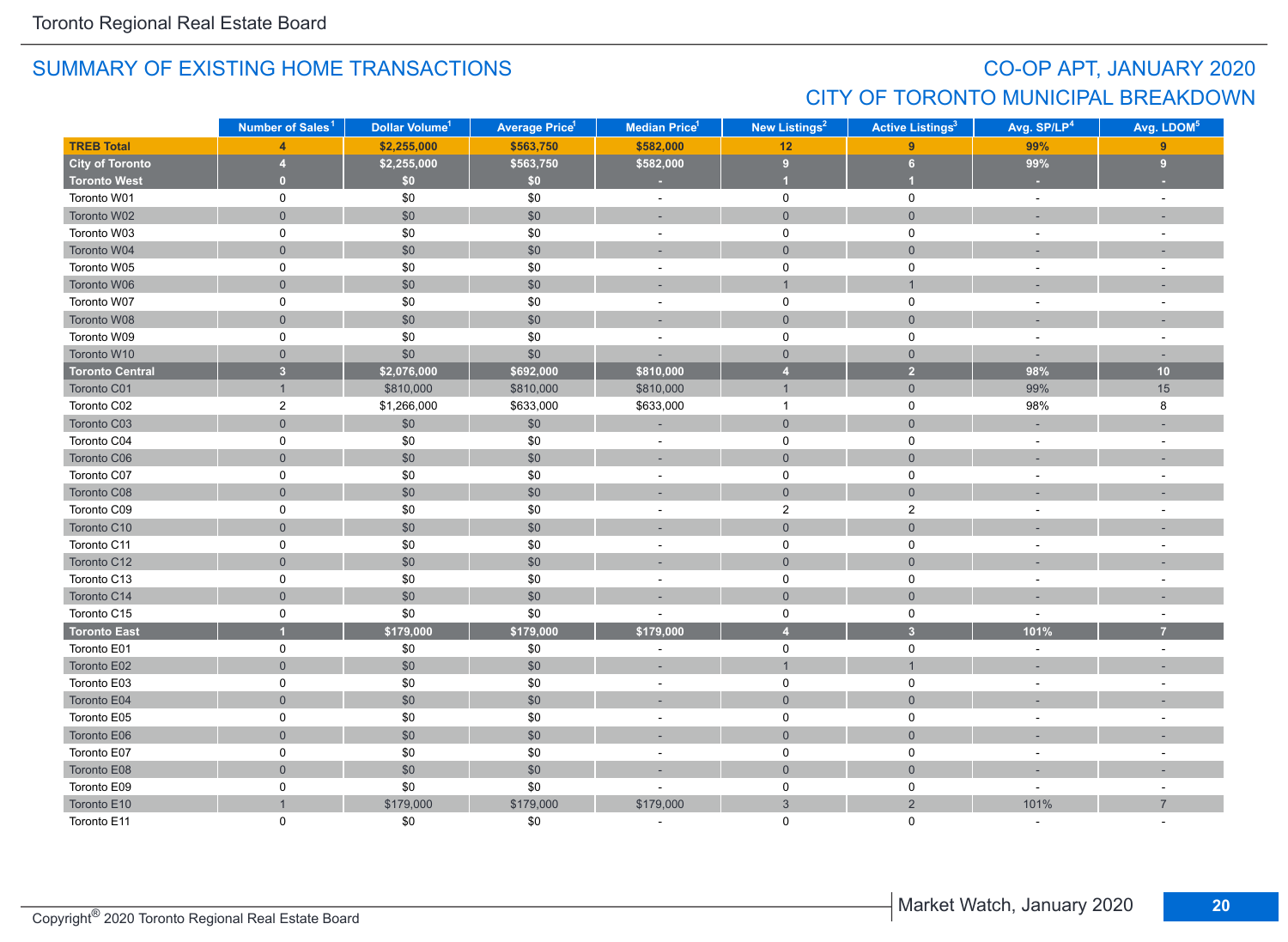Toronto Regional Real Estate Board

## SUMMARY OF EXISTING HOME TRANSACTIONS

## CO-OP APT, JANUARY 2020
## CITY OF TORONTO MUNICIPAL BREAKDOWN

| | Number of Sales[1] | Dollar Volume[1] | Average Price[1] | Median Price[1] | New Listings[2] | Active Listings[3] | Avg. SP/LP[4] | Avg. LDOM[5] |
|---|---|---|---|---|---|---|---|---|
| **TREB Total** | **4** | **$2,255,000** | **$563,750** | **$582,000** | **12** | **9** | **99%** | **9** |
| **City of Toronto** | **4** | **$2,255,000** | **$563,750** | **$582,000** | **9** | **6** | **99%** | **9** |
| **Toronto West** | **0** | **$0** | **$0** | **-** | **1** | **1** | **-** | **-** |
| Toronto W01 | 0 | $0 | $0 | - | 0 | 0 | - | - |
| Toronto W02 | 0 | $0 | $0 | - | 0 | 0 | - | - |
| Toronto W03 | 0 | $0 | $0 | - | 0 | 0 | - | - |
| Toronto W04 | 0 | $0 | $0 | - | 0 | 0 | - | - |
| Toronto W05 | 0 | $0 | $0 | - | 0 | 0 | - | - |
| Toronto W06 | 0 | $0 | $0 | - | 1 | 1 | - | - |
| Toronto W07 | 0 | $0 | $0 | - | 0 | 0 | - | - |
| Toronto W08 | 0 | $0 | $0 | - | 0 | 0 | - | - |
| Toronto W09 | 0 | $0 | $0 | - | 0 | 0 | - | - |
| Toronto W10 | 0 | $0 | $0 | - | 0 | 0 | - | - |
| **Toronto Central** | **3** | **$2,076,000** | **$692,000** | **$810,000** | **4** | **2** | **98%** | **10** |
| Toronto C01 | 1 | $810,000 | $810,000 | $810,000 | 1 | 0 | 99% | 15 |
| Toronto C02 | 2 | $1,266,000 | $633,000 | $633,000 | 1 | 0 | 98% | 8 |
| Toronto C03 | 0 | $0 | $0 | - | 0 | 0 | - | - |
| Toronto C04 | 0 | $0 | $0 | - | 0 | 0 | - | - |
| Toronto C06 | 0 | $0 | $0 | - | 0 | 0 | - | - |
| Toronto C07 | 0 | $0 | $0 | - | 0 | 0 | - | - |
| Toronto C08 | 0 | $0 | $0 | - | 0 | 0 | - | - |
| Toronto C09 | 0 | $0 | $0 | - | 2 | 2 | - | - |
| Toronto C10 | 0 | $0 | $0 | - | 0 | 0 | - | - |
| Toronto C11 | 0 | $0 | $0 | - | 0 | 0 | - | - |
| Toronto C12 | 0 | $0 | $0 | - | 0 | 0 | - | - |
| Toronto C13 | 0 | $0 | $0 | - | 0 | 0 | - | - |
| Toronto C14 | 0 | $0 | $0 | - | 0 | 0 | - | - |
| Toronto C15 | 0 | $0 | $0 | - | 0 | 0 | - | - |
| **Toronto East** | **1** | **$179,000** | **$179,000** | **$179,000** | **4** | **3** | **101%** | **7** |
| Toronto E01 | 0 | $0 | $0 | - | 0 | 0 | - | - |
| Toronto E02 | 0 | $0 | $0 | - | 1 | 1 | - | - |
| Toronto E03 | 0 | $0 | $0 | - | 0 | 0 | - | - |
| Toronto E04 | 0 | $0 | $0 | - | 0 | 0 | - | - |
| Toronto E05 | 0 | $0 | $0 | - | 0 | 0 | - | - |
| Toronto E06 | 0 | $0 | $0 | - | 0 | 0 | - | - |
| Toronto E07 | 0 | $0 | $0 | - | 0 | 0 | - | - |
| Toronto E08 | 0 | $0 | $0 | - | 0 | 0 | - | - |
| Toronto E09 | 0 | $0 | $0 | - | 0 | 0 | - | - |
| Toronto E10 | 1 | $179,000 | $179,000 | $179,000 | 3 | 2 | 101% | 7 |
| Toronto E11 | 0 | $0 | $0 | - | 0 | 0 | - | - |

Copyright® 2020 Toronto Regional Real Estate Board

Market Watch, January 2020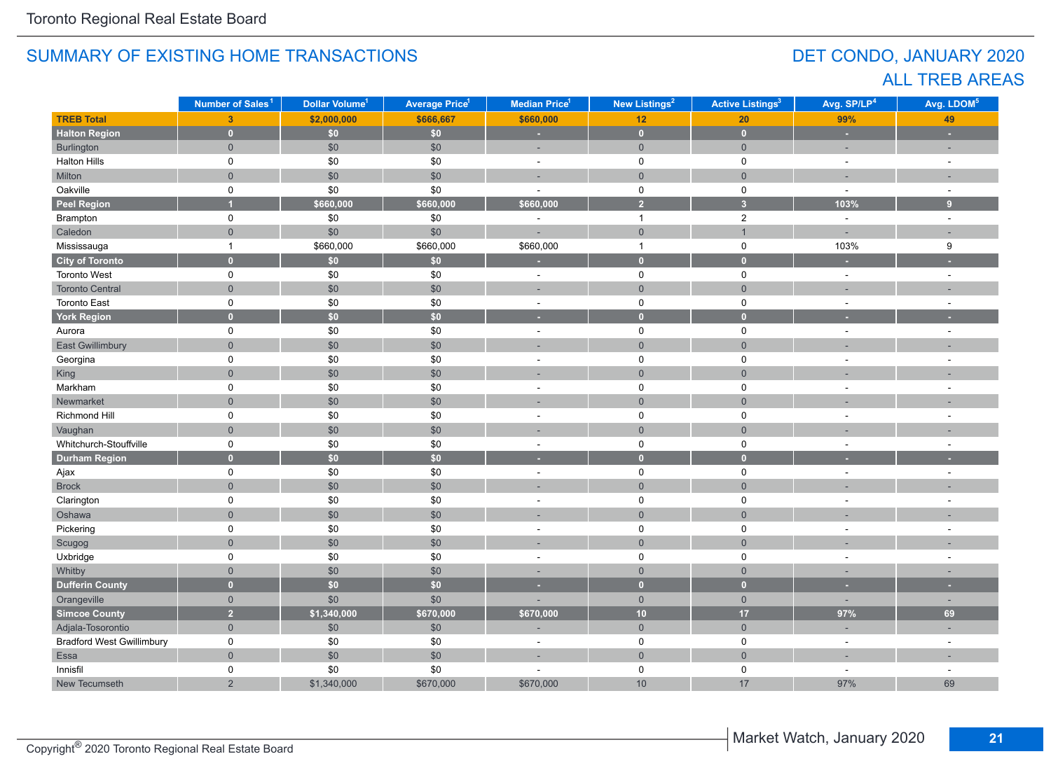Toronto Regional Real Estate Board

## SUMMARY OF EXISTING HOME TRANSACTIONS

## DET CONDO, JANUARY 2020
## ALL TREB AREAS

| | Number of Sales[1] | Dollar Volume[1] | Average Price[1] | Median Price[1] | New Listings[2] | Active Listings[3] | Avg. SP/LP[4] | Avg. LDOM[5] |
|---|---|---|---|---|---|---|---|---|
| **TREB Total** | **3** | **$2,000,000** | **$666,667** | **$660,000** | **12** | **20** | **99%** | **49** |
| **Halton Region** | **0** | **$0** | **$0** | **-** | **0** | **0** | **-** | **-** |
| Burlington | 0 | $0 | $0 | - | 0 | 0 | - | - |
| Halton Hills | 0 | $0 | $0 | - | 0 | 0 | - | - |
| Milton | 0 | $0 | $0 | - | 0 | 0 | - | - |
| Oakville | 0 | $0 | $0 | - | 0 | 0 | - | - |
| **Peel Region** | **1** | **$660,000** | **$660,000** | **$660,000** | **2** | **3** | **103%** | **9** |
| Brampton | 0 | $0 | $0 | - | 1 | 2 | - | - |
| Caledon | 0 | $0 | $0 | - | 0 | 1 | - | - |
| Mississauga | 1 | $660,000 | $660,000 | $660,000 | 1 | 0 | 103% | 9 |
| **City of Toronto** | **0** | **$0** | **$0** | **-** | **0** | **0** | **-** | **-** |
| Toronto West | 0 | $0 | $0 | - | 0 | 0 | - | - |
| Toronto Central | 0 | $0 | $0 | - | 0 | 0 | - | - |
| Toronto East | 0 | $0 | $0 | - | 0 | 0 | - | - |
| **York Region** | **0** | **$0** | **$0** | **-** | **0** | **0** | **-** | **-** |
| Aurora | 0 | $0 | $0 | - | 0 | 0 | - | - |
| East Gwillimbury | 0 | $0 | $0 | - | 0 | 0 | - | - |
| Georgina | 0 | $0 | $0 | - | 0 | 0 | - | - |
| King | 0 | $0 | $0 | - | 0 | 0 | - | - |
| Markham | 0 | $0 | $0 | - | 0 | 0 | - | - |
| Newmarket | 0 | $0 | $0 | - | 0 | 0 | - | - |
| Richmond Hill | 0 | $0 | $0 | - | 0 | 0 | - | - |
| Vaughan | 0 | $0 | $0 | - | 0 | 0 | - | - |
| Whitchurch-Stouffville | 0 | $0 | $0 | - | 0 | 0 | - | - |
| **Durham Region** | **0** | **$0** | **$0** | **-** | **0** | **0** | **-** | **-** |
| Ajax | 0 | $0 | $0 | - | 0 | 0 | - | - |
| Brock | 0 | $0 | $0 | - | 0 | 0 | - | - |
| Clarington | 0 | $0 | $0 | - | 0 | 0 | - | - |
| Oshawa | 0 | $0 | $0 | - | 0 | 0 | - | - |
| Pickering | 0 | $0 | $0 | - | 0 | 0 | - | - |
| Scugog | 0 | $0 | $0 | - | 0 | 0 | - | - |
| Uxbridge | 0 | $0 | $0 | - | 0 | 0 | - | - |
| Whitby | 0 | $0 | $0 | - | 0 | 0 | - | - |
| **Dufferin County** | **0** | **$0** | **$0** | **-** | **0** | **0** | **-** | **-** |
| Orangeville | 0 | $0 | $0 | - | 0 | 0 | - | - |
| **Simcoe County** | **2** | **$1,340,000** | **$670,000** | **$670,000** | **10** | **17** | **97%** | **69** |
| Adjala-Tosorontio | 0 | $0 | $0 | - | 0 | 0 | - | - |
| Bradford West Gwillimbury | 0 | $0 | $0 | - | 0 | 0 | - | - |
| Essa | 0 | $0 | $0 | - | 0 | 0 | - | - |
| Innisfil | 0 | $0 | $0 | - | 0 | 0 | - | - |
| New Tecumseth | 2 | $1,340,000 | $670,000 | $670,000 | 10 | 17 | 97% | 69 |

Copyright® 2020 Toronto Regional Real Estate Board

Market Watch, January 2020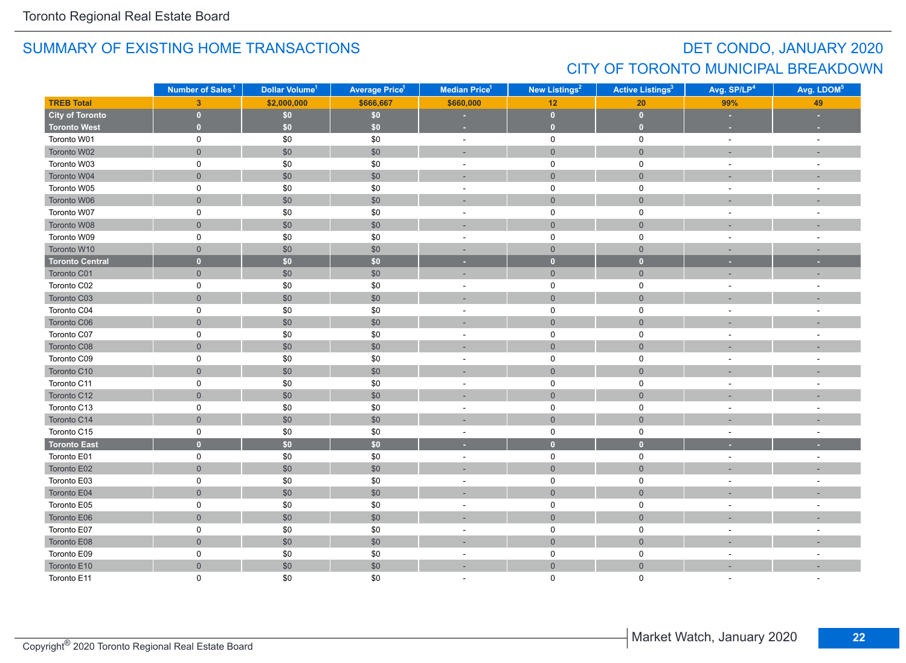Toronto Regional Real Estate Board

## SUMMARY OF EXISTING HOME TRANSACTIONS

## DET CONDO, JANUARY 2020
## CITY OF TORONTO MUNICIPAL BREAKDOWN

| | Number of Sales[1] | Dollar Volume[1] | Average Price[1] | Median Price[1] | New Listings[2] | Active Listings[3] | Avg. SP/LP[4] | Avg. LDOM[5] |
|---|---|---|---|---|---|---|---|---|
| **TREB Total** | **3** | **$2,000,000** | **$666,667** | **$660,000** | **12** | **20** | **99%** | **49** |
| **City of Toronto** | **0** | **$0** | **$0** | **-** | **0** | **0** | **-** | **-** |
| **Toronto West** | **0** | **$0** | **$0** | **-** | **0** | **0** | **-** | **-** |
| Toronto W01 | 0 | $0 | $0 | - | 0 | 0 | - | - |
| Toronto W02 | 0 | $0 | $0 | - | 0 | 0 | - | - |
| Toronto W03 | 0 | $0 | $0 | - | 0 | 0 | - | - |
| Toronto W04 | 0 | $0 | $0 | - | 0 | 0 | - | - |
| Toronto W05 | 0 | $0 | $0 | - | 0 | 0 | - | - |
| Toronto W06 | 0 | $0 | $0 | - | 0 | 0 | - | - |
| Toronto W07 | 0 | $0 | $0 | - | 0 | 0 | - | - |
| Toronto W08 | 0 | $0 | $0 | - | 0 | 0 | - | - |
| Toronto W09 | 0 | $0 | $0 | - | 0 | 0 | - | - |
| Toronto W10 | 0 | $0 | $0 | - | 0 | 0 | - | - |
| **Toronto Central** | **0** | **$0** | **$0** | **-** | **0** | **0** | **-** | **-** |
| Toronto C01 | 0 | $0 | $0 | - | 0 | 0 | - | - |
| Toronto C02 | 0 | $0 | $0 | - | 0 | 0 | - | - |
| Toronto C03 | 0 | $0 | $0 | - | 0 | 0 | - | - |
| Toronto C04 | 0 | $0 | $0 | - | 0 | 0 | - | - |
| Toronto C06 | 0 | $0 | $0 | - | 0 | 0 | - | - |
| Toronto C07 | 0 | $0 | $0 | - | 0 | 0 | - | - |
| Toronto C08 | 0 | $0 | $0 | - | 0 | 0 | - | - |
| Toronto C09 | 0 | $0 | $0 | - | 0 | 0 | - | - |
| Toronto C10 | 0 | $0 | $0 | - | 0 | 0 | - | - |
| Toronto C11 | 0 | $0 | $0 | - | 0 | 0 | - | - |
| Toronto C12 | 0 | $0 | $0 | - | 0 | 0 | - | - |
| Toronto C13 | 0 | $0 | $0 | - | 0 | 0 | - | - |
| Toronto C14 | 0 | $0 | $0 | - | 0 | 0 | - | - |
| Toronto C15 | 0 | $0 | $0 | - | 0 | 0 | - | - |
| **Toronto East** | **0** | **$0** | **$0** | **-** | **0** | **0** | **-** | **-** |
| Toronto E01 | 0 | $0 | $0 | - | 0 | 0 | - | - |
| Toronto E02 | 0 | $0 | $0 | - | 0 | 0 | - | - |
| Toronto E03 | 0 | $0 | $0 | - | 0 | 0 | - | - |
| Toronto E04 | 0 | $0 | $0 | - | 0 | 0 | - | - |
| Toronto E05 | 0 | $0 | $0 | - | 0 | 0 | - | - |
| Toronto E06 | 0 | $0 | $0 | - | 0 | 0 | - | - |
| Toronto E07 | 0 | $0 | $0 | - | 0 | 0 | - | - |
| Toronto E08 | 0 | $0 | $0 | - | 0 | 0 | - | - |
| Toronto E09 | 0 | $0 | $0 | - | 0 | 0 | - | - |
| Toronto E10 | 0 | $0 | $0 | - | 0 | 0 | - | - |
| Toronto E11 | 0 | $0 | $0 | - | 0 | 0 | - | - |

Copyright® 2020 Toronto Regional Real Estate Board

Market Watch, January 2020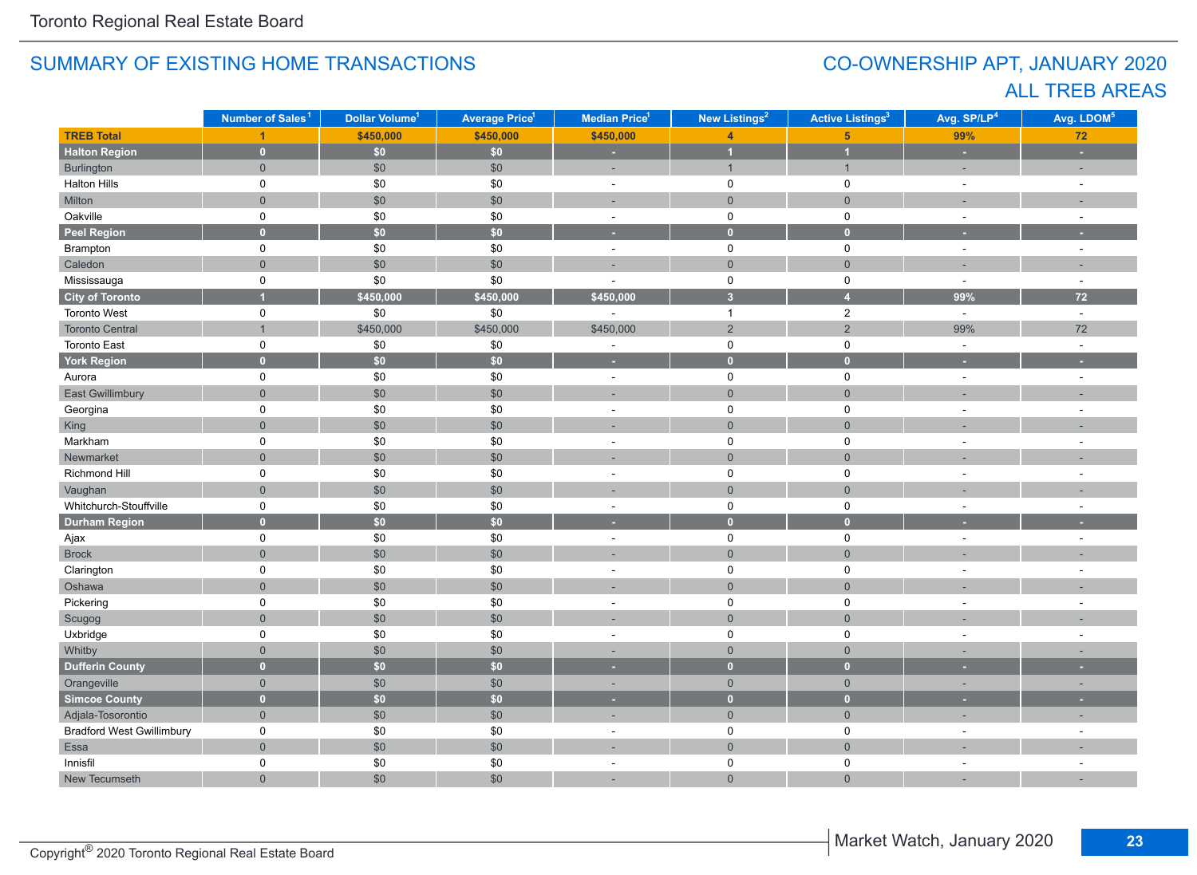## SUMMARY OF EXISTING HOME TRANSACTIONS

## CO-OWNERSHIP APT, JANUARY 2020
## ALL TREB AREAS

| | Number of Sales[1] | Dollar Volume[1] | Average Price[1] | Median Price[1] | New Listings[2] | Active Listings[3] | Avg. SP/LP[4] | Avg. LDOM[5] |
|---|---|---|---|---|---|---|---|---|
| **TREB Total** | **1** | **$450,000** | **$450,000** | **$450,000** | **4** | **5** | **99%** | **72** |
| **Halton Region** | **0** | **$0** | **$0** | **-** | **1** | **1** | **-** | **-** |
| Burlington | 0 | $0 | $0 | - | 1 | 1 | - | - |
| Halton Hills | 0 | $0 | $0 | - | 0 | 0 | - | - |
| Milton | 0 | $0 | $0 | - | 0 | 0 | - | - |
| Oakville | 0 | $0 | $0 | - | 0 | 0 | - | - |
| **Peel Region** | **0** | **$0** | **$0** | **-** | **0** | **0** | **-** | **-** |
| Brampton | 0 | $0 | $0 | - | 0 | 0 | - | - |
| Caledon | 0 | $0 | $0 | - | 0 | 0 | - | - |
| Mississauga | 0 | $0 | $0 | - | 0 | 0 | - | - |
| **City of Toronto** | **1** | **$450,000** | **$450,000** | **$450,000** | **3** | **4** | **99%** | **72** |
| Toronto West | 0 | $0 | $0 | - | 1 | 2 | - | - |
| Toronto Central | 1 | $450,000 | $450,000 | $450,000 | 2 | 2 | 99% | 72 |
| Toronto East | 0 | $0 | $0 | - | 0 | 0 | - | - |
| **York Region** | **0** | **$0** | **$0** | **-** | **0** | **0** | **-** | **-** |
| Aurora | 0 | $0 | $0 | - | 0 | 0 | - | - |
| East Gwillimbury | 0 | $0 | $0 | - | 0 | 0 | - | - |
| Georgina | 0 | $0 | $0 | - | 0 | 0 | - | - |
| King | 0 | $0 | $0 | - | 0 | 0 | - | - |
| Markham | 0 | $0 | $0 | - | 0 | 0 | - | - |
| Newmarket | 0 | $0 | $0 | - | 0 | 0 | - | - |
| Richmond Hill | 0 | $0 | $0 | - | 0 | 0 | - | - |
| Vaughan | 0 | $0 | $0 | - | 0 | 0 | - | - |
| Whitchurch-Stouffville | 0 | $0 | $0 | - | 0 | 0 | - | - |
| **Durham Region** | **0** | **$0** | **$0** | **-** | **0** | **0** | **-** | **-** |
| Ajax | 0 | $0 | $0 | - | 0 | 0 | - | - |
| Brock | 0 | $0 | $0 | - | 0 | 0 | - | - |
| Clarington | 0 | $0 | $0 | - | 0 | 0 | - | - |
| Oshawa | 0 | $0 | $0 | - | 0 | 0 | - | - |
| Pickering | 0 | $0 | $0 | - | 0 | 0 | - | - |
| Scugog | 0 | $0 | $0 | - | 0 | 0 | - | - |
| Uxbridge | 0 | $0 | $0 | - | 0 | 0 | - | - |
| Whitby | 0 | $0 | $0 | - | 0 | 0 | - | - |
| **Dufferin County** | **0** | **$0** | **$0** | **-** | **0** | **0** | **-** | **-** |
| Orangeville | 0 | $0 | $0 | - | 0 | 0 | - | - |
| **Simcoe County** | **0** | **$0** | **$0** | **-** | **0** | **0** | **-** | **-** |
| Adjala-Tosorontio | 0 | $0 | $0 | - | 0 | 0 | - | - |
| Bradford West Gwillimbury | 0 | $0 | $0 | - | 0 | 0 | - | - |
| Essa | 0 | $0 | $0 | - | 0 | 0 | - | - |
| Innisfil | 0 | $0 | $0 | - | 0 | 0 | - | - |
| New Tecumseth | 0 | $0 | $0 | - | 0 | 0 | - | - |

Copyright® 2020 Toronto Regional Real Estate Board

Market Watch, January 2020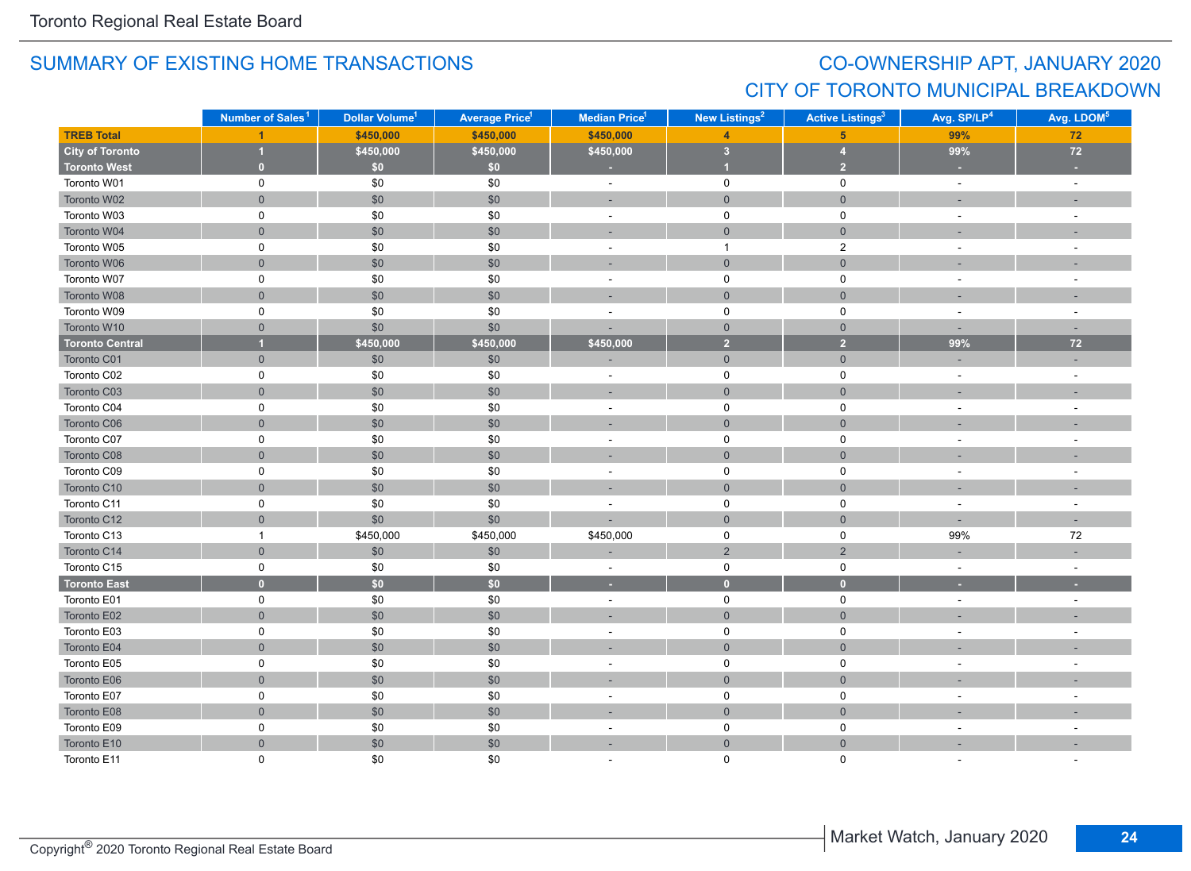## SUMMARY OF EXISTING HOME TRANSACTIONS

## CO-OWNERSHIP APT, JANUARY 2020
## CITY OF TORONTO MUNICIPAL BREAKDOWN

| | Number of Sales[1] | Dollar Volume[1] | Average Price[1] | Median Price[1] | New Listings[2] | Active Listings[3] | Avg. SP/LP[4] | Avg. LDOM[5] |
|---|---|---|---|---|---|---|---|---|
| **TREB Total** | **1** | **$450,000** | **$450,000** | **$450,000** | **4** | **5** | **99%** | **72** |
| **City of Toronto** | **1** | **$450,000** | **$450,000** | **$450,000** | **3** | **4** | **99%** | **72** |
| **Toronto West** | **0** | **$0** | **$0** | **-** | **1** | **2** | **-** | **-** |
| Toronto W01 | 0 | $0 | $0 | - | 0 | 0 | - | - |
| Toronto W02 | 0 | $0 | $0 | - | 0 | 0 | - | - |
| Toronto W03 | 0 | $0 | $0 | - | 0 | 0 | - | - |
| Toronto W04 | 0 | $0 | $0 | - | 0 | 0 | - | - |
| Toronto W05 | 0 | $0 | $0 | - | 1 | 2 | - | - |
| Toronto W06 | 0 | $0 | $0 | - | 0 | 0 | - | - |
| Toronto W07 | 0 | $0 | $0 | - | 0 | 0 | - | - |
| Toronto W08 | 0 | $0 | $0 | - | 0 | 0 | - | - |
| Toronto W09 | 0 | $0 | $0 | - | 0 | 0 | - | - |
| Toronto W10 | 0 | $0 | $0 | - | 0 | 0 | - | - |
| **Toronto Central** | **1** | **$450,000** | **$450,000** | **$450,000** | **2** | **2** | **99%** | **72** |
| Toronto C01 | 0 | $0 | $0 | - | 0 | 0 | - | - |
| Toronto C02 | 0 | $0 | $0 | - | 0 | 0 | - | - |
| Toronto C03 | 0 | $0 | $0 | - | 0 | 0 | - | - |
| Toronto C04 | 0 | $0 | $0 | - | 0 | 0 | - | - |
| Toronto C06 | 0 | $0 | $0 | - | 0 | 0 | - | - |
| Toronto C07 | 0 | $0 | $0 | - | 0 | 0 | - | - |
| Toronto C08 | 0 | $0 | $0 | - | 0 | 0 | - | - |
| Toronto C09 | 0 | $0 | $0 | - | 0 | 0 | - | - |
| Toronto C10 | 0 | $0 | $0 | - | 0 | 0 | - | - |
| Toronto C11 | 0 | $0 | $0 | - | 0 | 0 | - | - |
| Toronto C12 | 0 | $0 | $0 | - | 0 | 0 | - | - |
| Toronto C13 | 1 | $450,000 | $450,000 | $450,000 | 0 | 0 | 99% | 72 |
| Toronto C14 | 0 | $0 | $0 | - | 2 | 2 | - | - |
| Toronto C15 | 0 | $0 | $0 | - | 0 | 0 | - | - |
| **Toronto East** | **0** | **$0** | **$0** | **-** | **0** | **0** | **-** | **-** |
| Toronto E01 | 0 | $0 | $0 | - | 0 | 0 | - | - |
| Toronto E02 | 0 | $0 | $0 | - | 0 | 0 | - | - |
| Toronto E03 | 0 | $0 | $0 | - | 0 | 0 | - | - |
| Toronto E04 | 0 | $0 | $0 | - | 0 | 0 | - | - |
| Toronto E05 | 0 | $0 | $0 | - | 0 | 0 | - | - |
| Toronto E06 | 0 | $0 | $0 | - | 0 | 0 | - | - |
| Toronto E07 | 0 | $0 | $0 | - | 0 | 0 | - | - |
| Toronto E08 | 0 | $0 | $0 | - | 0 | 0 | - | - |
| Toronto E09 | 0 | $0 | $0 | - | 0 | 0 | - | - |
| Toronto E10 | 0 | $0 | $0 | - | 0 | 0 | - | - |
| Toronto E11 | 0 | $0 | $0 | - | 0 | 0 | - | - |

Copyright® 2020 Toronto Regional Real Estate Board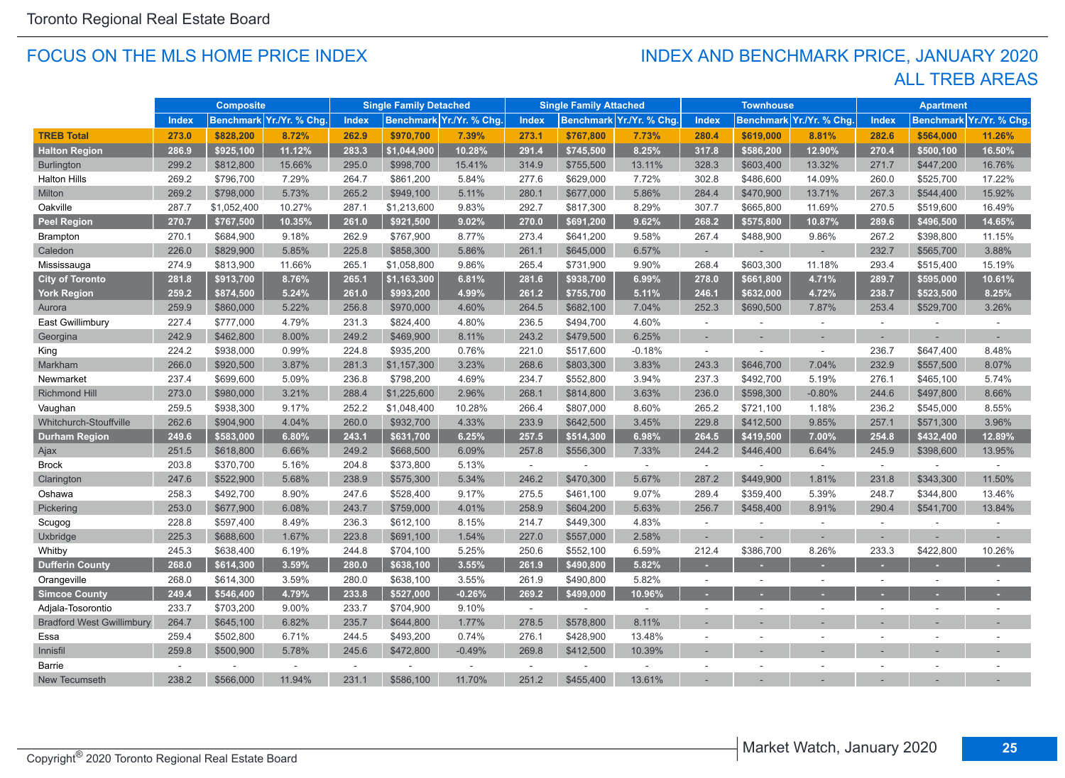Toronto Regional Real Estate Board

## FOCUS ON THE MLS HOME PRICE INDEX

## INDEX AND BENCHMARK PRICE, JANUARY 2020 ALL TREB AREAS

| | Composite | | | Single Family Detached | | | Single Family Attached | | | Townhouse | | | Apartment | | |
|---|---|---|---|---|---|---|---|---|---|---|---|---|---|---|---|
| | Index | Benchmark | Yr./Yr. % Chg. | Index | Benchmark | Yr./Yr. % Chg. | Index | Benchmark | Yr./Yr. % Chg. | Index | Benchmark | Yr./Yr. % Chg. | Index | Benchmark | Yr./Yr. % Chg. |
| **TREB Total** | **273.0** | **$828,200** | **8.72%** | **262.9** | **$970,700** | **7.39%** | **273.1** | **$767,800** | **7.73%** | **280.4** | **$619,000** | **8.81%** | **282.6** | **$564,000** | **11.26%** |
| **Halton Region** | **286.9** | **$925,100** | **11.12%** | **283.3** | **$1,044,900** | **10.28%** | **291.4** | **$745,500** | **8.25%** | **317.8** | **$586,200** | **12.90%** | **270.4** | **$500,100** | **16.50%** |
| Burlington | 299.2 | $812,800 | 15.66% | 295.0 | $998,700 | 15.41% | 314.9 | $755,500 | 13.11% | 328.3 | $603,400 | 13.32% | 271.7 | $447,200 | 16.76% |
| Halton Hills | 269.2 | $796,700 | 7.29% | 264.7 | $861,200 | 5.84% | 277.6 | $629,000 | 7.72% | 302.8 | $486,600 | 14.09% | 260.0 | $525,700 | 17.22% |
| Milton | 269.2 | $798,000 | 5.73% | 265.2 | $949,100 | 5.11% | 280.1 | $677,000 | 5.86% | 284.4 | $470,900 | 13.71% | 267.3 | $544,400 | 15.92% |
| Oakville | 287.7 | $1,052,400 | 10.27% | 287.1 | $1,213,600 | 9.83% | 292.7 | $817,300 | 8.29% | 307.7 | $665,800 | 11.69% | 270.5 | $519,600 | 16.49% |
| **Peel Region** | **270.7** | **$767,500** | **10.35%** | **261.0** | **$921,500** | **9.02%** | **270.0** | **$691,200** | **9.62%** | **268.2** | **$575,800** | **10.87%** | **289.6** | **$496,500** | **14.65%** |
| Brampton | 270.1 | $684,900 | 9.18% | 262.9 | $767,900 | 8.77% | 273.4 | $641,200 | 9.58% | 267.4 | $488,900 | 9.86% | 267.2 | $398,800 | 11.15% |
| Caledon | 226.0 | $829,900 | 5.85% | 225.8 | $858,300 | 5.86% | 261.1 | $645,000 | 6.57% | - | - | - | 232.7 | $565,700 | 3.88% |
| Mississauga | 274.9 | $813,900 | 11.66% | 265.1 | $1,058,800 | 9.86% | 265.4 | $731,900 | 9.90% | 268.4 | $603,300 | 11.18% | 293.4 | $515,400 | 15.19% |
| **City of Toronto** | **281.8** | **$913,700** | **8.76%** | **265.1** | **$1,163,300** | **6.81%** | **281.6** | **$938,700** | **6.99%** | **278.0** | **$661,800** | **4.71%** | **289.7** | **$595,000** | **10.61%** |
| **York Region** | **259.2** | **$874,500** | **5.24%** | **261.0** | **$993,200** | **4.99%** | **261.2** | **$755,700** | **5.11%** | **246.1** | **$632,000** | **4.72%** | **238.7** | **$523,500** | **8.25%** |
| Aurora | 259.9 | $860,000 | 5.22% | 256.8 | $970,000 | 4.60% | 264.5 | $682,100 | 7.04% | 252.3 | $690,500 | 7.87% | 253.4 | $529,700 | 3.26% |
| East Gwillimbury | 227.4 | $777,000 | 4.79% | 231.3 | $824,400 | 4.80% | 236.5 | $494,700 | 4.60% | - | - | - | - | - | - |
| Georgina | 242.9 | $462,800 | 8.00% | 249.2 | $469,900 | 8.11% | 243.2 | $479,500 | 6.25% | - | - | - | - | - | - |
| King | 224.2 | $938,000 | 0.99% | 224.8 | $935,200 | 0.76% | 221.0 | $517,600 | -0.18% | - | - | - | 236.7 | $647,400 | 8.48% |
| Markham | 266.0 | $920,500 | 3.87% | 281.3 | $1,157,300 | 3.23% | 268.6 | $803,300 | 3.83% | 243.3 | $646,700 | 7.04% | 232.9 | $557,500 | 8.07% |
| Newmarket | 237.4 | $699,600 | 5.09% | 236.8 | $798,200 | 4.69% | 234.7 | $552,800 | 3.94% | 237.3 | $492,700 | 5.19% | 276.1 | $465,100 | 5.74% |
| Richmond Hill | 273.0 | $980,000 | 3.21% | 288.4 | $1,225,600 | 2.96% | 268.1 | $814,800 | 3.63% | 236.0 | $598,300 | -0.80% | 244.6 | $497,800 | 8.66% |
| Vaughan | 259.5 | $938,300 | 9.17% | 252.2 | $1,048,400 | 10.28% | 266.4 | $807,000 | 8.60% | 265.2 | $721,100 | 1.18% | 236.2 | $545,000 | 8.55% |
| Whitchurch-Stouffville | 262.6 | $904,900 | 4.04% | 260.0 | $932,700 | 4.33% | 233.9 | $642,500 | 3.45% | 229.8 | $412,500 | 9.85% | 257.1 | $571,300 | 3.96% |
| **Durham Region** | **249.6** | **$583,000** | **6.80%** | **243.1** | **$631,700** | **6.25%** | **257.5** | **$514,300** | **6.98%** | **264.5** | **$419,500** | **7.00%** | **254.8** | **$432,400** | **12.89%** |
| Ajax | 251.5 | $618,800 | 6.66% | 249.2 | $668,500 | 6.09% | 257.8 | $556,300 | 7.33% | 244.2 | $446,400 | 6.64% | 245.9 | $398,600 | 13.95% |
| Brock | 203.8 | $370,700 | 5.16% | 204.8 | $373,800 | 5.13% | - | - | - | - | - | - | - | - | - |
| Clarington | 247.6 | $522,900 | 5.68% | 238.9 | $575,300 | 5.34% | 246.2 | $470,300 | 5.67% | 287.2 | $449,900 | 1.81% | 231.8 | $343,300 | 11.50% |
| Oshawa | 258.3 | $492,700 | 8.90% | 247.6 | $528,400 | 9.17% | 275.5 | $461,100 | 9.07% | 289.4 | $359,400 | 5.39% | 248.7 | $344,800 | 13.46% |
| Pickering | 253.0 | $677,900 | 6.08% | 243.7 | $759,000 | 4.01% | 258.9 | $604,200 | 5.63% | 256.7 | $458,400 | 8.91% | 290.4 | $541,700 | 13.84% |
| Scugog | 228.8 | $597,400 | 8.49% | 236.3 | $612,100 | 8.15% | 214.7 | $449,300 | 4.83% | - | - | - | - | - | - |
| Uxbridge | 225.3 | $688,600 | 1.67% | 223.8 | $691,100 | 1.54% | 227.0 | $557,000 | 2.58% | - | - | - | - | - | - |
| Whitby | 245.3 | $638,400 | 6.19% | 244.8 | $704,100 | 5.25% | 250.6 | $552,100 | 6.59% | 212.4 | $386,700 | 8.26% | 233.3 | $422,800 | 10.26% |
| **Dufferin County** | **268.0** | **$614,300** | **3.59%** | **280.0** | **$638,100** | **3.55%** | **261.9** | **$490,800** | **5.82%** | - | - | - | - | - | - |
| Orangeville | 268.0 | $614,300 | 3.59% | 280.0 | $638,100 | 3.55% | 261.9 | $490,800 | 5.82% | - | - | - | - | - | - |
| **Simcoe County** | **249.4** | **$546,400** | **4.79%** | **233.8** | **$527,000** | **-0.26%** | **269.2** | **$499,000** | **10.96%** | - | - | - | - | - | - |
| Adjala-Tosorontio | 233.7 | $703,200 | 9.00% | 233.7 | $704,900 | 9.10% | - | - | - | - | - | - | - | - | - |
| Bradford West Gwillimbury | 264.7 | $645,100 | 6.82% | 235.7 | $644,800 | 1.77% | 278.5 | $578,800 | 8.11% | - | - | - | - | - | - |
| Essa | 259.4 | $502,800 | 6.71% | 244.5 | $493,200 | 0.74% | 276.1 | $428,900 | 13.48% | - | - | - | - | - | - |
| Innisfil | 259.8 | $500,900 | 5.78% | 245.6 | $472,800 | -0.49% | 269.8 | $412,500 | 10.39% | - | - | - | - | - | - |
| Barrie | - | - | - | - | - | - | - | - | - | - | - | - | - | - | - |
| New Tecumseth | 238.2 | $566,000 | 11.94% | 231.1 | $586,100 | 11.70% | 251.2 | $455,400 | 13.61% | - | - | - | - | - | - |

Copyright® 2020 Toronto Regional Real Estate Board

Market Watch, January 2020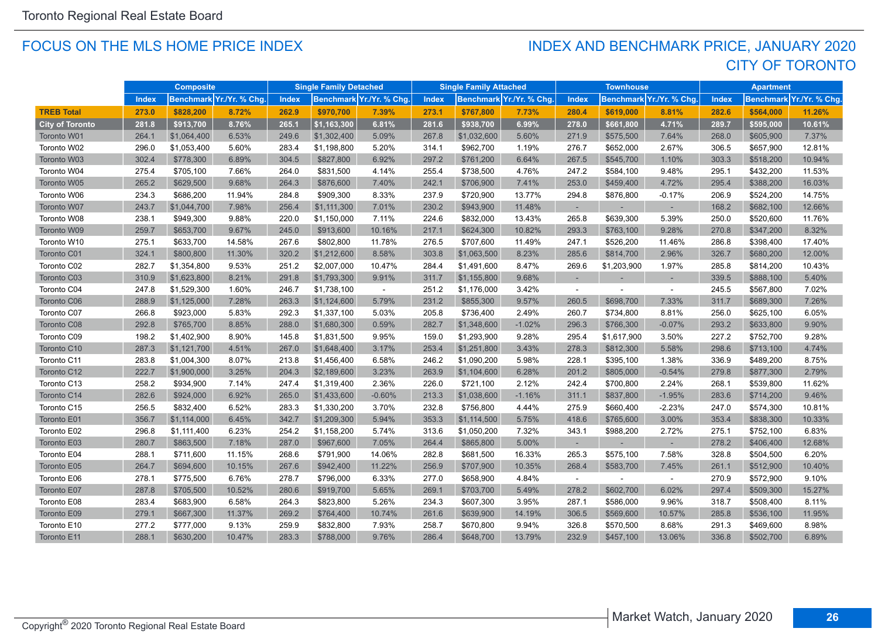## FOCUS ON THE MLS HOME PRICE INDEX

## INDEX AND BENCHMARK PRICE, JANUARY 2020
## CITY OF TORONTO

| | Composite | | | Single Family Detached | | | Single Family Attached | | | Townhouse | | | Apartment | | |
|---|---|---|---|---|---|---|---|---|---|---|---|---|---|---|---|
| | Index | Benchmark | Yr./Yr. % Chg. | Index | Benchmark | Yr./Yr. % Chg. | Index | Benchmark | Yr./Yr. % Chg. | Index | Benchmark | Yr./Yr. % Chg. | Index | Benchmark | Yr./Yr. % Chg. |
| **TREB Total** | **273.0** | **$828,200** | **8.72%** | **262.9** | **$970,700** | **7.39%** | **273.1** | **$767,800** | **7.73%** | **280.4** | **$619,000** | **8.81%** | **282.6** | **$564,000** | **11.26%** |
| **City of Toronto** | **281.8** | **$913,700** | **8.76%** | **265.1** | **$1,163,300** | **6.81%** | **281.6** | **$938,700** | **6.99%** | **278.0** | **$661,800** | **4.71%** | **289.7** | **$595,000** | **10.61%** |
| Toronto W01 | 264.1 | $1,064,400 | 6.53% | 249.6 | $1,302,400 | 5.09% | 267.8 | $1,032,600 | 5.60% | 271.9 | $575,500 | 7.64% | 268.0 | $605,900 | 7.37% |
| Toronto W02 | 296.0 | $1,053,400 | 5.60% | 283.4 | $1,198,800 | 5.20% | 314.1 | $962,700 | 1.19% | 276.7 | $652,000 | 2.67% | 306.5 | $657,900 | 12.81% |
| Toronto W03 | 302.4 | $778,300 | 6.89% | 304.5 | $827,800 | 6.92% | 297.2 | $761,200 | 6.64% | 267.5 | $545,700 | 1.10% | 303.3 | $518,200 | 10.94% |
| Toronto W04 | 275.4 | $705,100 | 7.66% | 264.0 | $831,500 | 4.14% | 255.4 | $738,500 | 4.76% | 247.2 | $584,100 | 9.48% | 295.1 | $432,200 | 11.53% |
| Toronto W05 | 265.2 | $629,500 | 9.68% | 264.3 | $876,600 | 7.40% | 242.1 | $706,900 | 7.41% | 253.0 | $459,400 | 4.72% | 295.4 | $388,200 | 16.03% |
| Toronto W06 | 234.3 | $686,200 | 11.94% | 284.8 | $909,300 | 8.33% | 237.9 | $720,900 | 13.77% | 294.8 | $876,800 | -0.17% | 206.9 | $524,200 | 14.75% |
| Toronto W07 | 243.7 | $1,044,700 | 7.98% | 256.4 | $1,111,300 | 7.01% | 230.2 | $943,900 | 11.48% | - | - | - | 168.2 | $682,100 | 12.66% |
| Toronto W08 | 238.1 | $949,300 | 9.88% | 220.0 | $1,150,000 | 7.11% | 224.6 | $832,000 | 13.43% | 265.8 | $639,300 | 5.39% | 250.0 | $520,600 | 11.76% |
| Toronto W09 | 259.7 | $653,700 | 9.67% | 245.0 | $913,600 | 10.16% | 217.1 | $624,300 | 10.82% | 293.3 | $763,100 | 9.28% | 270.8 | $347,200 | 8.32% |
| Toronto W10 | 275.1 | $633,700 | 14.58% | 267.6 | $802,800 | 11.78% | 276.5 | $707,600 | 11.49% | 247.1 | $526,200 | 11.46% | 286.8 | $398,400 | 17.40% |
| Toronto C01 | 324.1 | $800,800 | 11.30% | 320.2 | $1,212,600 | 8.58% | 303.8 | $1,063,500 | 8.23% | 285.6 | $814,700 | 2.96% | 326.7 | $680,200 | 12.00% |
| Toronto C02 | 282.7 | $1,354,800 | 9.53% | 251.2 | $2,007,000 | 10.47% | 284.4 | $1,491,600 | 8.47% | 269.6 | $1,203,900 | 1.97% | 285.8 | $814,200 | 10.43% |
| Toronto C03 | 310.9 | $1,623,800 | 8.21% | 291.8 | $1,793,300 | 9.91% | 311.7 | $1,155,800 | 9.68% | - | - | - | 339.5 | $888,100 | 5.40% |
| Toronto C04 | 247.8 | $1,529,300 | 1.60% | 246.7 | $1,738,100 | - | 251.2 | $1,176,000 | 3.42% | - | - | - | 245.5 | $567,800 | 7.02% |
| Toronto C06 | 288.9 | $1,125,000 | 7.28% | 263.3 | $1,124,600 | 5.79% | 231.2 | $855,300 | 9.57% | 260.5 | $698,700 | 7.33% | 311.7 | $689,300 | 7.26% |
| Toronto C07 | 266.8 | $923,000 | 5.83% | 292.3 | $1,337,100 | 5.03% | 205.8 | $736,400 | 2.49% | 260.7 | $734,800 | 8.81% | 256.0 | $625,100 | 6.05% |
| Toronto C08 | 292.8 | $765,700 | 8.85% | 288.0 | $1,680,300 | 0.59% | 282.7 | $1,348,600 | -1.02% | 296.3 | $766,300 | -0.07% | 293.2 | $633,800 | 9.90% |
| Toronto C09 | 198.2 | $1,402,900 | 8.90% | 145.8 | $1,831,500 | 9.95% | 159.0 | $1,293,900 | 9.28% | 295.4 | $1,617,900 | 3.50% | 227.2 | $752,700 | 9.28% |
| Toronto C10 | 287.3 | $1,121,700 | 4.51% | 267.0 | $1,648,400 | 3.17% | 253.4 | $1,251,800 | 3.43% | 278.3 | $812,300 | 5.58% | 298.6 | $713,100 | 4.74% |
| Toronto C11 | 283.8 | $1,004,300 | 8.07% | 213.8 | $1,456,400 | 6.58% | 246.2 | $1,090,200 | 5.98% | 228.1 | $395,100 | 1.38% | 336.9 | $489,200 | 8.75% |
| Toronto C12 | 222.7 | $1,900,000 | 3.25% | 204.3 | $2,189,600 | 3.23% | 263.9 | $1,104,600 | 6.28% | 201.2 | $805,000 | -0.54% | 279.8 | $877,300 | 2.79% |
| Toronto C13 | 258.2 | $934,900 | 7.14% | 247.4 | $1,319,400 | 2.36% | 226.0 | $721,100 | 2.12% | 242.4 | $700,800 | 2.24% | 268.1 | $539,800 | 11.62% |
| Toronto C14 | 282.6 | $924,000 | 6.92% | 265.0 | $1,433,600 | -0.60% | 213.3 | $1,038,600 | -1.16% | 311.1 | $837,800 | -1.95% | 283.6 | $714,200 | 9.46% |
| Toronto C15 | 256.5 | $832,400 | 6.52% | 283.3 | $1,330,200 | 3.70% | 232.8 | $756,800 | 4.44% | 275.9 | $660,400 | -2.23% | 247.0 | $574,300 | 10.81% |
| Toronto E01 | 356.7 | $1,114,000 | 6.45% | 342.7 | $1,209,300 | 5.94% | 353.3 | $1,114,500 | 5.75% | 418.6 | $765,600 | 3.00% | 353.4 | $838,300 | 10.33% |
| Toronto E02 | 296.8 | $1,111,400 | 6.23% | 254.2 | $1,158,200 | 5.74% | 313.6 | $1,050,200 | 7.32% | 343.1 | $988,200 | 2.72% | 275.1 | $752,100 | 6.83% |
| Toronto E03 | 280.7 | $863,500 | 7.18% | 287.0 | $967,600 | 7.05% | 264.4 | $865,800 | 5.00% | - | - | - | 278.2 | $406,400 | 12.68% |
| Toronto E04 | 288.1 | $711,600 | 11.15% | 268.6 | $791,900 | 14.06% | 282.8 | $681,500 | 16.33% | 265.3 | $575,100 | 7.58% | 328.8 | $504,500 | 6.20% |
| Toronto E05 | 264.7 | $694,600 | 10.15% | 267.6 | $942,400 | 11.22% | 256.9 | $707,900 | 10.35% | 268.4 | $583,700 | 7.45% | 261.1 | $512,900 | 10.40% |
| Toronto E06 | 278.1 | $775,500 | 6.76% | 278.7 | $796,000 | 6.33% | 277.0 | $658,900 | 4.84% | - | - | - | 270.9 | $572,900 | 9.10% |
| Toronto E07 | 287.8 | $705,500 | 10.52% | 280.6 | $919,700 | 5.65% | 269.1 | $703,700 | 5.49% | 278.2 | $602,700 | 6.02% | 297.4 | $509,300 | 15.27% |
| Toronto E08 | 283.4 | $683,900 | 6.58% | 264.3 | $823,800 | 5.26% | 234.3 | $607,300 | 3.95% | 287.1 | $586,000 | 9.96% | 318.7 | $508,400 | 8.11% |
| Toronto E09 | 279.1 | $667,300 | 11.37% | 269.2 | $764,400 | 10.74% | 261.6 | $639,900 | 14.19% | 306.5 | $569,600 | 10.57% | 285.8 | $536,100 | 11.95% |
| Toronto E10 | 277.2 | $777,000 | 9.13% | 259.9 | $832,800 | 7.93% | 258.7 | $670,800 | 9.94% | 326.8 | $570,500 | 8.68% | 291.3 | $469,600 | 8.98% |
| Toronto E11 | 288.1 | $630,200 | 10.47% | 283.3 | $788,000 | 9.76% | 286.4 | $648,700 | 13.79% | 232.9 | $457,100 | 13.06% | 336.8 | $502,700 | 6.89% |

Copyright® 2020 Toronto Regional Real Estate Board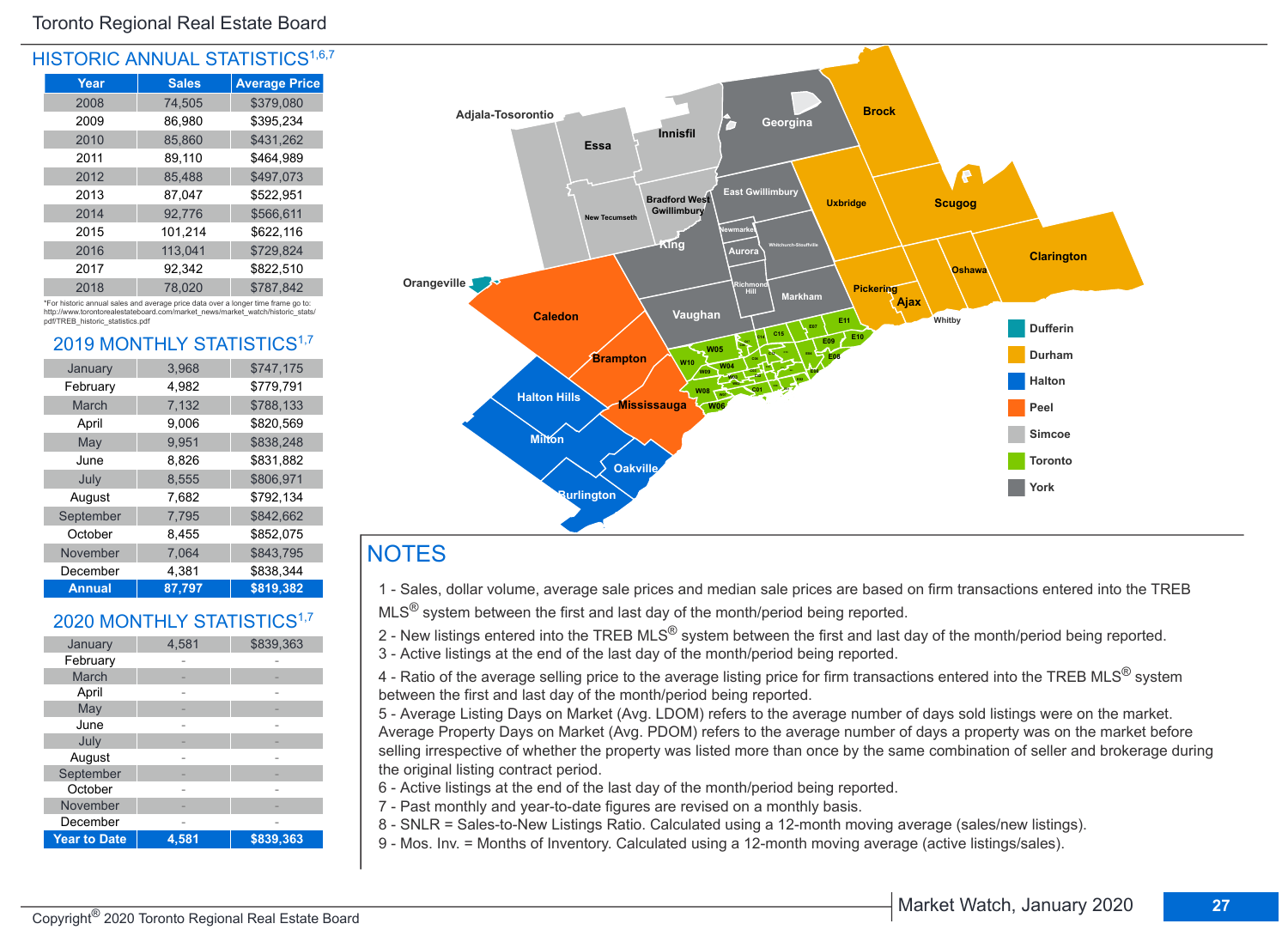## HISTORIC ANNUAL STATISTICS[1,6,7]

| Year | Sales | Average Price |
|---|---|---|
| 2008 | 74,505 | $379,080 |
| 2009 | 86,980 | $395,234 |
| 2010 | 85,860 | $431,262 |
| 2011 | 89,110 | $464,989 |
| 2012 | 85,488 | $497,073 |
| 2013 | 87,047 | $522,951 |
| 2014 | 92,776 | $566,611 |
| 2015 | 101,214 | $622,116 |
| 2016 | 113,041 | $729,824 |
| 2017 | 92,342 | $822,510 |
| 2018 | 78,020 | $787,842 |

*For historic annual sales and average price data over a longer time frame go to: http://www.torontorealestateboard.com/market_news/market_watch/historic_stats/pdf/TREB_historic_statistics.pdf

## 2019 MONTHLY STATISTICS[1,7]

| | | |
|---|---|---|
| January | 3,968 | $747,175 |
| February | 4,982 | $779,791 |
| March | 7,132 | $788,133 |
| April | 9,006 | $820,569 |
| May | 9,951 | $838,248 |
| June | 8,826 | $831,882 |
| July | 8,555 | $806,971 |
| August | 7,682 | $792,134 |
| September | 7,795 | $842,662 |
| October | 8,455 | $852,075 |
| November | 7,064 | $843,795 |
| December | 4,381 | $838,344 |
| **Annual** | **87,797** | **$819,382** |

## 2020 MONTHLY STATISTICS[1,7]

| | | |
|---|---|---|
| January | 4,581 | $839,363 |
| February | - | - |
| March | - | - |
| April | - | - |
| May | - | - |
| June | - | - |
| July | - | - |
| August | - | - |
| September | - | - |
| October | - | - |
| November | - | - |
| December | - | - |
| **Year to Date** | **4,581** | **$839,363** |

Adjala-Tosorontio
Essa
Innisfil
Georgina
Brock
New Tecumseth
Bradford West Gwillimbury
East Gwillimbury
Uxbridge
Scugog
Newmarket
Whitchurch-Stouffville
King
Aurora
Clarington
Orangeville
Richmond Hill
Markham
Pickering
Ajax
Oshawa
Whitby
Caledon
Vaughan
Brampton
Halton Hills
Mississauga
Milton
Oakville
Burlington
W05 W10 W04 W09 W08 W06 C01 C15 E07 E11 E09 E10 E08

Dufferin
Durham
Halton
Peel
Simcoe
Toronto
York

## NOTES

1 - Sales, dollar volume, average sale prices and median sale prices are based on firm transactions entered into the TREB MLS® system between the first and last day of the month/period being reported.

2 - New listings entered into the TREB MLS® system between the first and last day of the month/period being reported.

3 - Active listings at the end of the last day of the month/period being reported.

4 - Ratio of the average selling price to the average listing price for firm transactions entered into the TREB MLS® system between the first and last day of the month/period being reported.

5 - Average Listing Days on Market (Avg. LDOM) refers to the average number of days sold listings were on the market. Average Property Days on Market (Avg. PDOM) refers to the average number of days a property was on the market before selling irrespective of whether the property was listed more than once by the same combination of seller and brokerage during the original listing contract period.

6 - Active listings at the end of the last day of the month/period being reported.

7 - Past monthly and year-to-date figures are revised on a monthly basis.

8 - SNLR = Sales-to-New Listings Ratio. Calculated using a 12-month moving average (sales/new listings).

9 - Mos. Inv. = Months of Inventory. Calculated using a 12-month moving average (active listings/sales).

Copyright® 2020 Toronto Regional Real Estate Board